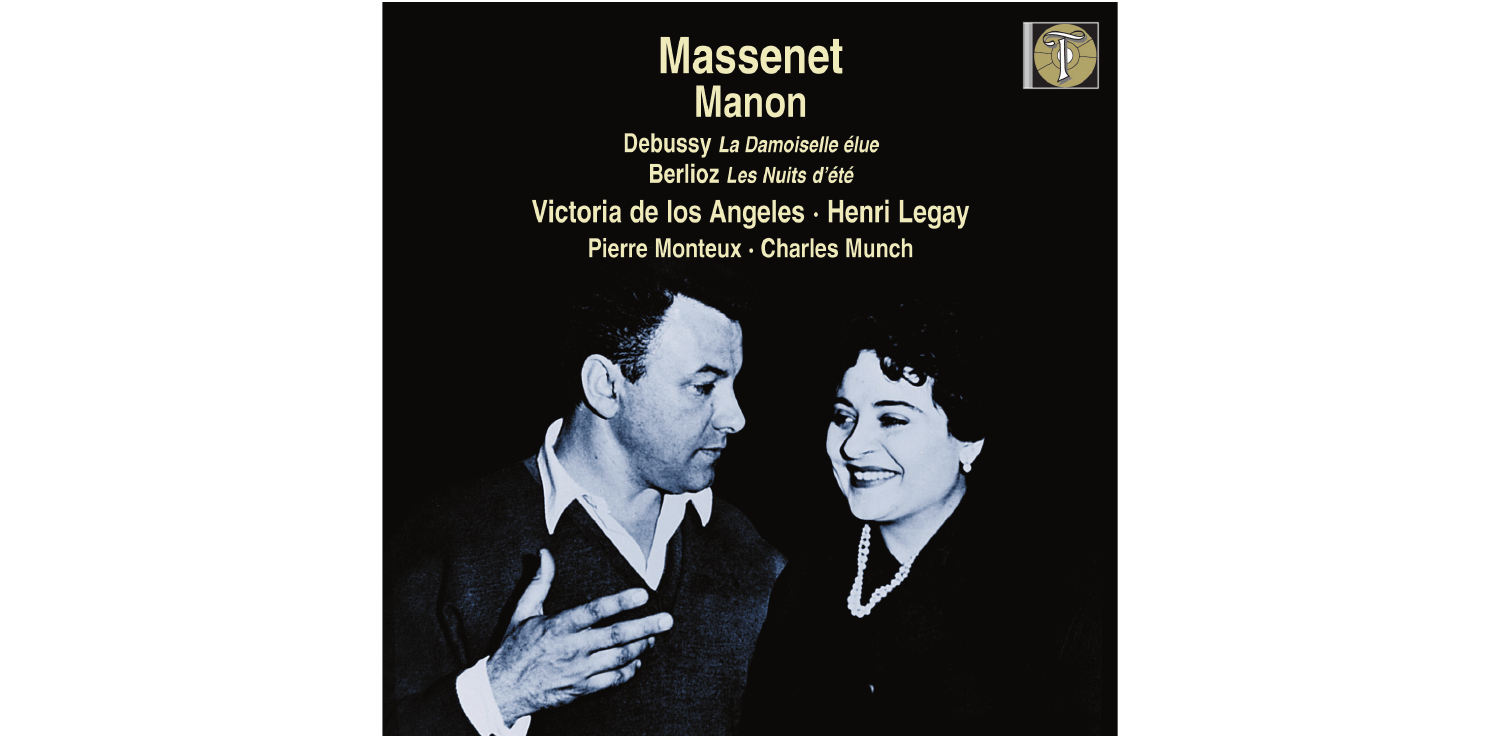# Massenet
## Manon

**Debussy** *La Damoiselle élue*

**Berlioz** *Les Nuits d'été*

**Victoria de los Angeles · Henri Legay**

**Pierre Monteux · Charles Munch**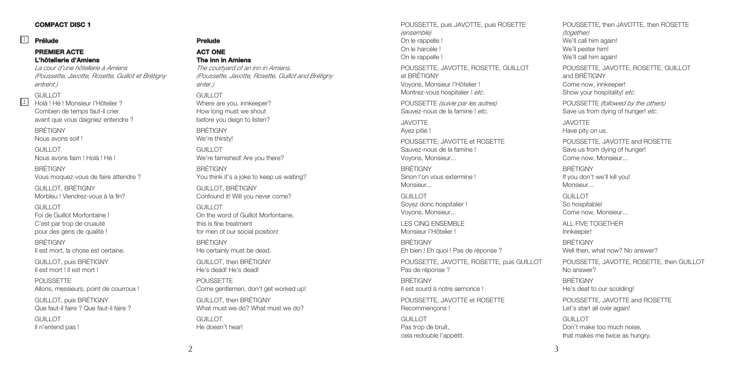**COMPACT DISC 1**

1 **Prélude**

## PREMIER ACTE
### L'hôtellerie d'Amiens

*La cour d'une hôtellerie à Amiens*
*(Poussette, Javotte, Rosette, Guillot et Brétigny entrent.)*

GUILLOT
2 Holà ! Hé ! Monsieur l'Hôtelier ?
Combien de temps faut-il crier
avant que vous daigniez entendre ?

BRÉTIGNY
Nous avons soif !

GUILLOT
Nous avons faim ! Holà ! Hé !

BRÉTIGNY
Vous moquez-vous de faire attendre ?

GUILLOT, BRÉTIGNY
Morbleu ! Viendrez-vous à la fin?

GUILLOT
Foi de Guillot Morfontaine !
C'est par trop de cruauté
pour des gens de qualité !

BRÉTIGNY
Il est mort, la chose est certaine.

GUILLOT, puis BRÉTIGNY
Il est mort ! Il est mort !

POUSSETTE
Allons, messieurs, point de courroux !

GUILLOT, puis BRÉTIGNY
Que faut-il faire ? Que faut-il faire ?

GUILLOT
Il n'entend pas !

**Prelude**

## ACT ONE
### The inn in Amiens

*The courtyard of an inn in Amiens.*
*(Poussette, Javotte, Rosette, Guillot and Brétigny enter.)*

GUILLOT
Where are you, innkeeper?
How long must we shout
before you deign to listen?

BRÉTIGNY
We're thirsty!

GUILLOT
We're famished! Are you there?

BRÉTIGNY
You think it's a joke to keep us waiting?

GUILLOT, BRÉTIGNY
Confound it! Will you never come?

GUILLOT
On the word of Guillot Morfontaine,
this is fine treatment
for men of our social position!

BRÉTIGNY
He certainly must be dead.

GUILLOT, then BRÉTIGNY
He's dead! He's dead!

POUSSETTE
Come gentlemen, don't get worked up!

GUILLOT, then BRÉTIGNY
What must we do? What must we do?

GUILLOT
He doesn't hear!

POUSSETTE, puis JAVOTTE, puis ROSETTE
*(ensemble)*
On le rappelle !
On le harcèle !
On le rappelle !

POUSSETTE, JAVOTTE, ROSETTE, GUILLOT et BRÉTIGNY
Voyons, Monsieur l'Hôtelier !
Montrez-vous hospitalier ! *etc.*

POUSSETTE *(suivie par les autres)*
Sauvez-nous de la famine ! *etc.*

JAVOTTE
Ayez pitié !

POUSSETTE, JAVOTTE et ROSETTE
Sauvez-nous de la famine !
Voyons, Monsieur...

BRÉTIGNY
Sinon l'on vous extermine !
Monsieur...

GUILLOT
Soyez donc hospitalier !
Voyons, Monsieur...

LES CINQ ENSEMBLE
Monsieur l'Hôtelier !

BRÉTIGNY
Eh bien ! Eh quoi ! Pas de réponse ?

POUSSETTE, JAVOTTE, ROSETTE, puis GUILLOT
Pas de réponse ?

BRÉTIGNY
Il est sourd à notre semonce !

POUSSETTE, JAVOTTE et ROSETTE
Recommençons !

GUILLOT
Pas trop de bruit,
cela redouble l'appétit.

POUSSETTE, then JAVOTTE, then ROSETTE
*(together)*
We'll call him again!
We'll pester him!
We'll call him again!

POUSSETTE, JAVOTTE, ROSETTE, GUILLOT and BRÉTIGNY
Come now, innkeeper!
Show your hospitality! *etc.*

POUSSETTE *(followed by the others)*
Save us from dying of hunger! *etc.*

JAVOTTE
Have pity on us.

POUSSETTE, JAVOTTE and ROSETTE
Save us from dying of hunger!
Come now, Monsieur...

BRÉTIGNY
If you don't we'll kill you!
Monsieur...

GUILLOT
So hospitable!
Come now, Monsieur...

ALL FIVE TOGETHER
Innkeeper!

BRÉTIGNY
Well then, what now? No answer?

POUSSETTE, JAVOTTE, ROSETTE, then GUILLOT
No answer?

BRÉTIGNY
He's deaf to our scolding!

POUSSETTE, JAVOTTE and ROSETTE
Let's start all over again!

GUILLOT
Don't make too much noise,
that makes me twice as hungry.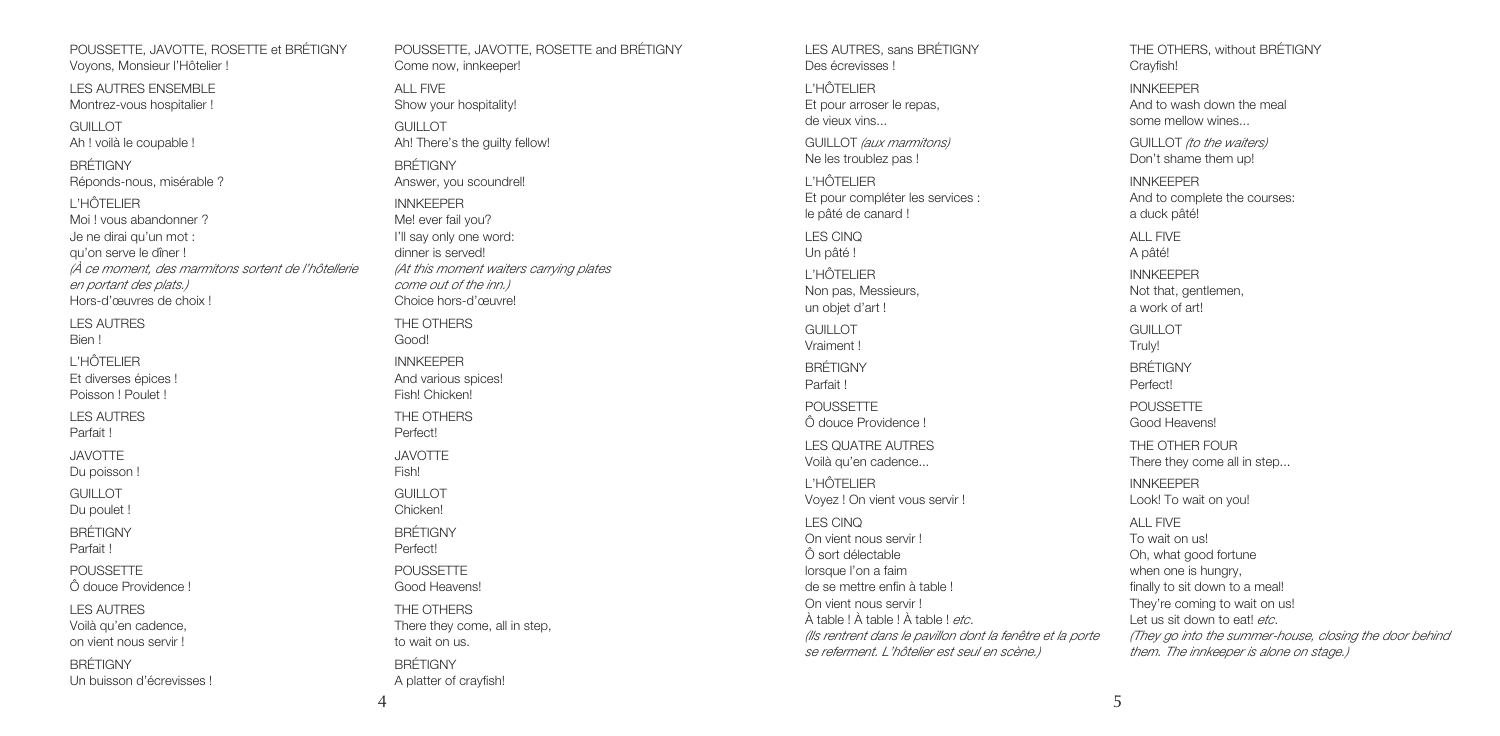POUSSETTE, JAVOTTE, ROSETTE et BRÉTIGNY
Voyons, Monsieur l'Hôtelier !

LES AUTRES ENSEMBLE
Montrez-vous hospitalier !

GUILLOT
Ah ! voilà le coupable !

BRÉTIGNY
Réponds-nous, misérable ?

L'HÔTELIER
Moi ! vous abandonner ?
Je ne dirai qu'un mot :
qu'on serve le dîner !
*(À ce moment, des marmitons sortent de l'hôtellerie en portant des plats.)*
Hors-d'œuvres de choix !

LES AUTRES
Bien !

L'HÔTELIER
Et diverses épices !
Poisson ! Poulet !

LES AUTRES
Parfait !

JAVOTTE
Du poisson !

GUILLOT
Du poulet !

BRÉTIGNY
Parfait !

POUSSETTE
Ô douce Providence !

LES AUTRES
Voilà qu'en cadence,
on vient nous servir !

BRÉTIGNY
Un buisson d'écrevisses !

POUSSETTE, JAVOTTE, ROSETTE and BRÉTIGNY
Come now, innkeeper!

ALL FIVE
Show your hospitality!

GUILLOT
Ah! There's the guilty fellow!

BRÉTIGNY
Answer, you scoundrel!

INNKEEPER
Me! ever fail you?
I'll say only one word:
dinner is served!
*(At this moment waiters carrying plates come out of the inn.)*
Choice hors-d'œuvre!

THE OTHERS
Good!

INNKEEPER
And various spices!
Fish! Chicken!

THE OTHERS
Perfect!

JAVOTTE
Fish!

GUILLOT
Chicken!

BRÉTIGNY
Perfect!

POUSSETTE
Good Heavens!

THE OTHERS
There they come, all in step,
to wait on us.

BRÉTIGNY
A platter of crayfish!

LES AUTRES, sans BRÉTIGNY
Des écrevisses !

L'HÔTELIER
Et pour arroser le repas,
de vieux vins...

GUILLOT *(aux marmitons)*
Ne les troublez pas !

L'HÔTELIER
Et pour compléter les services :
le pâté de canard !

LES CINQ
Un pâté !

L'HÔTELIER
Non pas, Messieurs,
un objet d'art !

GUILLOT
Vraiment !

BRÉTIGNY
Parfait !

POUSSETTE
Ô douce Providence !

LES QUATRE AUTRES
Voilà qu'en cadence...

L'HÔTELIER
Voyez ! On vient vous servir !

LES CINQ
On vient nous servir !
Ô sort délectable
lorsque l'on a faim
de se mettre enfin à table !
On vient nous servir !
À table ! À table ! À table ! *etc.*
*(Ils rentrent dans le pavillon dont la fenêtre et la porte se referment. L'hôtelier est seul en scène.)*

THE OTHERS, without BRÉTIGNY
Crayfish!

INNKEEPER
And to wash down the meal
some mellow wines...

GUILLOT *(to the waiters)*
Don't shame them up!

INNKEEPER
And to complete the courses:
a duck pâté!

ALL FIVE
A pâté!

INNKEEPER
Not that, gentlemen,
a work of art!

GUILLOT
Truly!

BRÉTIGNY
Perfect!

POUSSETTE
Good Heavens!

THE OTHER FOUR
There they come all in step...

INNKEEPER
Look! To wait on you!

ALL FIVE
To wait on us!
Oh, what good fortune
when one is hungry,
finally to sit down to a meal!
They're coming to wait on us!
Let us sit down to eat! *etc.*
*(They go into the summer-house, closing the door behind them. The innkeeper is alone on stage.)*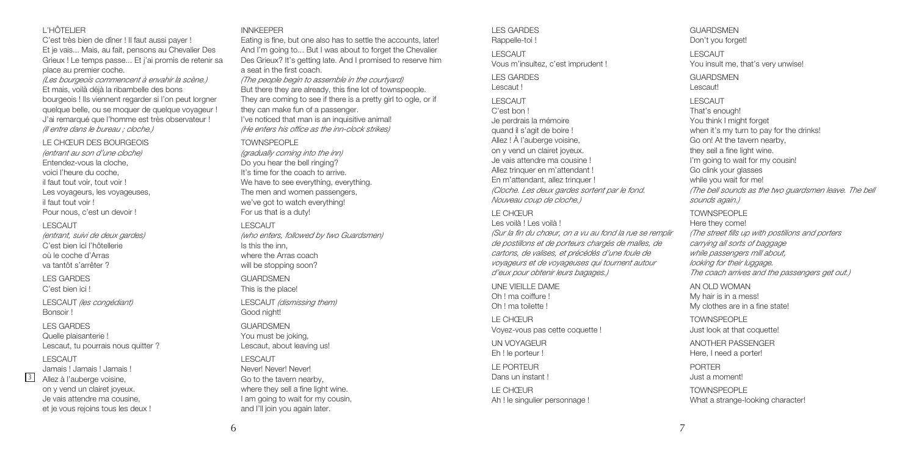L'HÔTELIER

C'est très bien de dîner ! Il faut aussi payer !
Et je vais... Mais, au fait, pensons au Chevalier Des Grieux ! Le temps passe... Et j'ai promis de retenir sa place au premier coche.
*(Les bourgeois commencent à envahir la scène.)*
Et mais, voilà déjà la ribambelle des bons bourgeois ! Ils viennent regarder si l'on peut lorgner quelque belle, ou se moquer de quelque voyageur !
J'ai remarqué que l'homme est très observateur !
*(Il entre dans le bureau ; cloche.)*

LE CHŒUR DES BOURGEOIS
*(entrant au son d'une cloche)*
Entendez-vous la cloche,
voici l'heure du coche,
il faut tout voir, tout voir !
Les voyageurs, les voyageuses,
il faut tout voir !
Pour nous, c'est un devoir !

LESCAUT
*(entrant, suivi de deux gardes)*
C'est bien ici l'hôtellerie
où le coche d'Arras
va tantôt s'arrêter ?

LES GARDES
C'est bien ici !

LESCAUT *(les congédiant)*
Bonsoir !

LES GARDES
Quelle plaisanterie !
Lescaut, tu pourrais nous quitter ?

LESCAUT
Jamais ! Jamais ! Jamais !
3 Allez à l'auberge voisine,
on y vend un clairet joyeux.
Je vais attendre ma cousine,
et je vous rejoins tous les deux !

INNKEEPER

Eating is fine, but one also has to settle the accounts, later!
And I'm going to... But I was about to forget the Chevalier Des Grieux? It's getting late. And I promised to reserve him a seat in the first coach.
*(The people begin to assemble in the courtyard)*
But there they are already, this fine lot of townspeople.
They are coming to see if there is a pretty girl to ogle, or if they can make fun of a passenger.
I've noticed that man is an inquisitive animal!
*(He enters his office as the inn-clock strikes)*

TOWNSPEOPLE
*(gradually coming into the inn)*
Do you hear the bell ringing?
It's time for the coach to arrive.
We have to see everything, everything.
The men and women passengers,
we've got to watch everything!
For us that is a duty!

LESCAUT
*(who enters, followed by two Guardsmen)*
Is this the inn,
where the Arras coach
will be stopping soon?

GUARDSMEN
This is the place!

LESCAUT *(dismissing them)*
Good night!

GUARDSMEN
You must be joking,
Lescaut, about leaving us!

LESCAUT
Never! Never! Never!
Go to the tavern nearby,
where they sell a fine light wine.
I am going to wait for my cousin,
and I'll join you again later.

LES GARDES
Rappelle-toi !

LESCAUT
Vous m'insultez, c'est imprudent !

LES GARDES
Lescaut !

LESCAUT
C'est bon !
Je perdrais la mémoire
quand il s'agit de boire !
Allez ! À l'auberge voisine,
on y vend un clairet joyeux.
Je vais attendre ma cousine !
Allez trinquer en m'attendant !
En m'attendant, allez trinquer !
*(Cloche. Les deux gardes sortent par le fond. Nouveau coup de cloche.)*

LE CHŒUR
Les voilà ! Les voilà !
*(Sur la fin du chœur, on a vu au fond la rue se remplir de postillons et de porteurs chargés de malles, de cartons, de valises, et précédés d'une foule de voyageurs et de voyageuses qui tournent autour d'eux pour obtenir leurs bagages.)*

UNE VIEILLE DAME
Oh ! ma coiffure !
Oh ! ma toilette !

LE CHŒUR
Voyez-vous pas cette coquette !

UN VOYAGEUR
Eh ! le porteur !

LE PORTEUR
Dans un instant !

LE CHŒUR
Ah ! le singulier personnage !

GUARDSMEN
Don't you forget!

LESCAUT
You insult me, that's very unwise!

GUARDSMEN
Lescaut!

LESCAUT
That's enough!
You think I might forget
when it's my turn to pay for the drinks!
Go on! At the tavern nearby,
they sell a fine light wine.
I'm going to wait for my cousin!
Go clink your glasses
while you wait for me!
*(The bell sounds as the two guardsmen leave. The bell sounds again.)*

TOWNSPEOPLE
Here they come!
*(The street fills up with postilions and porters carrying all sorts of baggage while passengers mill about, looking for their luggage. The coach arrives and the passengers get out.)*

AN OLD WOMAN
My hair is in a mess!
My clothes are in a fine state!

TOWNSPEOPLE
Just look at that coquette!

ANOTHER PASSENGER
Here, I need a porter!

PORTER
Just a moment!

TOWNSPEOPLE
What a strange-looking character!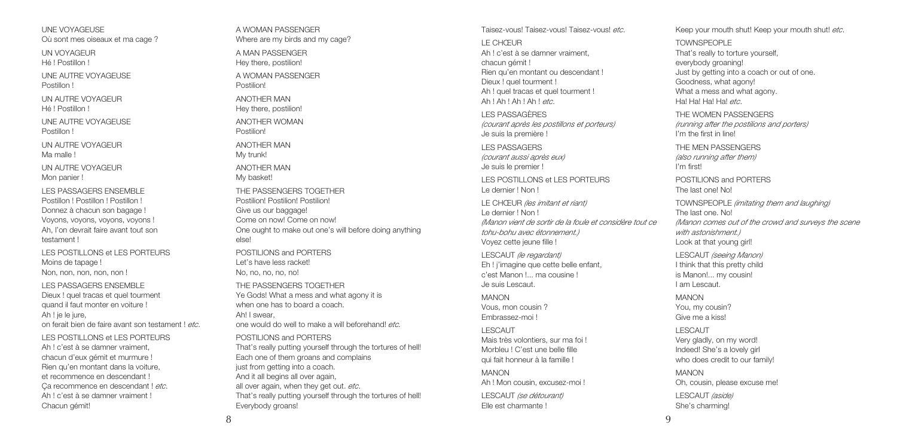UNE VOYAGEUSE
Où sont mes oiseaux et ma cage ?

UN VOYAGEUR
Hé ! Postillon !

UNE AUTRE VOYAGEUSE
Postillon !

UN AUTRE VOYAGEUR
Hé ! Postillon !

UNE AUTRE VOYAGEUSE
Postillon !

UN AUTRE VOYAGEUR
Ma malle !

UN AUTRE VOYAGEUR
Mon panier !

LES PASSAGERS ENSEMBLE
Postillon ! Postillon ! Postillon !
Donnez à chacun son bagage !
Voyons, voyons, voyons, voyons !
Ah, l'on devrait faire avant tout son testament !

LES POSTILLONS et LES PORTEURS
Moins de tapage !
Non, non, non, non, non !

LES PASSAGERS ENSEMBLE
Dieux ! quel tracas et quel tourment
quand il faut monter en voiture !
Ah ! je le jure,
on ferait bien de faire avant son testament ! *etc.*

LES POSTILLONS et LES PORTEURS
Ah ! c'est à se damner vraiment,
chacun d'eux gémit et murmure !
Rien qu'en montant dans la voiture,
et recommence en descendant !
Ça recommence en descendant ! *etc.*
Ah ! c'est à se damner vraiment !
Chacun gémit!

A WOMAN PASSENGER
Where are my birds and my cage?

A MAN PASSENGER
Hey there, postilion!

A WOMAN PASSENGER
Postilion!

ANOTHER MAN
Hey there, postilion!

ANOTHER WOMAN
Postilion!

ANOTHER MAN
My trunk!

ANOTHER MAN
My basket!

THE PASSENGERS TOGETHER
Postilion! Postilion! Postilion!
Give us our baggage!
Come on now! Come on now!
One ought to make out one's will before doing anything else!

POSTILIONS and PORTERS
Let's have less racket!
No, no, no, no, no!

THE PASSENGERS TOGETHER
Ye Gods! What a mess and what agony it is
when one has to board a coach.
Ah! I swear,
one would do well to make a will beforehand! *etc.*

POSTILIONS and PORTERS
That's really putting yourself through the tortures of hell!
Each one of them groans and complains
just from getting into a coach.
And it all begins all over again,
all over again, when they get out. *etc.*
That's really putting yourself through the tortures of hell!
Everybody groans!

Taisez-vous! Taisez-vous! Taisez-vous! *etc.*

LE CHŒUR
Ah ! c'est à se damner vraiment,
chacun gémit !
Rien qu'en montant ou descendant !
Dieux ! quel tourment !
Ah ! quel tracas et quel tourment !
Ah ! Ah ! Ah ! Ah ! *etc.*

LES PASSAGÈRES
*(courant après les postillons et porteurs)*
Je suis la première !

LES PASSAGERS
*(courant aussi après eux)*
Je suis le premier !

LES POSTILLONS et LES PORTEURS
Le dernier ! Non !

LE CHŒUR *(les imitant et riant)*
Le dernier ! Non !
*(Manon vient de sortir de la foule et considère tout ce tohu-bohu avec étonnement.)*
Voyez cette jeune fille !

LESCAUT *(le regardant)*
Eh ! j'imagine que cette belle enfant,
c'est Manon !... ma cousine !
Je suis Lescaut.

MANON
Vous, mon cousin ?
Embrassez-moi !

LESCAUT
Mais très volontiers, sur ma foi !
Morbleu ! C'est une belle fille
qui fait honneur à la famille !

MANON
Ah ! Mon cousin, excusez-moi !

LESCAUT *(se détourant)*
Elle est charmante !

Keep your mouth shut! Keep your mouth shut! *etc.*

TOWNSPEOPLE
That's really to torture yourself,
everybody groaning!
Just by getting into a coach or out of one.
Goodness, what agony!
What a mess and what agony.
Ha! Ha! Ha! Ha! *etc.*

THE WOMEN PASSENGERS
*(running after the postilions and porters)*
I'm the first in line!

THE MEN PASSENGERS
*(also running after them)*
I'm first!

POSTILIONS and PORTERS
The last one! No!

TOWNSPEOPLE *(imitating them and laughing)*
The last one. No!
*(Manon comes out of the crowd and surveys the scene with astonishment.)*
Look at that young girl!

LESCAUT *(seeing Manon)*
I think that this pretty child
is Manon!... my cousin!
I am Lescaut.

MANON
You, my cousin?
Give me a kiss!

LESCAUT
Very gladly, on my word!
Indeed! She's a lovely girl
who does credit to our family!

MANON
Oh, cousin, please excuse me!

LESCAUT *(aside)*
She's charming!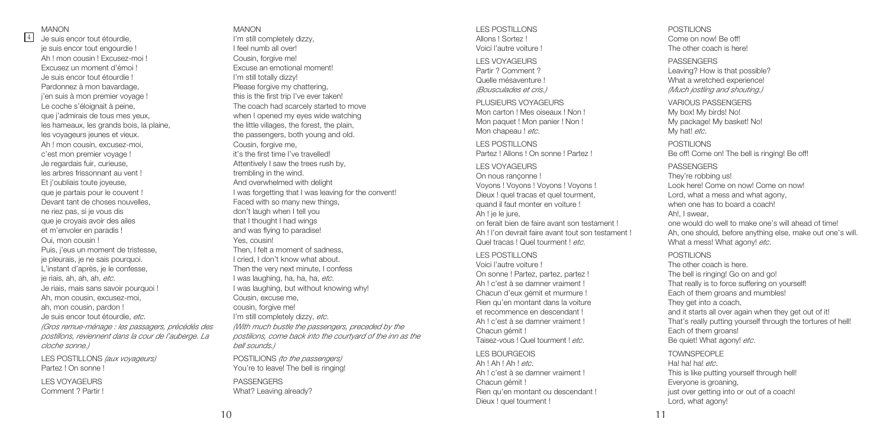MANON

4 Je suis encor tout étourdie,
je suis encor tout engourdie !
Ah ! mon cousin ! Excusez-moi !
Excusez un moment d'émoi !
Je suis encor tout étourdie !
Pardonnez à mon bavardage,
j'en suis à mon premier voyage !
Le coche s'éloignait à peine,
que j'admirais de tous mes yeux,
les hameaux, les grands bois, la plaine,
les voyageurs jeunes et vieux.
Ah ! mon cousin, excusez-moi,
c'est mon premier voyage !
Je regardais fuir, curieuse,
les arbres frissonnant au vent !
Et j'oubliais toute joyeuse,
que je partais pour le couvent !
Devant tant de choses nouvelles,
ne riez pas, si je vous dis
que je croyais avoir des ailes
et m'envoler en paradis !
Oui, mon cousin !
Puis, j'eus un moment de tristesse,
je pleurais, je ne sais pourquoi.
L'instant d'après, je le confesse,
je riais, ah, ah, ah, *etc.*
Je riais, mais sans savoir pourquoi !
Ah, mon cousin, excusez-moi,
ah, mon cousin, pardon !
Je suis encor tout étourdie, *etc.*
*(Gros remue-ménage : les passagers, précédés des postillons, reviennent dans la cour de l'auberge. La cloche sonne.)*

LES POSTILLONS *(aux voyageurs)*
Partez ! On sonne !

LES VOYAGEURS
Comment ? Partir !

MANON
I'm still completely dizzy,
I feel numb all over!
Cousin, forgive me!
Excuse an emotional moment!
I'm still totally dizzy!
Please forgive my chattering,
this is the first trip I've ever taken!
The coach had scarcely started to move
when I opened my eyes wide watching
the little villages, the forest, the plain,
the passengers, both young and old.
Cousin, forgive me,
it's the first time I've travelled!
Attentively I saw the trees rush by,
trembling in the wind.
And overwhelmed with delight
I was forgetting that I was leaving for the convent!
Faced with so many new things,
don't laugh when I tell you
that I thought I had wings
and was flying to paradise!
Yes, cousin!
Then, I felt a moment of sadness,
I cried, I don't know what about.
Then the very next minute, I confess
I was laughing, ha, ha, ha, *etc.*
I was laughing, but without knowing why!
Cousin, excuse me,
cousin, forgive me!
I'm still completely dizzy, *etc.*
*(With much bustle the passengers, preceded by the postilions, come back into the courtyard of the inn as the bell sounds.)*

POSTILIONS *(to the passengers)*
You're to leave! The bell is ringing!

PASSENGERS
What? Leaving already?

LES POSTILLONS
Allons ! Sortez !
Voici l'autre voiture !

LES VOYAGEURS
Partir ? Comment ?
Quelle mésaventure !
*(Bousculades et cris.)*

PLUSIEURS VOYAGEURS
Mon carton ! Mes oiseaux ! Non !
Mon paquet ! Mon panier ! Non !
Mon chapeau ! *etc.*

LES POSTILLONS
Partez ! Allons ! On sonne ! Partez !

LES VOYAGEURS
On nous rançonne !
Voyons ! Voyons ! Voyons ! Voyons !
Dieux ! quel tracas et quel tourment,
quand il faut monter en voiture !
Ah ! je le jure,
on ferait bien de faire avant son testament !
Ah ! l'on devrait faire avant tout son testament !
Quel tracas ! Quel tourment ! *etc.*

LES POSTILLONS
Voici l'autre voiture !
On sonne ! Partez, partez, partez !
Ah ! c'est à se damner vraiment !
Chacun d'eux gémit et murmure !
Rien qu'en montant dans la voiture
et recommence en descendant !
Ah ! c'est à se damner vraiment !
Chacun gémit !
Taisez-vous ! Quel tourment ! *etc.*

LES BOURGEOIS
Ah ! Ah ! Ah ! *etc.*
Ah ! c'est à se damner vraiment !
Chacun gémit !
Rien qu'en montant ou descendant !
Dieux ! quel tourment !

POSTILIONS
Come on now! Be off!
The other coach is here!

PASSENGERS
Leaving? How is that possible?
What a wretched experience!
*(Much jostling and shouting.)*

VARIOUS PASSENGERS
My box! My birds! No!
My package! My basket! No!
My hat! *etc.*

POSTILIONS
Be off! Come on! The bell is ringing! Be off!

PASSENGERS
They're robbing us!
Look here! Come on now! Come on now!
Lord, what a mess and what agony,
when one has to board a coach!
Ah!, I swear,
one would do well to make one's will ahead of time!
Ah, one should, before anything else, make out one's will.
What a mess! What agony! *etc.*

POSTILIONS
The other coach is here.
The bell is ringing! Go on and go!
That really is to force suffering on yourself!
Each of them groans and mumbles!
They get into a coach,
and it starts all over again when they get out of it!
That's really putting yourself through the tortures of hell!
Each of them groans!
Be quiet! What agony! *etc.*

TOWNSPEOPLE
Ha! ha! ha! *etc.*
This is like putting yourself through hell!
Everyone is groaning,
just over getting into or out of a coach!
Lord, what agony!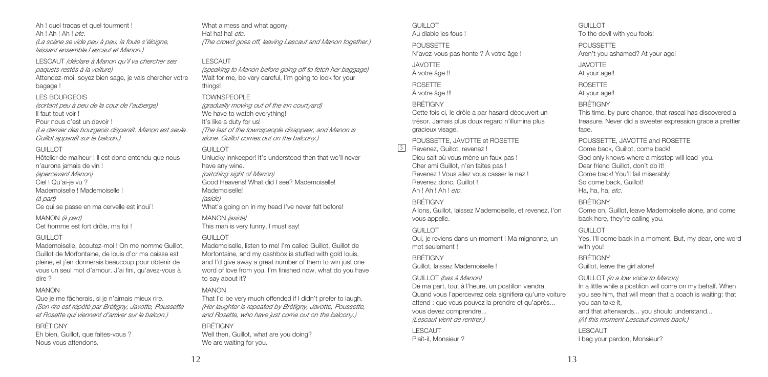Ah ! quel tracas et quel tourment !
Ah ! Ah ! Ah ! *etc.*
*(La scène se vide peu à peu, la foule s'éloigne, laissant ensemble Lescaut et Manon.)*

LESCAUT *(déclare à Manon qu'il va chercher ses paquets restés à la voiture)*
Attendez-moi, soyez bien sage, je vais chercher votre bagage !

LES BOURGEOIS
*(sortant peu à peu de la cour de l'auberge)*
Il faut tout voir !
Pour nous c'est un devoir !
*(Le dernier des bourgeois disparaît. Manon est seule. Guillot apparaît sur le balcon.)*

GUILLOT
Hôtelier de malheur ! Il est donc entendu que nous n'aurons jamais de vin !
*(apercevant Manon)*
Ciel ! Qu'ai-je vu ?
Mademoiselle ! Mademoiselle !
*(à part)*
Ce qui se passe en ma cervelle est inouï !

MANON *(à part)*
Cet homme est fort drôle, ma foi !

GUILLOT
Mademoiselle, écoutez-moi ! On me nomme Guillot, Guillot de Morfontaine, de louis d'or ma caisse est pleine, et j'en donnerais beaucoup pour obtenir de vous un seul mot d'amour. J'ai fini, qu'avez-vous à dire ?

MANON
Que je me fâcherais, si je n'aimais mieux rire.
*(Son rire est répété par Brétigny, Javotte, Poussette et Rosette qui viennent d'arriver sur le balcon.)*

BRÉTIGNY
Eh bien, Guillot, que faites-vous ?
Nous vous attendons.

What a mess and what agony!
Ha! ha! ha! *etc.*
*(The crowd goes off, leaving Lescaut and Manon together.)*

LESCAUT
*(speaking to Manon before going off to fetch her baggage)*
Wait for me, be very careful, I'm going to look for your things!

TOWNSPEOPLE
*(gradually moving out of the inn courtyard)*
We have to watch everything!
It's like a duty for us!
*(The last of the townspeople disappear, and Manon is alone. Guillot comes out on the balcony.)*

GUILLOT
Unlucky innkeeper! It's understood then that we'll never have any wine.
*(catching sight of Manon)*
Good Heavens! What did I see? Mademoiselle!
Mademoiselle!
*(aside)*
What's going on in my head I've never felt before!

MANON *(aside)*
This man is very funny, I must say!

GUILLOT
Mademoiselle, listen to me! I'm called Guillot, Guillot de Morfontaine, and my cashbox is stuffed with gold louis, and I'd give away a great number of them to win just one word of love from you. I'm finished now, what do you have to say about it?

MANON
That I'd be very much offended if I didn't prefer to laugh.
*(Her laughter is repeated by Brétigny, Javotte, Poussette, and Rosette, who have just come out on the balcony.)*

BRÉTIGNY
Well then, Guillot, what are you doing?
We are waiting for you.

GUILLOT
Au diable les fous !

POUSSETTE
N'avez-vous pas honte ? À votre âge !

JAVOTTE
À votre âge !!

ROSETTE
À votre âge !!!

BRÉTIGNY
Cette fois ci, le drôle a par hasard découvert un trésor. Jamais plus doux regard n'illumina plus gracieux visage.

POUSSETTE, JAVOTTE et ROSETTE
[5] Revenez, Guillot, revenez !
Dieu sait où vous mène un faux pas !
Cher ami Guillot, n'en faites pas !
Revenez ! Vous allez vous casser le nez !
Revenez donc, Guillot !
Ah ! Ah ! Ah ! *etc.*

BRÉTIGNY
Allons, Guillot, laissez Mademoiselle, et revenez, l'on vous appelle.

GUILLOT
Oui, je reviens dans un moment ! Ma mignonne, un mot seulement !

BRÉTIGNY
Guillot, laissez Mademoiselle !

GUILLOT *(bas à Manon)*
De ma part, tout à l'heure, un postillon viendra.
Quand vous l'apercevrez cela signifiera qu'une voiture attend : que vous pouvez la prendre et qu'après...
vous devez comprendre...
*(Lescaut vient de rentrer.)*

LESCAUT
Plaît-il, Monsieur ?

GUILLOT
To the devil with you fools!

POUSSETTE
Aren't you ashamed? At your age!

JAVOTTE
At your age!!

ROSETTE
At your age!!

BRÉTIGNY
This time, by pure chance, that rascal has discovered a treasure. Never did a sweeter expression grace a prettier face.

POUSSETTE, JAVOTTE and ROSETTE
Come back, Guillot, come back!
God only knows where a misstep will lead you.
Dear friend Guillot, don't do it!
Come back! You'll fail miserably!
So come back, Guillot!
Ha, ha, ha, *etc.*

BRÉTIGNY
Come on, Guillot, leave Mademoiselle alone, and come back here, they're calling you.

GUILLOT
Yes, I'll come back in a moment. But, my dear, one word with you!

BRÉTIGNY
Guillot, leave the girl alone!

GUILLOT *(in a low voice to Manon)*
In a little while a postilion will come on my behalf. When you see him, that will mean that a coach is waiting: that you can take it,
and that afterwards... you should understand...
*(At this moment Lescaut comes back.)*

LESCAUT
I beg your pardon, Monsieur?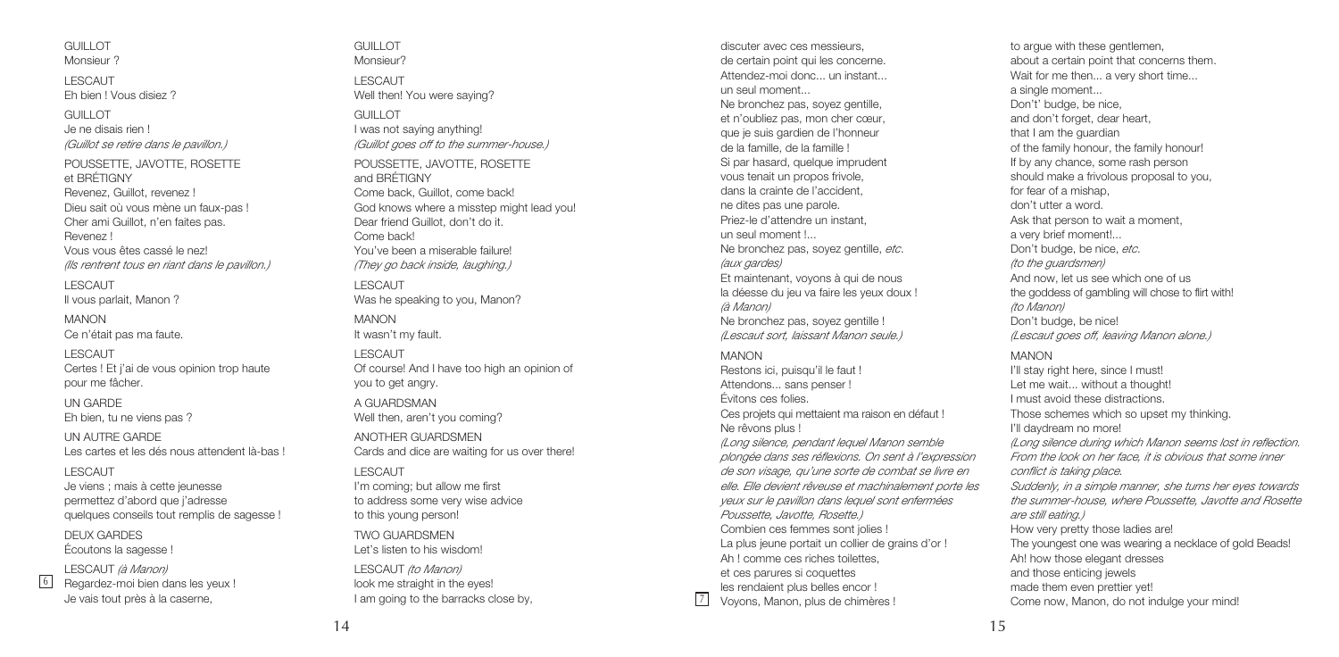GUILLOT
Monsieur ?

LESCAUT
Eh bien ! Vous disiez ?

GUILLOT
Je ne disais rien !
*(Guillot se retire dans le pavillon.)*

POUSSETTE, JAVOTTE, ROSETTE
et BRÉTIGNY
Revenez, Guillot, revenez !
Dieu sait où vous mène un faux-pas !
Cher ami Guillot, n'en faites pas.
Revenez !
Vous vous êtes cassé le nez!
*(Ils rentrent tous en riant dans le pavillon.)*

LESCAUT
Il vous parlait, Manon ?

MANON
Ce n'était pas ma faute.

LESCAUT
Certes ! Et j'ai de vous opinion trop haute
pour me fâcher.

UN GARDE
Eh bien, tu ne viens pas ?

UN AUTRE GARDE
Les cartes et les dés nous attendent là-bas !

LESCAUT
Je viens ; mais à cette jeunesse
permettez d'abord que j'adresse
quelques conseils tout remplis de sagesse !

DEUX GARDES
Écoutons la sagesse !

LESCAUT *(à Manon)*
6 Regardez-moi bien dans les yeux !
Je vais tout près à la caserne,

GUILLOT
Monsieur?

LESCAUT
Well then! You were saying?

GUILLOT
I was not saying anything!
*(Guillot goes off to the summer-house.)*

POUSSETTE, JAVOTTE, ROSETTE
and BRÉTIGNY
Come back, Guillot, come back!
God knows where a misstep might lead you!
Dear friend Guillot, don't do it.
Come back!
You've been a miserable failure!
*(They go back inside, laughing.)*

LESCAUT
Was he speaking to you, Manon?

MANON
It wasn't my fault.

LESCAUT
Of course! And I have too high an opinion of
you to get angry.

A GUARDSMAN
Well then, aren't you coming?

ANOTHER GUARDSMEN
Cards and dice are waiting for us over there!

LESCAUT
I'm coming; but allow me first
to address some very wise advice
to this young person!

TWO GUARDSMEN
Let's listen to his wisdom!

LESCAUT *(to Manon)*
look me straight in the eyes!
I am going to the barracks close by,

discuter avec ces messieurs,
de certain point qui les concerne.
Attendez-moi donc... un instant...
un seul moment...
Ne bronchez pas, soyez gentille,
et n'oubliez pas, mon cher cœur,
que je suis gardien de l'honneur
de la famille, de la famille !
Si par hasard, quelque imprudent
vous tenait un propos frivole,
dans la crainte de l'accident,
ne dites pas une parole.
Priez-le d'attendre un instant,
un seul moment !...
Ne bronchez pas, soyez gentille, *etc.*
*(aux gardes)*
Et maintenant, voyons à qui de nous
la déesse du jeu va faire les yeux doux !
*(à Manon)*
Ne bronchez pas, soyez gentille !
*(Lescaut sort, laissant Manon seule.)*

MANON
Restons ici, puisqu'il le faut !
Attendons... sans penser !
Évitons ces folies.
Ces projets qui mettaient ma raison en défaut !
Ne rêvons plus !
*(Long silence, pendant lequel Manon semble plongée dans ses réflexions. On sent à l'expression de son visage, qu'une sorte de combat se livre en elle. Elle devient rêveuse et machinalement porte les yeux sur le pavillon dans lequel sont enfermées Poussette, Javotte, Rosette.)*
Combien ces femmes sont jolies !
La plus jeune portait un collier de grains d'or !
Ah ! comme ces riches toilettes,
et ces parures si coquettes
les rendaient plus belles encor !
7 Voyons, Manon, plus de chimères !

to argue with these gentlemen,
about a certain point that concerns them.
Wait for me then... a very short time...
a single moment...
Don't' budge, be nice,
and don't forget, dear heart,
that I am the guardian
of the family honour, the family honour!
If by any chance, some rash person
should make a frivolous proposal to you,
for fear of a mishap,
don't utter a word.
Ask that person to wait a moment,
a very brief moment!...
Don't budge, be nice, *etc.*
*(to the guardsmen)*
And now, let us see which one of us
the goddess of gambling will chose to flirt with!
*(to Manon)*
Don't budge, be nice!
*(Lescaut goes off, leaving Manon alone.)*

MANON
I'll stay right here, since I must!
Let me wait... without a thought!
I must avoid these distractions.
Those schemes which so upset my thinking.
I'll daydream no more!
*(Long silence during which Manon seems lost in reflection. From the look on her face, it is obvious that some inner conflict is taking place.
Suddenly, in a simple manner, she turns her eyes towards the summer-house, where Poussette, Javotte and Rosette are still eating.)*
How very pretty those ladies are!
The youngest one was wearing a necklace of gold Beads!
Ah! how those elegant dresses
and those enticing jewels
made them even prettier yet!
Come now, Manon, do not indulge your mind!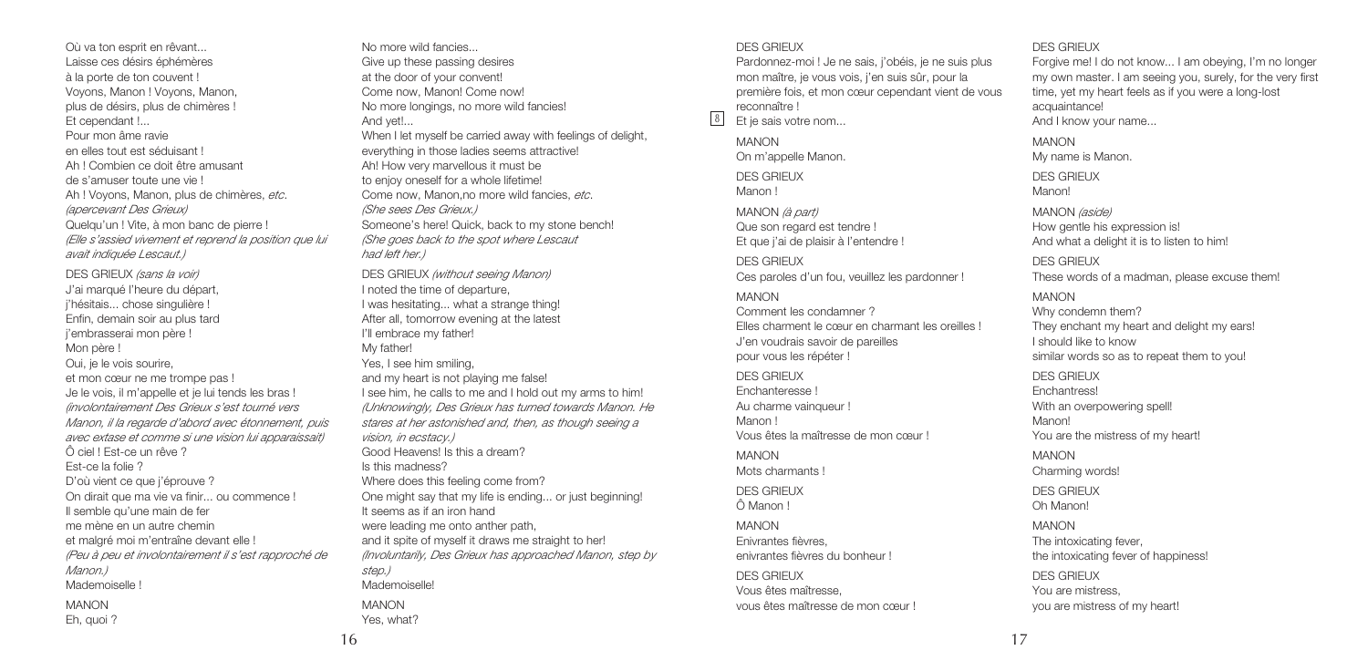Où va ton esprit en rêvant...
Laisse ces désirs éphémères
à la porte de ton couvent !
Voyons, Manon ! Voyons, Manon,
plus de désirs, plus de chimères !
Et cependant !...
Pour mon âme ravie
en elles tout est séduisant !
Ah ! Combien ce doit être amusant
de s'amuser toute une vie !
Ah ! Voyons, Manon, plus de chimères, *etc.*
*(apercevant Des Grieux)*
Quelqu'un ! Vite, à mon banc de pierre !
*(Elle s'assied vivement et reprend la position que lui avait indiquée Lescaut.)*

DES GRIEUX *(sans la voir)*
J'ai marqué l'heure du départ,
j'hésitais... chose singulière !
Enfin, demain soir au plus tard
j'embrasserai mon père !
Mon père !
Oui, je le vois sourire,
et mon cœur ne me trompe pas !
Je le vois, il m'appelle et je lui tends les bras !
*(involontairement Des Grieux s'est tourné vers Manon, il la regarde d'abord avec étonnement, puis avec extase et comme si une vision lui apparaissait)*
Ô ciel ! Est-ce un rêve ?
Est-ce la folie ?
D'où vient ce que j'éprouve ?
On dirait que ma vie va finir... ou commence !
Il semble qu'une main de fer
me mène en un autre chemin
et malgré moi m'entraîne devant elle !
*(Peu à peu et involontairement il s'est rapproché de Manon.)*
Mademoiselle !

MANON
Eh, quoi ?

No more wild fancies...
Give up these passing desires
at the door of your convent!
Come now, Manon! Come now!
No more longings, no more wild fancies!
And yet!...
When I let myself be carried away with feelings of delight,
everything in those ladies seems attractive!
Ah! How very marvellous it must be
to enjoy oneself for a whole lifetime!
Come now, Manon,no more wild fancies, *etc.*
*(She sees Des Grieux.)*
Someone's here! Quick, back to my stone bench!
*(She goes back to the spot where Lescaut had left her.)*

DES GRIEUX *(without seeing Manon)*
I noted the time of departure,
I was hesitating... what a strange thing!
After all, tomorrow evening at the latest
I'll embrace my father!
My father!
Yes, I see him smiling,
and my heart is not playing me false!
I see him, he calls to me and I hold out my arms to him!
*(Unknowingly, Des Grieux has turned towards Manon. He stares at her astonished and, then, as though seeing a vision, in ecstacy.)*
Good Heavens! Is this a dream?
Is this madness?
Where does this feeling come from?
One might say that my life is ending... or just beginning!
It seems as if an iron hand
were leading me onto anther path,
and it spite of myself it draws me straight to her!
*(Involuntarily, Des Grieux has approached Manon, step by step.)*
Mademoiselle!

MANON
Yes, what?

DES GRIEUX
Pardonnez-moi ! Je ne sais, j'obéis, je ne suis plus mon maître, je vous vois, j'en suis sûr, pour la première fois, et mon cœur cependant vient de vous reconnaître !
[8] Et je sais votre nom...

MANON
On m'appelle Manon.

DES GRIEUX
Manon !

MANON *(à part)*
Que son regard est tendre !
Et que j'ai de plaisir à l'entendre !

DES GRIEUX
Ces paroles d'un fou, veuillez les pardonner !

MANON
Comment les condamner ?
Elles charment le cœur en charmant les oreilles !
J'en voudrais savoir de pareilles
pour vous les répéter !

DES GRIEUX
Enchanteresse !
Au charme vainqueur !
Manon !
Vous êtes la maîtresse de mon cœur !

MANON
Mots charmants !

DES GRIEUX
Ô Manon !

MANON
Enivrantes fièvres,
enivrantes fièvres du bonheur !

DES GRIEUX
Vous êtes maîtresse,
vous êtes maîtresse de mon cœur !

DES GRIEUX
Forgive me! I do not know... I am obeying, I'm no longer my own master. I am seeing you, surely, for the very first time, yet my heart feels as if you were a long-lost acquaintance!
And I know your name...

MANON
My name is Manon.

DES GRIEUX
Manon!

MANON *(aside)*
How gentle his expression is!
And what a delight it is to listen to him!

DES GRIEUX
These words of a madman, please excuse them!

MANON
Why condemn them?
They enchant my heart and delight my ears!
I should like to know
similar words so as to repeat them to you!

DES GRIEUX
Enchantress!
With an overpowering spell!
Manon!
You are the mistress of my heart!

MANON
Charming words!

DES GRIEUX
Oh Manon!

MANON
The intoxicating fever,
the intoxicating fever of happiness!

DES GRIEUX
You are mistress,
you are mistress of my heart!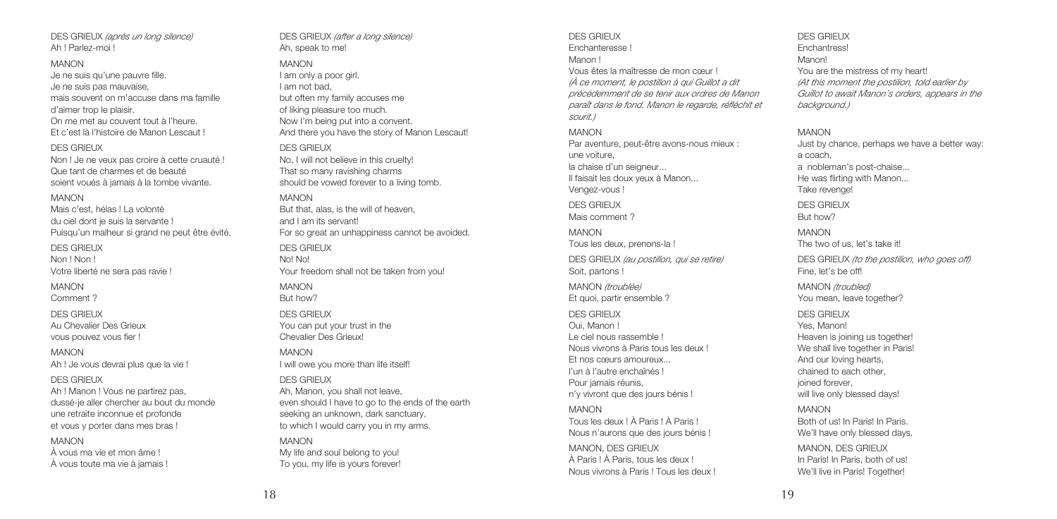DES GRIEUX *(après un long silence)*
Ah ! Parlez-moi !

MANON
Je ne suis qu'une pauvre fille.
Je ne suis pas mauvaise,
mais souvent on m'accuse dans ma famille
d'aimer trop le plaisir.
On me met au couvent tout à l'heure.
Et c'est là l'histoire de Manon Lescaut !

DES GRIEUX
Non ! Je ne veux pas croire à cette cruauté !
Que tant de charmes et de beauté
soient voués à jamais à la tombe vivante.

MANON
Mais c'est, hélas ! La volonté
du ciel dont je suis la servante !
Puisqu'un malheur si grand ne peut être évité.

DES GRIEUX
Non ! Non !
Votre liberté ne sera pas ravie !

MANON
Comment ?

DES GRIEUX
Au Chevalier Des Grieux
vous pouvez vous fier !

MANON
Ah ! Je vous devrai plus que la vie !

DES GRIEUX
Ah ! Manon ! Vous ne partirez pas,
dussé-je aller chercher au bout du monde
une retraite inconnue et profonde
et vous y porter dans mes bras !

MANON
À vous ma vie et mon âme !
À vous toute ma vie à jamais !

DES GRIEUX *(after a long silence)*
Ah, speak to me!

MANON
I am only a poor girl.
I am not bad,
but often my family accuses me
of liking pleasure too much.
Now I'm being put into a convent.
And there you have the story of Manon Lescaut!

DES GRIEUX
No, I will not believe in this cruelty!
That so many ravishing charms
should be vowed forever to a living tomb.

MANON
But that, alas, is the will of heaven,
and I am its servant!
For so great an unhappiness cannot be avoided.

DES GRIEUX
No! No!
Your freedom shall not be taken from you!

MANON
But how?

DES GRIEUX
You can put your trust in the
Chevalier Des Grieux!

MANON
I will owe you more than life itself!

DES GRIEUX
Ah, Manon, you shall not leave,
even should I have to go to the ends of the earth
seeking an unknown, dark sanctuary,
to which I would carry you in my arms.

MANON
My life and soul belong to you!
To you, my life is yours forever!

DES GRIEUX
Enchanteresse !
Manon !
Vous êtes la maîtresse de mon cœur !
*(À ce moment, le postillon à qui Guillot a dit précédemment de se tenir aux ordres de Manon paraît dans le fond. Manon le regarde, réfléchit et sourit.)*

MANON
Par aventure, peut-être avons-nous mieux :
une voiture,
la chaise d'un seigneur...
Il faisait les doux yeux à Manon...
Vengez-vous !

DES GRIEUX
Mais comment ?

MANON
Tous les deux, prenons-la !

DES GRIEUX *(au postillon, qui se retire)*
Soit, partons !

MANON *(troublée)*
Et quoi, partir ensemble ?

DES GRIEUX
Oui, Manon !
Le ciel nous rassemble !
Nous vivrons à Paris tous les deux !
Et nos cœurs amoureux...
l'un à l'autre enchaînés !
Pour jamais réunis,
n'y vivront que des jours bénis !

MANON
Tous les deux ! À Paris ! À Paris !
Nous n'aurons que des jours bénis !

MANON, DES GRIEUX
À Paris ! À Paris, tous les deux !
Nous vivrons à Paris ! Tous les deux !

DES GRIEUX
Enchantress!
Manon!
You are the mistress of my heart!
*(At this moment the postilion, told earlier by Guillot to await Manon's orders, appears in the background.)*

MANON
Just by chance, perhaps we have a better way:
a coach,
a nobleman's post-chaise...
He was flirting with Manon...
Take revenge!

DES GRIEUX
But how?

MANON
The two of us, let's take it!

DES GRIEUX *(to the postilion, who goes off)*
Fine, let's be off!

MANON *(troubled)*
You mean, leave together?

DES GRIEUX
Yes, Manon!
Heaven is joining us together!
We shall live together in Paris!
And our loving hearts,
chained to each other,
joined forever,
will live only blessed days!

MANON
Both of us! In Paris! In Paris.
We'll have only blessed days.

MANON, DES GRIEUX
In Paris! In Paris, both of us!
We'll live in Paris! Together!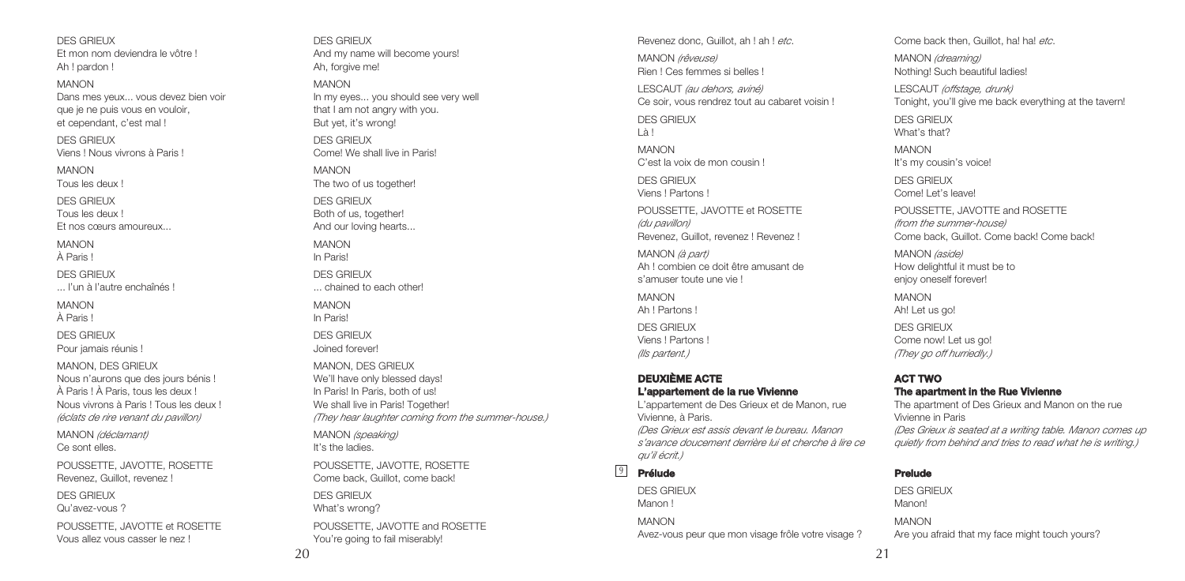DES GRIEUX
Et mon nom deviendra le vôtre !
Ah ! pardon !

MANON
Dans mes yeux... vous devez bien voir
que je ne puis vous en vouloir,
et cependant, c'est mal !

DES GRIEUX
Viens ! Nous vivrons à Paris !

MANON
Tous les deux !

DES GRIEUX
Tous les deux !
Et nos cœurs amoureux...

MANON
À Paris !

DES GRIEUX
... l'un à l'autre enchaînés !

MANON
À Paris !

DES GRIEUX
Pour jamais réunis !

MANON, DES GRIEUX
Nous n'aurons que des jours bénis !
À Paris ! À Paris, tous les deux !
Nous vivrons à Paris ! Tous les deux !
*(éclats de rire venant du pavillon)*

MANON *(déclamant)*
Ce sont elles.

POUSSETTE, JAVOTTE, ROSETTE
Revenez, Guillot, revenez !

DES GRIEUX
Qu'avez-vous ?

POUSSETTE, JAVOTTE et ROSETTE
Vous allez vous casser le nez !

DES GRIEUX
And my name will become yours!
Ah, forgive me!

MANON
In my eyes... you should see very well
that I am not angry with you.
But yet, it's wrong!

DES GRIEUX
Come! We shall live in Paris!

MANON
The two of us together!

DES GRIEUX
Both of us, together!
And our loving hearts...

MANON
In Paris!

DES GRIEUX
... chained to each other!

MANON
In Paris!

DES GRIEUX
Joined forever!

MANON, DES GRIEUX
We'll have only blessed days!
In Paris! In Paris, both of us!
We shall live in Paris! Together!
*(They hear laughter coming from the summer-house.)*

MANON *(speaking)*
It's the ladies.

POUSSETTE, JAVOTTE, ROSETTE
Come back, Guillot, come back!

DES GRIEUX
What's wrong?

POUSSETTE, JAVOTTE and ROSETTE
You're going to fail miserably!

Revenez donc, Guillot, ah ! ah ! *etc.*

MANON *(rêveuse)*
Rien ! Ces femmes si belles !

LESCAUT *(au dehors, aviné)*
Ce soir, vous rendrez tout au cabaret voisin !

DES GRIEUX
Là !

MANON
C'est la voix de mon cousin !

DES GRIEUX
Viens ! Partons !

POUSSETTE, JAVOTTE et ROSETTE
*(du pavillon)*
Revenez, Guillot, revenez ! Revenez !

MANON *(à part)*
Ah ! combien ce doit être amusant de
s'amuser toute une vie !

MANON
Ah ! Partons !

DES GRIEUX
Viens ! Partons !
*(Ils partent.)*

Come back then, Guillot, ha! ha! *etc.*

MANON *(dreaming)*
Nothing! Such beautiful ladies!

LESCAUT *(offstage, drunk)*
Tonight, you'll give me back everything at the tavern!

DES GRIEUX
What's that?

MANON
It's my cousin's voice!

DES GRIEUX
Come! Let's leave!

POUSSETTE, JAVOTTE and ROSETTE
*(from the summer-house)*
Come back, Guillot. Come back! Come back!

MANON *(aside)*
How delightful it must be to
enjoy oneself forever!

MANON
Ah! Let us go!

DES GRIEUX
Come now! Let us go!
*(They go off hurriedly.)*

## DEUXIÈME ACTE
### L'appartement de la rue Vivienne

L'appartement de Des Grieux et de Manon, rue Vivienne, à Paris.
*(Des Grieux est assis devant le bureau. Manon s'avance doucement derrière lui et cherche à lire ce qu'il écrit.)*

9 **Prélude**

DES GRIEUX
Manon !

MANON
Avez-vous peur que mon visage frôle votre visage ?

## ACT TWO
### The apartment in the Rue Vivienne

The apartment of Des Grieux and Manon on the rue Vivienne in Paris
*(Des Grieux is seated at a writing table. Manon comes up quietly from behind and tries to read what he is writing.)*

**Prelude**

DES GRIEUX
Manon!

MANON
Are you afraid that my face might touch yours?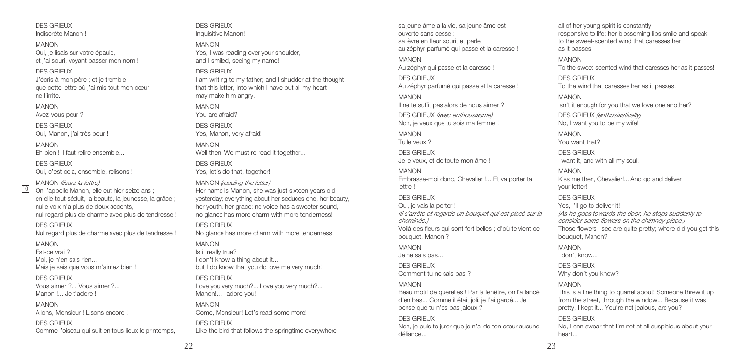DES GRIEUX
Indiscrète Manon !

MANON
Oui, je lisais sur votre épaule,
et j'ai souri, voyant passer mon nom !

DES GRIEUX
J'écris à mon père ; et je tremble
que cette lettre où j'ai mis tout mon cœur
ne l'irrite.

MANON
Avez-vous peur ?

DES GRIEUX
Oui, Manon, j'ai très peur !

MANON
Eh bien ! Il faut relire ensemble...

DES GRIEUX
Oui, c'est cela, ensemble, relisons !

MANON *(lisant la lettre)*
[10] On l'appelle Manon, elle eut hier seize ans ;
en elle tout séduit, la beauté, la jeunesse, la grâce ;
nulle voix n'a plus de doux accents,
nul regard plus de charme avec plus de tendresse !

DES GRIEUX
Nul regard plus de charme avec plus de tendresse !

MANON
Est-ce vrai ?
Moi, je n'en sais rien...
Mais je sais que vous m'aimez bien !

DES GRIEUX
Vous aimer ?... Vous aimer ?...
Manon !... Je t'adore !

MANON
Allons, Monsieur ! Lisons encore !

DES GRIEUX
Comme l'oiseau qui suit en tous lieux le printemps,

DES GRIEUX
Inquisitive Manon!

MANON
Yes, I was reading over your shoulder,
and I smiled, seeing my name!

DES GRIEUX
I am writing to my father; and I shudder at the thought
that this letter, into which I have put all my heart
may make him angry.

MANON
You are afraid?

DES GRIEUX
Yes, Manon, very afraid!

MANON
Well then! We must re-read it together...

DES GRIEUX
Yes, let's do that, together!

MANON *(reading the letter)*
Her name is Manon, she was just sixteen years old
yesterday; everything about her seduces one, her beauty,
her youth, her grace; no voice has a sweeter sound,
no glance has more charm with more tenderness!

DES GRIEUX
No glance has more charm with more tenderness.

MANON
Is it really true?
I don't know a thing about it...
but I do know that you do love me very much!

DES GRIEUX
Love you very much?... Love you very much?...
Manon!... I adore you!

MANON
Come, Monsieur! Let's read some more!

DES GRIEUX
Like the bird that follows the springtime everywhere

sa jeune âme a la vie, sa jeune âme est
ouverte sans cesse ;
sa lèvre en fleur sourit et parle
au zéphyr parfumé qui passe et la caresse !

MANON
Au zéphyr qui passe et la caresse !

DES GRIEUX
Au zéphyr parfumé qui passe et la caresse !

MANON
Il ne te suffit pas alors de nous aimer ?

DES GRIEUX *(avec enthousiasme)*
Non, je veux que tu sois ma femme !

MANON
Tu le veux ?

DES GRIEUX
Je le veux, et de toute mon âme !

MANON
Embrasse-moi donc, Chevalier !... Et va porter ta
lettre !

DES GRIEUX
Oui, je vais la porter !
*(Il s'arrête et regarde un bouquet qui est placé sur la cheminée.)*
Voilà des fleurs qui sont fort belles ; d'où te vient ce
bouquet, Manon ?

MANON
Je ne sais pas...

DES GRIEUX
Comment tu ne sais pas ?

MANON
Beau motif de querelles ! Par la fenêtre, on l'a lancé
d'en bas... Comme il était joli, je l'ai gardé... Je
pense que tu n'es pas jaloux ?

DES GRIEUX
Non, je puis te jurer que je n'ai de ton cœur aucune
défiance...

all of her young spirit is constantly
responsive to life; her blossoming lips smile and speak
to the sweet-scented wind that caresses her
as it passes!

MANON
To the sweet-scented wind that caresses her as it passes!

DES GRIEUX
To the wind that caresses her as it passes.

MANON
Isn't it enough for you that we love one another?

DES GRIEUX *(enthusiastically)*
No, I want you to be my wife!

MANON
You want that?

DES GRIEUX
I want it, and with all my soul!

MANON
Kiss me then, Chevalier!... And go and deliver
your letter!

DES GRIEUX
Yes, I'll go to deliver it!
*(As he goes towards the door, he stops suddenly to consider some flowers on the chimney-piece.)*
Those flowers I see are quite pretty; where did you get this
bouquet, Manon?

MANON
I don't know...

DES GRIEUX
Why don't you know?

MANON
This is a fine thing to quarrel about! Someone threw it up
from the street, through the window... Because it was
pretty, I kept it... You're not jealous, are you?

DES GRIEUX
No, I can swear that I'm not at all suspicious about your
heart...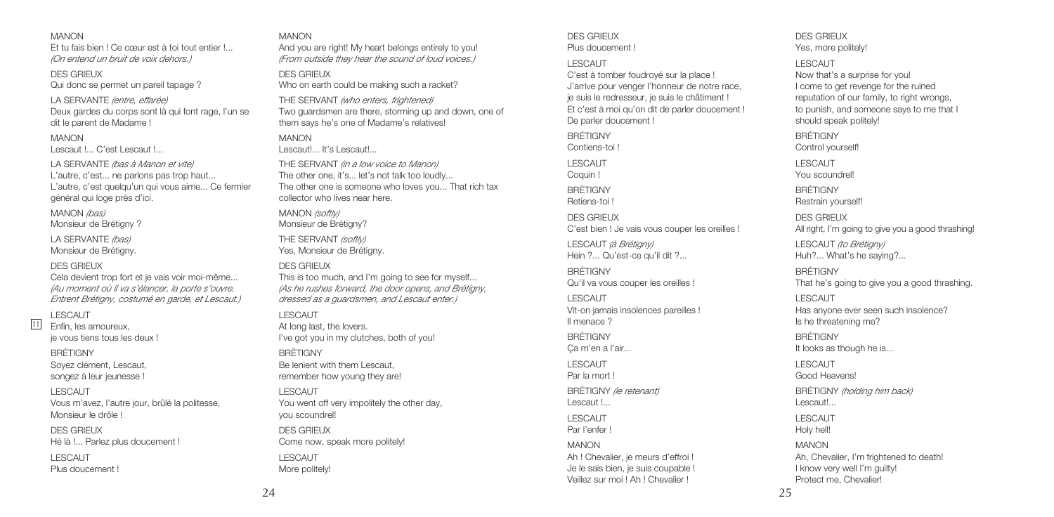MANON
Et tu fais bien ! Ce cœur est à toi tout entier !...
*(On entend un bruit de voix dehors.)*

DES GRIEUX
Qui donc se permet un pareil tapage ?

LA SERVANTE *(entre, effarée)*
Deux gardes du corps sont là qui font rage, l'un se dit le parent de Madame !

MANON
Lescaut !... C'est Lescaut !...

LA SERVANTE *(bas à Manon et vite)*
L'autre, c'est... ne parlons pas trop haut...
L'autre, c'est quelqu'un qui vous aime... Ce fermier général qui loge près d'ici.

MANON *(bas)*
Monsieur de Brétigny ?

LA SERVANTE *(bas)*
Monsieur de Brétigny.

DES GRIEUX
Cela devient trop fort et je vais voir moi-même...
*(Au moment où il va s'élancer, la porte s'ouvre. Entrent Brétigny, costumé en garde, et Lescaut.)*

11

LESCAUT
Enfin, les amoureux,
je vous tiens tous les deux !

BRÉTIGNY
Soyez clément, Lescaut,
songez à leur jeunesse !

LESCAUT
Vous m'avez, l'autre jour, brûlé la politesse,
Monsieur le drôle !

DES GRIEUX
Hé là !... Parlez plus doucement !

LESCAUT
Plus doucement !

MANON
And you are right! My heart belongs entirely to you!
*(From outside they hear the sound of loud voices.)*

DES GRIEUX
Who on earth could be making such a racket?

THE SERVANT *(who enters, frightened)*
Two guardsmen are there, storming up and down, one of them says he's one of Madame's relatives!

MANON
Lescaut!... It's Lescaut!...

THE SERVANT *(in a low voice to Manon)*
The other one, it's... let's not talk too loudly...
The other one is someone who loves you... That rich tax collector who lives near here.

MANON *(softly)*
Monsieur de Brétigny?

THE SERVANT *(softly)*
Yes, Monsieur de Brétigny.

DES GRIEUX
This is too much, and I'm going to see for myself...
*(As he rushes forward, the door opens, and Brétigny, dressed as a guardsmen, and Lescaut enter.)*

LESCAUT
At long last, the lovers.
I've got you in my clutches, both of you!

BRÉTIGNY
Be lenient with them Lescaut,
remember how young they are!

LESCAUT
You went off very impolitely the other day,
you scoundrel!

DES GRIEUX
Come now, speak more politely!

LESCAUT
More politely!

DES GRIEUX
Plus doucement !

LESCAUT
C'est à tomber foudroyé sur la place !
J'arrive pour venger l'honneur de notre race,
je suis le redresseur, je suis le châtiment !
Et c'est à moi qu'on dit de parler doucement !
De parler doucement !

BRÉTIGNY
Contiens-toi !

LESCAUT
Coquin !

BRÉTIGNY
Retiens-toi !

DES GRIEUX
C'est bien ! Je vais vous couper les oreilles !

LESCAUT *(à Brétigny)*
Hein ?... Qu'est-ce qu'il dit ?...

BRÉTIGNY
Qu'il va vous couper les oreilles !

LESCAUT
Vit-on jamais insolences pareilles !
Il menace ?

BRÉTIGNY
Ça m'en a l'air...

LESCAUT
Par la mort !

BRÉTIGNY *(le retenant)*
Lescaut !...

LESCAUT
Par l'enfer !

MANON
Ah ! Chevalier, je meurs d'effroi !
Je le sais bien, je suis coupable !
Veillez sur moi ! Ah ! Chevalier !

DES GRIEUX
Yes, more politely!

LESCAUT
Now that's a surprise for you!
I come to get revenge for the ruined reputation of our family, to right wrongs, to punish, and someone says to me that I should speak politely!

BRÉTIGNY
Control yourself!

LESCAUT
You scoundrel!

BRÉTIGNY
Restrain yourself!

DES GRIEUX
All right, I'm going to give you a good thrashing!

LESCAUT *(to Brétigny)*
Huh?... What's he saying?...

BRÉTIGNY
That he's going to give you a good thrashing.

LESCAUT
Has anyone ever seen such insolence?
Is he threatening me?

BRÉTIGNY
It looks as though he is...

LESCAUT
Good Heavens!

BRÉTIGNY *(holding him back)*
Lescaut!...

LESCAUT
Holy hell!

MANON
Ah, Chevalier, I'm frightened to death!
I know very well I'm guilty!
Protect me, Chevalier!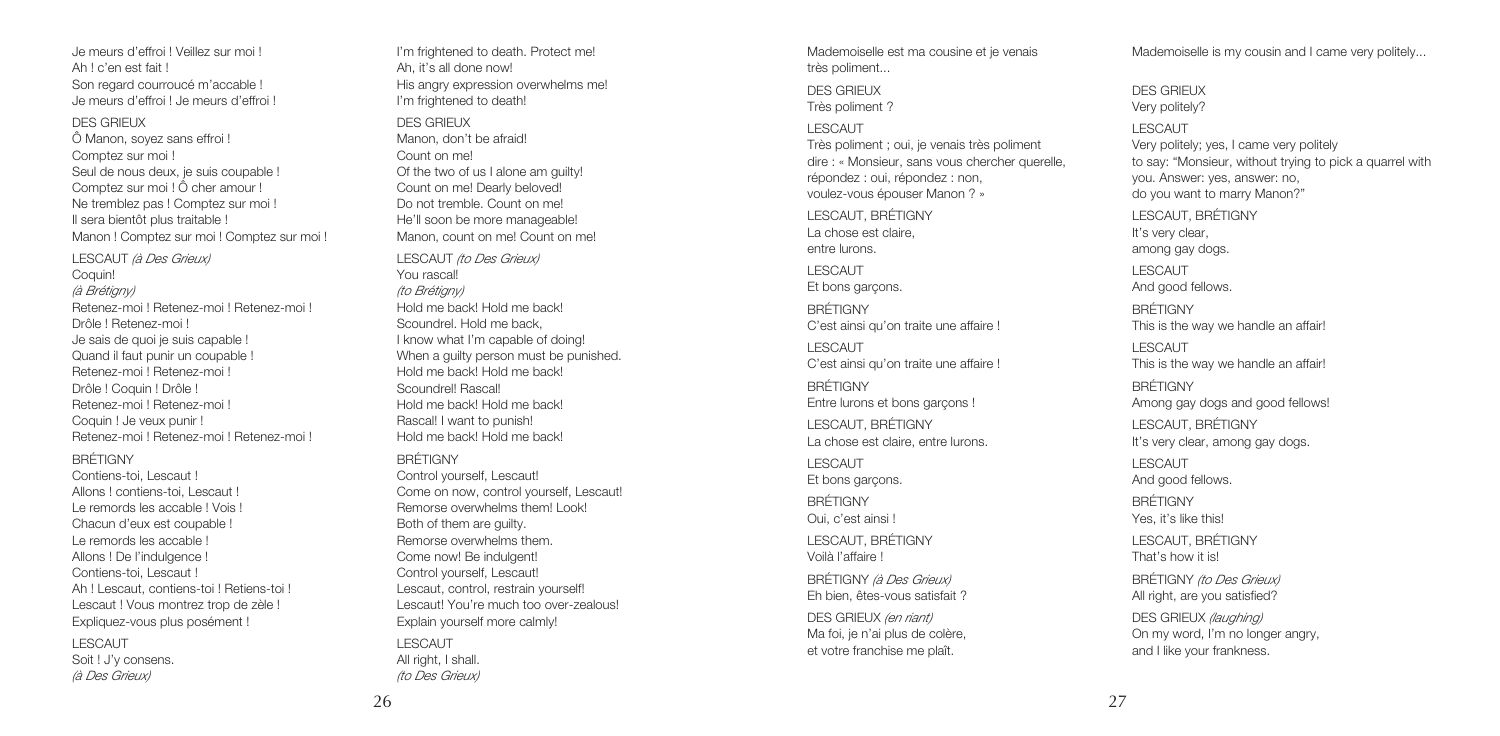Je meurs d'effroi ! Veillez sur moi !
Ah ! c'en est fait !
Son regard courroucé m'accable !
Je meurs d'effroi ! Je meurs d'effroi !

DES GRIEUX
Ô Manon, soyez sans effroi !
Comptez sur moi !
Seul de nous deux, je suis coupable !
Comptez sur moi ! Ô cher amour !
Ne tremblez pas ! Comptez sur moi !
Il sera bientôt plus traitable !
Manon ! Comptez sur moi ! Comptez sur moi !

LESCAUT *(à Des Grieux)*
Coquin!
*(à Brétigny)*
Retenez-moi ! Retenez-moi ! Retenez-moi !
Drôle ! Retenez-moi !
Je sais de quoi je suis capable !
Quand il faut punir un coupable !
Retenez-moi ! Retenez-moi !
Drôle ! Coquin ! Drôle !
Retenez-moi ! Retenez-moi !
Coquin ! Je veux punir !
Retenez-moi ! Retenez-moi ! Retenez-moi !

BRÉTIGNY
Contiens-toi, Lescaut !
Allons ! contiens-toi, Lescaut !
Le remords les accable ! Vois !
Chacun d'eux est coupable !
Le remords les accable !
Allons ! De l'indulgence !
Contiens-toi, Lescaut !
Ah ! Lescaut, contiens-toi ! Retiens-toi !
Lescaut ! Vous montrez trop de zèle !
Expliquez-vous plus posément !

LESCAUT
Soit ! J'y consens.
*(à Des Grieux)*

I'm frightened to death. Protect me!
Ah, it's all done now!
His angry expression overwhelms me!
I'm frightened to death!

DES GRIEUX
Manon, don't be afraid!
Count on me!
Of the two of us I alone am guilty!
Count on me! Dearly beloved!
Do not tremble. Count on me!
He'll soon be more manageable!
Manon, count on me! Count on me!

LESCAUT *(to Des Grieux)*
You rascal!
*(to Brétigny)*
Hold me back! Hold me back!
Scoundrel. Hold me back,
I know what I'm capable of doing!
When a guilty person must be punished.
Hold me back! Hold me back!
Scoundrel! Rascal!
Hold me back! Hold me back!
Rascal! I want to punish!
Hold me back! Hold me back!

BRÉTIGNY
Control yourself, Lescaut!
Come on now, control yourself, Lescaut!
Remorse overwhelms them! Look!
Both of them are guilty.
Remorse overwhelms them.
Come now! Be indulgent!
Control yourself, Lescaut!
Lescaut, control, restrain yourself!
Lescaut! You're much too over-zealous!
Explain yourself more calmly!

LESCAUT
All right, I shall.
*(to Des Grieux)*

Mademoiselle est ma cousine et je venais très poliment...

DES GRIEUX
Très poliment ?

LESCAUT
Très poliment ; oui, je venais très poliment dire : « Monsieur, sans vous chercher querelle, répondez : oui, répondez : non, voulez-vous épouser Manon ? »

LESCAUT, BRÉTIGNY
La chose est claire,
entre lurons.

LESCAUT
Et bons garçons.

BRÉTIGNY
C'est ainsi qu'on traite une affaire !

LESCAUT
C'est ainsi qu'on traite une affaire !

BRÉTIGNY
Entre lurons et bons garçons !

LESCAUT, BRÉTIGNY
La chose est claire, entre lurons.

LESCAUT
Et bons garçons.

BRÉTIGNY
Oui, c'est ainsi !

LESCAUT, BRÉTIGNY
Voilà l'affaire !

BRÉTIGNY *(à Des Grieux)*
Eh bien, êtes-vous satisfait ?

DES GRIEUX *(en riant)*
Ma foi, je n'ai plus de colère,
et votre franchise me plaît.

Mademoiselle is my cousin and I came very politely...

DES GRIEUX
Very politely?

LESCAUT
Very politely; yes, I came very politely
to say: "Monsieur, without trying to pick a quarrel with you. Answer: yes, answer: no,
do you want to marry Manon?"

LESCAUT, BRÉTIGNY
It's very clear,
among gay dogs.

LESCAUT
And good fellows.

BRÉTIGNY
This is the way we handle an affair!

LESCAUT
This is the way we handle an affair!

BRÉTIGNY
Among gay dogs and good fellows!

LESCAUT, BRÉTIGNY
It's very clear, among gay dogs.

LESCAUT
And good fellows.

BRÉTIGNY
Yes, it's like this!

LESCAUT, BRÉTIGNY
That's how it is!

BRÉTIGNY *(to Des Grieux)*
All right, are you satisfied?

DES GRIEUX *(laughing)*
On my word, I'm no longer angry,
and I like your frankness.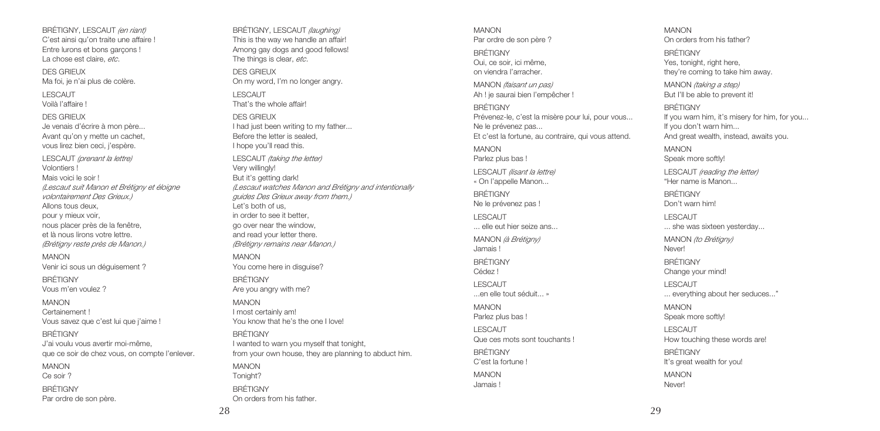BRÉTIGNY, LESCAUT *(en riant)*
C'est ainsi qu'on traite une affaire !
Entre lurons et bons garçons !
La chose est claire, *etc.*

DES GRIEUX
Ma foi, je n'ai plus de colère.

LESCAUT
Voilà l'affaire !

DES GRIEUX
Je venais d'écrire à mon père...
Avant qu'on y mette un cachet,
vous lirez bien ceci, j'espère.

LESCAUT *(prenant la lettre)*
Volontiers !
Mais voici le soir !
*(Lescaut suit Manon et Brétigny et éloigne volontairement Des Grieux.)*
Allons tous deux,
pour y mieux voir,
nous placer près de la fenêtre,
et là nous lirons votre lettre.
*(Brétigny reste près de Manon.)*

MANON
Venir ici sous un déguisement ?

BRÉTIGNY
Vous m'en voulez ?

MANON
Certainement !
Vous savez que c'est lui que j'aime !

BRÉTIGNY
J'ai voulu vous avertir moi-même,
que ce soir de chez vous, on compte l'enlever.

MANON
Ce soir ?

BRÉTIGNY
Par ordre de son père.

BRÉTIGNY, LESCAUT *(laughing)*
This is the way we handle an affair!
Among gay dogs and good fellows!
The things is clear, *etc.*

DES GRIEUX
On my word, I'm no longer angry.

LESCAUT
That's the whole affair!

DES GRIEUX
I had just been writing to my father...
Before the letter is sealed,
I hope you'll read this.

LESCAUT *(taking the letter)*
Very willingly!
But it's getting dark!
*(Lescaut watches Manon and Brétigny and intentionally guides Des Grieux away from them.)*
Let's both of us,
in order to see it better,
go over near the window,
and read your letter there.
*(Brétigny remains near Manon.)*

MANON
You come here in disguise?

BRÉTIGNY
Are you angry with me?

MANON
I most certainly am!
You know that he's the one I love!

BRÉTIGNY
I wanted to warn you myself that tonight,
from your own house, they are planning to abduct him.

MANON
Tonight?

BRÉTIGNY
On orders from his father.

MANON
Par ordre de son père ?

BRÉTIGNY
Oui, ce soir, ici même,
on viendra l'arracher.

MANON *(faisant un pas)*
Ah ! je saurai bien l'empêcher !

BRÉTIGNY
Prévenez-le, c'est la misère pour lui, pour vous...
Ne le prévenez pas...
Et c'est la fortune, au contraire, qui vous attend.

MANON
Parlez plus bas !

LESCAUT *(lisant la lettre)*
« On l'appelle Manon...

BRÉTIGNY
Ne le prévenez pas !

LESCAUT
... elle eut hier seize ans...

MANON *(à Brétigny)*
Jamais !

BRÉTIGNY
Cédez !

LESCAUT
...en elle tout séduit... »

MANON
Parlez plus bas !

LESCAUT
Que ces mots sont touchants !

BRÉTIGNY
C'est la fortune !

MANON
Jamais !

MANON
On orders from his father?

BRÉTIGNY
Yes, tonight, right here,
they're coming to take him away.

MANON *(taking a step)*
But I'll be able to prevent it!

BRÉTIGNY
If you warn him, it's misery for him, for you...
If you don't warn him...
And great wealth, instead, awaits you.

MANON
Speak more softly!

LESCAUT *(reading the letter)*
"Her name is Manon...

BRÉTIGNY
Don't warn him!

LESCAUT
... she was sixteen yesterday...

MANON *(to Brétigny)*
Never!

BRÉTIGNY
Change your mind!

LESCAUT
... everything about her seduces..."

MANON
Speak more softly!

LESCAUT
How touching these words are!

BRÉTIGNY
It's great wealth for you!

MANON
Never!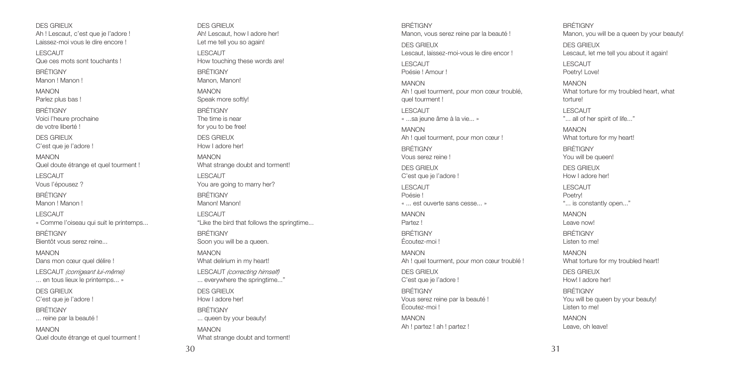DES GRIEUX
Ah ! Lescaut, c'est que je l'adore !
Laissez-moi vous le dire encore !

LESCAUT
Que ces mots sont touchants !

BRÉTIGNY
Manon ! Manon !

MANON
Parlez plus bas !

BRÉTIGNY
Voici l'heure prochaine
de votre liberté !

DES GRIEUX
C'est que je l'adore !

MANON
Quel doute étrange et quel tourment !

LESCAUT
Vous l'épousez ?

BRÉTIGNY
Manon ! Manon !

LESCAUT
« Comme l'oiseau qui suit le printemps...

BRÉTIGNY
Bientôt vous serez reine...

MANON
Dans mon cœur quel délire !

LESCAUT *(corrigeant lui-même)*
... en tous lieux le printemps... »

DES GRIEUX
C'est que je l'adore !

BRÉTIGNY
... reine par la beauté !

MANON
Quel doute étrange et quel tourment !

DES GRIEUX
Ah! Lescaut, how I adore her!
Let me tell you so again!

LESCAUT
How touching these words are!

BRÉTIGNY
Manon, Manon!

MANON
Speak more softly!

BRÉTIGNY
The time is near
for you to be free!

DES GRIEUX
How I adore her!

MANON
What strange doubt and torment!

LESCAUT
You are going to marry her?

BRÉTIGNY
Manon! Manon!

LESCAUT
"Like the bird that follows the springtime...

BRÉTIGNY
Soon you will be a queen.

MANON
What delirium in my heart!

LESCAUT *(correcting himself)*
... everywhere the springtime..."

DES GRIEUX
How I adore her!

BRÉTIGNY
... queen by your beauty!

MANON
What strange doubt and torment!

BRÉTIGNY
Manon, vous serez reine par la beauté !

DES GRIEUX
Lescaut, laissez-moi-vous le dire encor !

LESCAUT
Poésie ! Amour !

MANON
Ah ! quel tourment, pour mon cœur troublé,
quel tourment !

LESCAUT
« ...sa jeune âme à la vie... »

MANON
Ah ! quel tourment, pour mon cœur !

BRÉTIGNY
Vous serez reine !

DES GRIEUX
C'est que je l'adore !

LESCAUT
Poésie !
« ... est ouverte sans cesse... »

MANON
Partez !

BRÉTIGNY
Écoutez-moi !

MANON
Ah ! quel tourment, pour mon cœur troublé !

DES GRIEUX
C'est que je l'adore !

BRÉTIGNY
Vous serez reine par la beauté !
Écoutez-moi !

MANON
Ah ! partez ! ah ! partez !

BRÉTIGNY
Manon, you will be a queen by your beauty!

DES GRIEUX
Lescaut, let me tell you about it again!

LESCAUT
Poetry! Love!

MANON
What torture for my troubled heart, what
torture!

LESCAUT
"... all of her spirit of life..."

MANON
What torture for my heart!

BRÉTIGNY
You will be queen!

DES GRIEUX
How I adore her!

LESCAUT
Poetry!
"... is constantly open..."

MANON
Leave now!

BRÉTIGNY
Listen to me!

MANON
What torture for my troubled heart!

DES GRIEUX
How! I adore her!

BRÉTIGNY
You will be queen by your beauty!
Listen to me!

MANON
Leave, oh leave!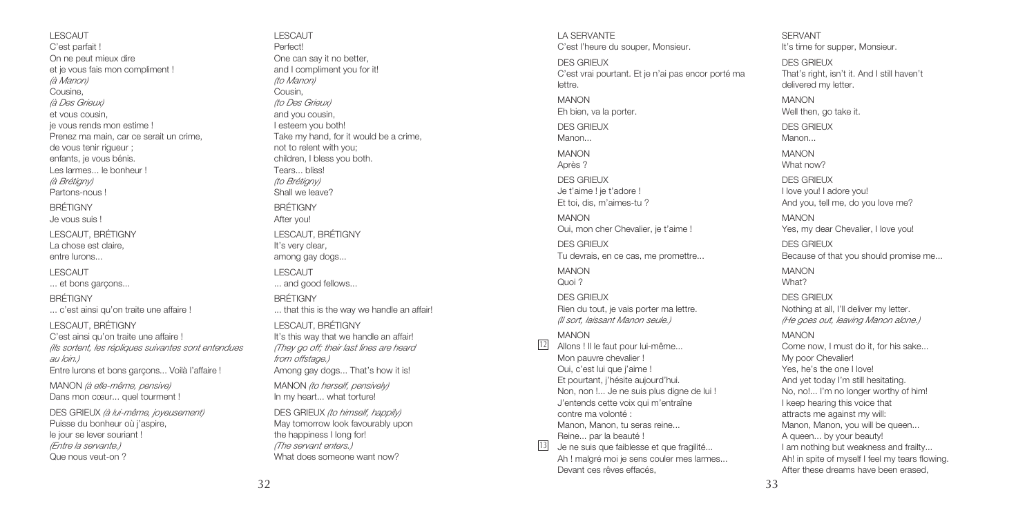LESCAUT
C'est parfait !
On ne peut mieux dire
et je vous fais mon compliment !
*(à Manon)*
Cousine,
*(à Des Grieux)*
et vous cousin,
je vous rends mon estime !
Prenez ma main, car ce serait un crime,
de vous tenir rigueur ;
enfants, je vous bénis.
Les larmes... le bonheur !
*(à Brétigny)*
Partons-nous !

BRÉTIGNY
Je vous suis !

LESCAUT, BRÉTIGNY
La chose est claire,
entre lurons...

LESCAUT
... et bons garçons...

BRÉTIGNY
... c'est ainsi qu'on traite une affaire !

LESCAUT, BRÉTIGNY
C'est ainsi qu'on traite une affaire !
*(Ils sortent, les répliques suivantes sont entendues au loin.)*
Entre lurons et bons garçons... Voilà l'affaire !

MANON *(à elle-même, pensive)*
Dans mon cœur... quel tourment !

DES GRIEUX *(à lui-même, joyeusement)*
Puisse du bonheur où j'aspire,
le jour se lever souriant !
*(Entre la servante.)*
Que nous veut-on ?

LESCAUT
Perfect!
One can say it no better,
and I compliment you for it!
*(to Manon)*
Cousin,
*(to Des Grieux)*
and you cousin,
I esteem you both!
Take my hand, for it would be a crime,
not to relent with you;
children, I bless you both.
Tears... bliss!
*(to Brétigny)*
Shall we leave?

BRÉTIGNY
After you!

LESCAUT, BRÉTIGNY
It's very clear,
among gay dogs...

LESCAUT
... and good fellows...

BRÉTIGNY
... that this is the way we handle an affair!

LESCAUT, BRÉTIGNY
It's this way that we handle an affair!
*(They go off; their last lines are heard from offstage.)*
Among gay dogs... That's how it is!

MANON *(to herself, pensively)*
In my heart... what torture!

DES GRIEUX *(to himself, happily)*
May tomorrow look favourably upon
the happiness I long for!
*(The servant enters.)*
What does someone want now?

LA SERVANTE
C'est l'heure du souper, Monsieur.

DES GRIEUX
C'est vrai pourtant. Et je n'ai pas encor porté ma lettre.

MANON
Eh bien, va la porter.

DES GRIEUX
Manon...

MANON
Après ?

DES GRIEUX
Je t'aime ! je t'adore !
Et toi, dis, m'aimes-tu ?

MANON
Oui, mon cher Chevalier, je t'aime !

DES GRIEUX
Tu devrais, en ce cas, me promettre...

MANON
Quoi ?

DES GRIEUX
Rien du tout, je vais porter ma lettre.
*(Il sort, laissant Manon seule.)*

MANON
[12] Allons ! Il le faut pour lui-même...
Mon pauvre chevalier !
Oui, c'est lui que j'aime !
Et pourtant, j'hésite aujourd'hui.
Non, non !... Je ne suis plus digne de lui !
J'entends cette voix qui m'entraîne
contre ma volonté :
Manon, Manon, tu seras reine...
Reine... par la beauté !
[13] Je ne suis que faiblesse et que fragilité...
Ah ! malgré moi je sens couler mes larmes...
Devant ces rêves effacés,

SERVANT
It's time for supper, Monsieur.

DES GRIEUX
That's right, isn't it. And I still haven't delivered my letter.

MANON
Well then, go take it.

DES GRIEUX
Manon...

MANON
What now?

DES GRIEUX
I love you! I adore you!
And you, tell me, do you love me?

MANON
Yes, my dear Chevalier, I love you!

DES GRIEUX
Because of that you should promise me...

MANON
What?

DES GRIEUX
Nothing at all, I'll deliver my letter.
*(He goes out, leaving Manon alone.)*

MANON
Come now, I must do it, for his sake...
My poor Chevalier!
Yes, he's the one I love!
And yet today I'm still hesitating.
No, no!... I'm no longer worthy of him!
I keep hearing this voice that
attracts me against my will:
Manon, Manon, you will be queen...
A queen... by your beauty!
I am nothing but weakness and frailty...
Ah! in spite of myself I feel my tears flowing.
After these dreams have been erased,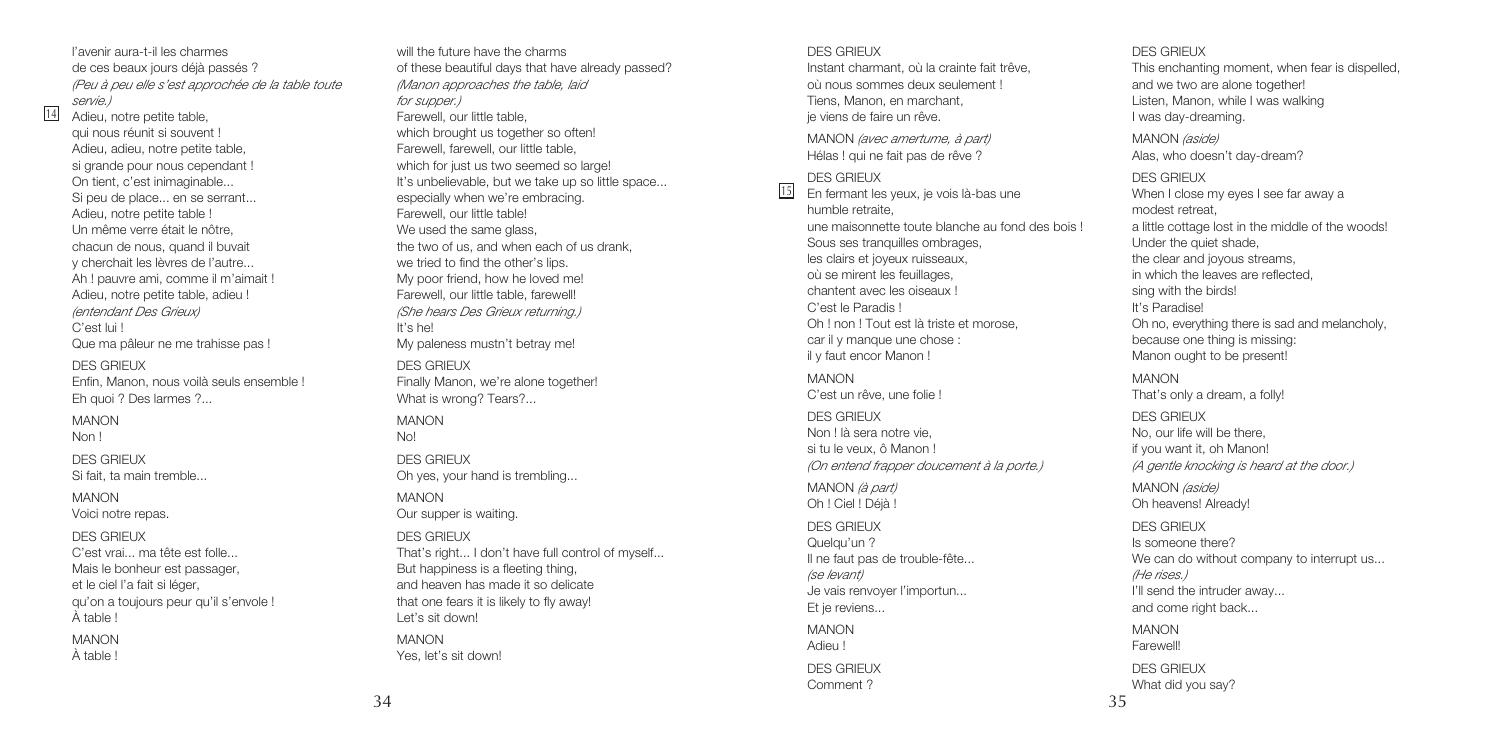l'avenir aura-t-il les charmes
de ces beaux jours déjà passés ?
*(Peu à peu elle s'est approchée de la table toute servie.)*

14 Adieu, notre petite table,
qui nous réunit si souvent !
Adieu, adieu, notre petite table,
si grande pour nous cependant !
On tient, c'est inimaginable...
Si peu de place... en se serrant...
Adieu, notre petite table !
Un même verre était le nôtre,
chacun de nous, quand il buvait
y cherchait les lèvres de l'autre...
Ah ! pauvre ami, comme il m'aimait !
Adieu, notre petite table, adieu !
*(entendant Des Grieux)*
C'est lui !
Que ma pâleur ne me trahisse pas !

DES GRIEUX
Enfin, Manon, nous voilà seuls ensemble !
Eh quoi ? Des larmes ?...

MANON
Non !

DES GRIEUX
Si fait, ta main tremble...

MANON
Voici notre repas.

DES GRIEUX
C'est vrai... ma tête est folle...
Mais le bonheur est passager,
et le ciel l'a fait si léger,
qu'on a toujours peur qu'il s'envole !
À table !

MANON
À table !

will the future have the charms
of these beautiful days that have already passed?
*(Manon approaches the table, laid for supper.)*
Farewell, our little table,
which brought us together so often!
Farewell, farewell, our little table,
which for just us two seemed so large!
It's unbelievable, but we take up so little space...
especially when we're embracing.
Farewell, our little table!
We used the same glass,
the two of us, and when each of us drank,
we tried to find the other's lips.
My poor friend, how he loved me!
Farewell, our little table, farewell!
*(She hears Des Grieux returning.)*
It's he!
My paleness mustn't betray me!

DES GRIEUX
Finally Manon, we're alone together!
What is wrong? Tears?...

MANON
No!

DES GRIEUX
Oh yes, your hand is trembling...

MANON
Our supper is waiting.

DES GRIEUX
That's right... I don't have full control of myself...
But happiness is a fleeting thing,
and heaven has made it so delicate
that one fears it is likely to fly away!
Let's sit down!

MANON
Yes, let's sit down!

DES GRIEUX
Instant charmant, où la crainte fait trêve,
où nous sommes deux seulement !
Tiens, Manon, en marchant,
je viens de faire un rêve.

MANON *(avec amertume, à part)*
Hélas ! qui ne fait pas de rêve ?

DES GRIEUX
15 En fermant les yeux, je vois là-bas une
humble retraite,
une maisonnette toute blanche au fond des bois !
Sous ses tranquilles ombrages,
les clairs et joyeux ruisseaux,
où se mirent les feuillages,
chantent avec les oiseaux !
C'est le Paradis !
Oh ! non ! Tout est là triste et morose,
car il y manque une chose :
il y faut encor Manon !

MANON
C'est un rêve, une folie !

DES GRIEUX
Non ! là sera notre vie,
si tu le veux, ô Manon !
*(On entend frapper doucement à la porte.)*

MANON *(à part)*
Oh ! Ciel ! Déjà !

DES GRIEUX
Quelqu'un ?
Il ne faut pas de trouble-fête...
*(se levant)*
Je vais renvoyer l'importun...
Et je reviens...

MANON
Adieu !

DES GRIEUX
Comment ?

DES GRIEUX
This enchanting moment, when fear is dispelled,
and we two are alone together!
Listen, Manon, while I was walking
I was day-dreaming.

MANON *(aside)*
Alas, who doesn't day-dream?

DES GRIEUX
When I close my eyes I see far away a
modest retreat,
a little cottage lost in the middle of the woods!
Under the quiet shade,
the clear and joyous streams,
in which the leaves are reflected,
sing with the birds!
It's Paradise!
Oh no, everything there is sad and melancholy,
because one thing is missing:
Manon ought to be present!

MANON
That's only a dream, a folly!

DES GRIEUX
No, our life will be there,
if you want it, oh Manon!
*(A gentle knocking is heard at the door.)*

MANON *(aside)*
Oh heavens! Already!

DES GRIEUX
Is someone there?
We can do without company to interrupt us...
*(He rises.)*
I'll send the intruder away...
and come right back...

MANON
Farewell!

DES GRIEUX
What did you say?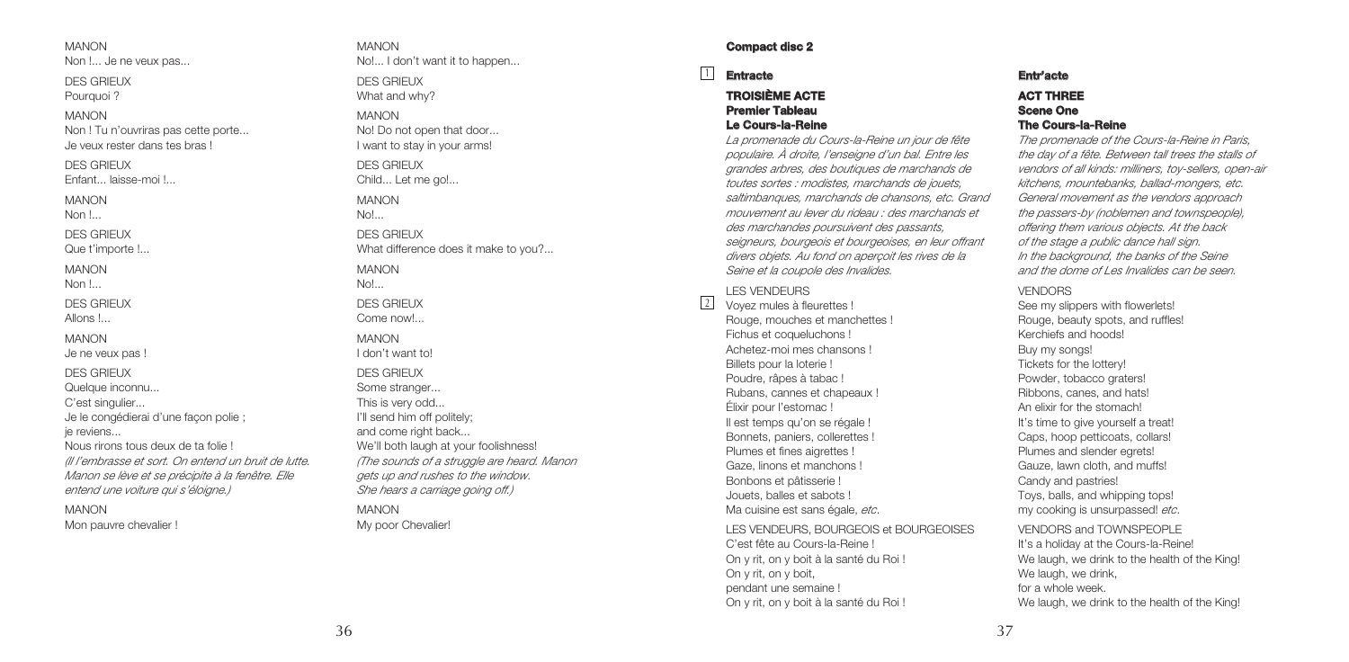MANON
Non !... Je ne veux pas...

DES GRIEUX
Pourquoi ?

MANON
Non ! Tu n'ouvriras pas cette porte...
Je veux rester dans tes bras !

DES GRIEUX
Enfant... laisse-moi !...

MANON
Non !...

DES GRIEUX
Que t'importe !...

MANON
Non !...

DES GRIEUX
Allons !...

MANON
Je ne veux pas !

DES GRIEUX
Quelque inconnu...
C'est singulier...
Je le congédierai d'une façon polie ;
je reviens...
Nous rirons tous deux de ta folie !
*(Il l'embrasse et sort. On entend un bruit de lutte. Manon se lève et se précipite à la fenêtre. Elle entend une voiture qui s'éloigne.)*

MANON
Mon pauvre chevalier !

MANON
No!... I don't want it to happen...

DES GRIEUX
What and why?

MANON
No! Do not open that door...
I want to stay in your arms!

DES GRIEUX
Child... Let me go!...

MANON
No!...

DES GRIEUX
What difference does it make to you?...

MANON
No!...

DES GRIEUX
Come now!...

MANON
I don't want to!

DES GRIEUX
Some stranger...
This is very odd...
I'll send him off politely;
and come right back...
We'll both laugh at your foolishness!
*(The sounds of a struggle are heard. Manon gets up and rushes to the window. She hears a carriage going off.)*

MANON
My poor Chevalier!

**Compact disc 2**

1 **Entracte**

**TROISIÈME ACTE**
**Premier Tableau**
**Le Cours-la-Reine**

*La promenade du Cours-la-Reine un jour de fête populaire. À droite, l'enseigne d'un bal. Entre les grandes arbres, des boutiques de marchands de toutes sortes : modistes, marchands de jouets, saltimbanques, marchands de chansons, etc. Grand mouvement au lever du rideau : des marchands et des marchandes poursuivent des passants, seigneurs, bourgeois et bourgeoises, en leur offrant divers objets. Au fond on aperçoit les rives de la Seine et la coupole des Invalides.*

LES VENDEURS
2 Voyez mules à fleurettes !
Rouge, mouches et manchettes !
Fichus et coqueluchons !
Achetez-moi mes chansons !
Billets pour la loterie !
Poudre, râpes à tabac !
Rubans, cannes et chapeaux !
Élixir pour l'estomac !
Il est temps qu'on se régale !
Bonnets, paniers, collerettes !
Plumes et fines aigrettes !
Gaze, linons et manchons !
Bonbons et pâtisserie !
Jouets, balles et sabots !
Ma cuisine est sans égale, *etc.*

LES VENDEURS, BOURGEOIS et BOURGEOISES
C'est fête au Cours-la-Reine !
On y rit, on y boit à la santé du Roi !
On y rit, on y boit,
pendant une semaine !
On y rit, on y boit à la santé du Roi !

**Entr'acte**

**ACT THREE**
**Scene One**
**The Cours-la-Reine**

*The promenade of the Cours-la-Reine in Paris, the day of a fête. Between tall trees the stalls of vendors of all kinds: milliners, toy-sellers, open-air kitchens, mountebanks, ballad-mongers, etc. General movement as the vendors approach the passers-by (noblemen and townspeople), offering them various objects. At the back of the stage a public dance hall sign. In the background, the banks of the Seine and the dome of Les Invalides can be seen.*

VENDORS
See my slippers with flowerlets!
Rouge, beauty spots, and ruffles!
Kerchiefs and hoods!
Buy my songs!
Tickets for the lottery!
Powder, tobacco graters!
Ribbons, canes, and hats!
An elixir for the stomach!
It's time to give yourself a treat!
Caps, hoop petticoats, collars!
Plumes and slender egrets!
Gauze, lawn cloth, and muffs!
Candy and pastries!
Toys, balls, and whipping tops!
my cooking is unsurpassed! *etc.*

VENDORS and TOWNSPEOPLE
It's a holiday at the Cours-la-Reine!
We laugh, we drink to the health of the King!
We laugh, we drink,
for a whole week.
We laugh, we drink to the health of the King!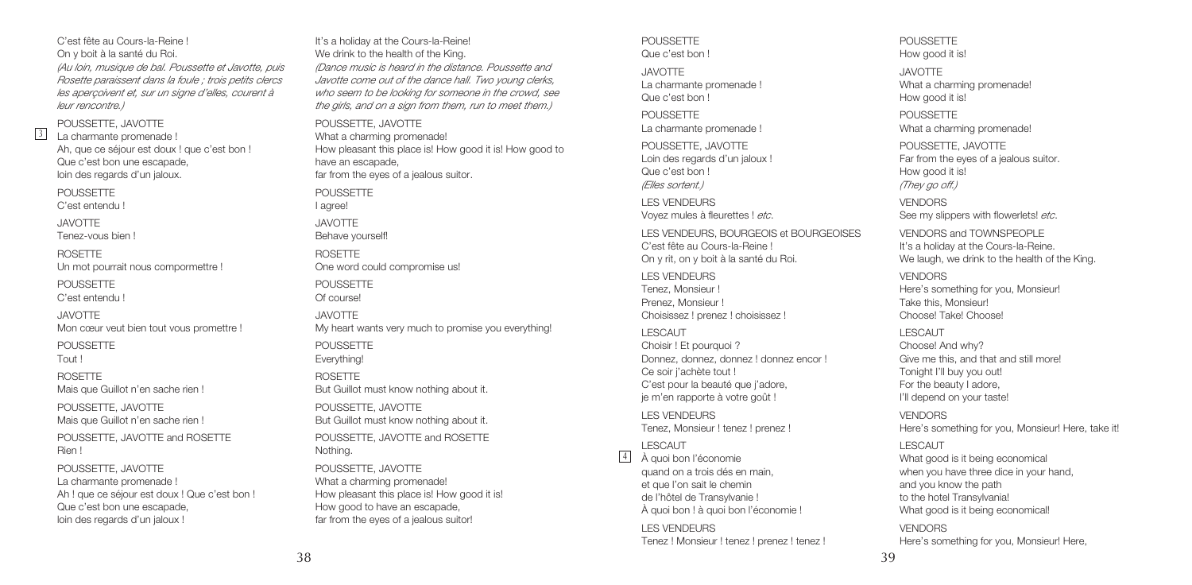C'est fête au Cours-la-Reine !
On y boit à la santé du Roi.
*(Au loin, musique de bal. Poussette et Javotte, puis Rosette paraissent dans la foule ; trois petits clercs les aperçoivent et, sur un signe d'elles, courent à leur rencontre.)*

3

POUSSETTE, JAVOTTE
La charmante promenade !
Ah, que ce séjour est doux ! que c'est bon !
Que c'est bon une escapade,
loin des regards d'un jaloux.

POUSSETTE
C'est entendu !

JAVOTTE
Tenez-vous bien !

ROSETTE
Un mot pourrait nous compormettre !

POUSSETTE
C'est entendu !

JAVOTTE
Mon cœur veut bien tout vous promettre !

POUSSETTE
Tout !

ROSETTE
Mais que Guillot n'en sache rien !

POUSSETTE, JAVOTTE
Mais que Guillot n'en sache rien !

POUSSETTE, JAVOTTE and ROSETTE
Rien !

POUSSETTE, JAVOTTE
La charmante promenade !
Ah ! que ce séjour est doux ! Que c'est bon !
Que c'est bon une escapade,
loin des regards d'un jaloux !

It's a holiday at the Cours-la-Reine!
We drink to the health of the King.
*(Dance music is heard in the distance. Poussette and Javotte come out of the dance hall. Two young clerks, who seem to be looking for someone in the crowd, see the girls, and on a sign from them, run to meet them.)*

POUSSETTE, JAVOTTE
What a charming promenade!
How pleasant this place is! How good it is! How good to have an escapade,
far from the eyes of a jealous suitor.

POUSSETTE
I agree!

JAVOTTE
Behave yourself!

ROSETTE
One word could compromise us!

POUSSETTE
Of course!

JAVOTTE
My heart wants very much to promise you everything!

POUSSETTE
Everything!

ROSETTE
But Guillot must know nothing about it.

POUSSETTE, JAVOTTE
But Guillot must know nothing about it.

POUSSETTE, JAVOTTE and ROSETTE
Nothing.

POUSSETTE, JAVOTTE
What a charming promenade!
How pleasant this place is! How good it is!
How good to have an escapade,
far from the eyes of a jealous suitor!

POUSSETTE
Que c'est bon !

JAVOTTE
La charmante promenade !
Que c'est bon !

POUSSETTE
La charmante promenade !

POUSSETTE, JAVOTTE
Loin des regards d'un jaloux !
Que c'est bon !
*(Elles sortent.)*

LES VENDEURS
Voyez mules à fleurettes ! *etc.*

LES VENDEURS, BOURGEOIS et BOURGEOISES
C'est fête au Cours-la-Reine !
On y rit, on y boit à la santé du Roi.

LES VENDEURS
Tenez, Monsieur !
Prenez, Monsieur !
Choisissez ! prenez ! choisissez !

LESCAUT
Choisir ! Et pourquoi ?
Donnez, donnez, donnez ! donnez encor !
Ce soir j'achète tout !
C'est pour la beauté que j'adore,
je m'en rapporte à votre goût !

LES VENDEURS
Tenez, Monsieur ! tenez ! prenez !

LESCAUT

4

À quoi bon l'économie
quand on a trois dés en main,
et que l'on sait le chemin
de l'hôtel de Transylvanie !
À quoi bon ! à quoi bon l'économie !

LES VENDEURS
Tenez ! Monsieur ! tenez ! prenez ! tenez !

POUSSETTE
How good it is!

JAVOTTE
What a charming promenade!
How good it is!

POUSSETTE
What a charming promenade!

POUSSETTE, JAVOTTE
Far from the eyes of a jealous suitor.
How good it is!
*(They go off.)*

VENDORS
See my slippers with flowerlets! *etc.*

VENDORS and TOWNSPEOPLE
It's a holiday at the Cours-la-Reine.
We laugh, we drink to the health of the King.

VENDORS
Here's something for you, Monsieur!
Take this, Monsieur!
Choose! Take! Choose!

LESCAUT
Choose! And why?
Give me this, and that and that and still more!
Tonight I'll buy you out!
For the beauty I adore,
I'll depend on your taste!

VENDORS
Here's something for you, Monsieur! Here, take it!

LESCAUT
What good is it being economical
when you have three dice in your hand,
and you know the path
to the hotel Transylvania!
What good is it being economical!

VENDORS
Here's something for you, Monsieur! Here,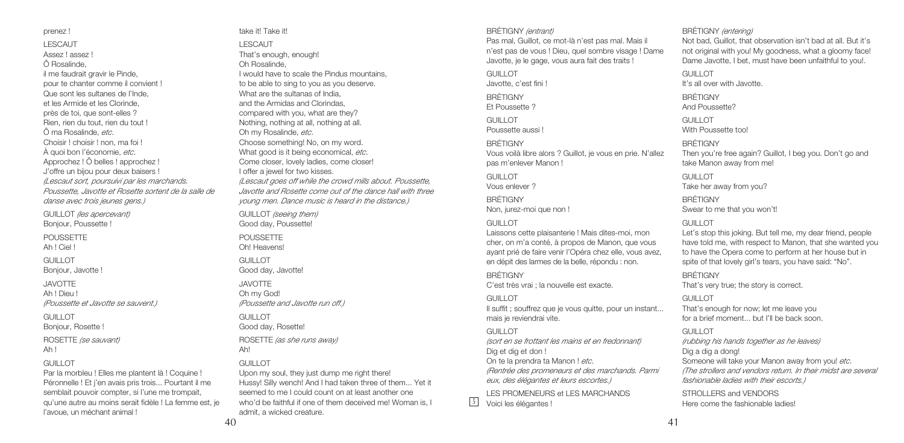prenez !

LESCAUT
Assez ! assez !
Ô Rosalinde,
il me faudrait gravir le Pinde,
pour te chanter comme il convient !
Que sont les sultanes de l'Inde,
et les Armide et les Clorinde,
près de toi, que sont-elles ?
Rien, rien du tout, rien du tout !
Ô ma Rosalinde, *etc.*
Choisir ! choisir ! non, ma foi !
À quoi bon l'économie, *etc.*
Approchez ! Ô belles ! approchez !
J'offre un bijou pour deux baisers !
*(Lescaut sort, poursuivi par les marchands. Poussette, Javotte et Rosette sortent de la salle de danse avec trois jeunes gens.)*

GUILLOT *(les apercevant)*
Bonjour, Poussette !

POUSSETTE
Ah ! Ciel !

GUILLOT
Bonjour, Javotte !

JAVOTTE
Ah ! Dieu !
*(Poussette et Javotte se sauvent.)*

GUILLOT
Bonjour, Rosette !

ROSETTE *(se sauvant)*
Ah !

GUILLOT
Par la morbleu ! Elles me plantent là ! Coquine ! Péronnelle ! Et j'en avais pris trois... Pourtant il me semblait pouvoir compter, si l'une me trompait, qu'une autre au moins serait fidèle ! La femme est, je l'avoue, un méchant animal !

take it! Take it!

LESCAUT
That's enough, enough!
Oh Rosalinde,
I would have to scale the Pindus mountains,
to be able to sing to you as you deserve.
What are the sultanas of India,
and the Armidas and Clorindas,
compared with you, what are they?
Nothing, nothing at all, nothing at all.
Oh my Rosalinde, *etc.*
Choose something! No, on my word.
What good is it being economical, *etc.*
Come closer, lovely ladies, come closer!
I offer a jewel for two kisses.
*(Lescaut goes off while the crowd mills about. Poussette, Javotte and Rosette come out of the dance hall with three young men. Dance music is heard in the distance.)*

GUILLOT *(seeing them)*
Good day, Poussette!

POUSSETTE
Oh! Heavens!

GUILLOT
Good day, Javotte!

JAVOTTE
Oh my God!
*(Poussette and Javotte run off.)*

GUILLOT
Good day, Rosette!

ROSETTE *(as she runs away)*
Ah!

GUILLOT
Upon my soul, they just dump me right there! Hussy! Silly wench! And I had taken three of them... Yet it seemed to me I could count on at least another one who'd be faithful if one of them deceived me! Woman is, I admit, a wicked creature.

BRÉTIGNY *(entrant)*
Pas mal, Guillot, ce mot-là n'est pas mal. Mais il n'est pas de vous ! Dieu, quel sombre visage ! Dame Javotte, je le gage, vous aura fait des traits !

GUILLOT
Javotte, c'est fini !

BRÉTIGNY
Et Poussette ?

GUILLOT
Poussette aussi !

BRÉTIGNY
Vous voilà libre alors ? Guillot, je vous en prie. N'allez pas m'enlever Manon !

GUILLOT
Vous enlever ?

BRÉTIGNY
Non, jurez-moi que non !

GUILLOT
Laissons cette plaisanterie ! Mais dites-moi, mon cher, on m'a conté, à propos de Manon, que vous ayant prié de faire venir l'Opéra chez elle, vous avez, en dépit des larmes de la belle, répondu : non.

BRÉTIGNY
C'est très vrai ; la nouvelle est exacte.

GUILLOT
Il suffit ; souffrez que je vous quitte, pour un instant... mais je reviendrai vite.

GUILLOT
*(sort en se frottant les mains et en fredonnant)*
Dig et dig et don !
On te la prendra ta Manon ! *etc.*
*(Rentrée des promeneurs et des marchands. Parmi eux, des élégantes et leurs escortes.)*

LES PROMENEURS et LES MARCHANDS
5 Voici les élégantes !

BRÉTIGNY *(entering)*
Not bad, Guillot, that observation isn't bad at all. But it's not original with you! My goodness, what a gloomy face! Dame Javotte, I bet, must have been unfaithful to you!.

GUILLOT
It's all over with Javotte.

BRÉTIGNY
And Poussette?

GUILLOT
With Poussette too!

BRÉTIGNY
Then you're free again? Guillot, I beg you. Don't go and take Manon away from me!

GUILLOT
Take her away from you?

BRÉTIGNY
Swear to me that you won't!

GUILLOT
Let's stop this joking. But tell me, my dear friend, people have told me, with respect to Manon, that she wanted you to have the Opera come to perform at her house but in spite of that lovely girl's tears, you have said: "No".

BRÉTIGNY
That's very true; the story is correct.

GUILLOT
That's enough for now; let me leave you for a brief moment... but I'll be back soon.

GUILLOT
*(rubbing his hands together as he leaves)*
Dig a dig a dong!
Someone will take your Manon away from you! *etc.*
*(The strollers and vendors return. In their midst are several fashionable ladies with their escorts.)*

STROLLERS and VENDORS
Here come the fashionable ladies!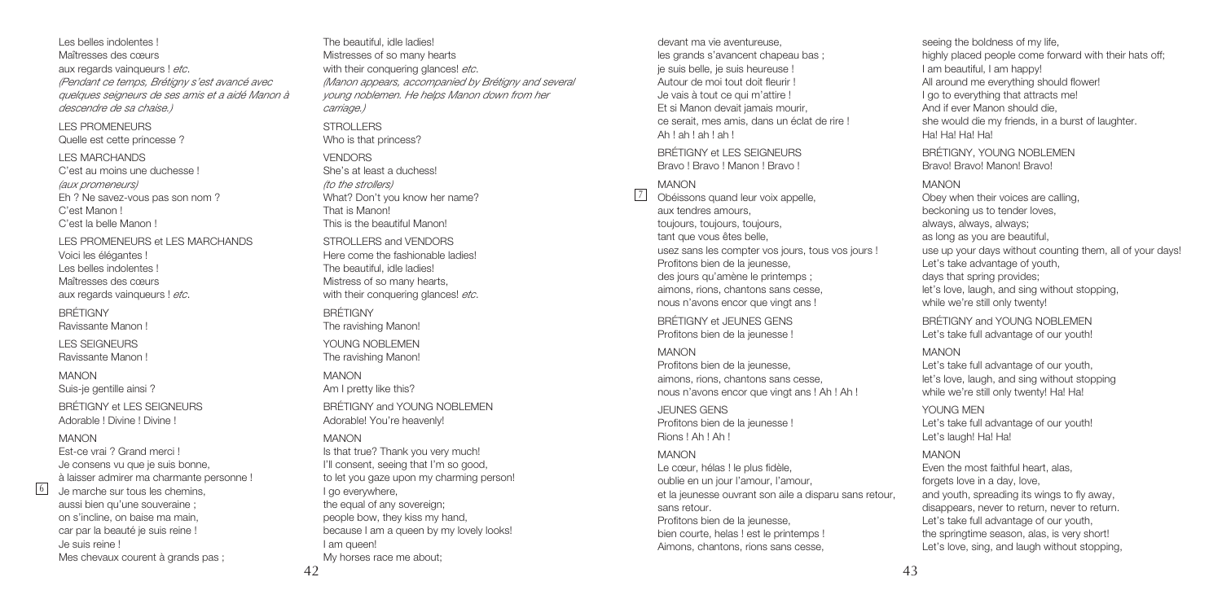Les belles indolentes !
Maîtresses des cœurs
aux regards vainqueurs ! *etc.*
*(Pendant ce temps, Brétigny s'est avancé avec quelques seigneurs de ses amis et a aidé Manon à descendre de sa chaise.)*

LES PROMENEURS
Quelle est cette princesse ?

LES MARCHANDS
C'est au moins une duchesse !
*(aux promeneurs)*
Eh ? Ne savez-vous pas son nom ?
C'est Manon !
C'est la belle Manon !

LES PROMENEURS et LES MARCHANDS
Voici les élégantes !
Les belles indolentes !
Maîtresses des cœurs
aux regards vainqueurs ! *etc.*

BRÉTIGNY
Ravissante Manon !

LES SEIGNEURS
Ravissante Manon !

MANON
Suis-je gentille ainsi ?

BRÉTIGNY et LES SEIGNEURS
Adorable ! Divine ! Divine !

MANON
Est-ce vrai ? Grand merci !
Je consens vu que je suis bonne,
à laisser admirer ma charmante personne !
[6] Je marche sur tous les chemins,
aussi bien qu'une souveraine ;
on s'incline, on baise ma main,
car par la beauté je suis reine !
Je suis reine !
Mes chevaux courent à grands pas ;

The beautiful, idle ladies!
Mistresses of so many hearts
with their conquering glances! *etc.*
*(Manon appears, accompanied by Brétigny and several young noblemen. He helps Manon down from her carriage.)*

STROLLERS
Who is that princess?

VENDORS
She's at least a duchess!
*(to the strollers)*
What? Don't you know her name?
That is Manon!
This is the beautiful Manon!

STROLLERS and VENDORS
Here come the fashionable ladies!
The beautiful, idle ladies!
Mistress of so many hearts,
with their conquering glances! *etc.*

BRÉTIGNY
The ravishing Manon!

YOUNG NOBLEMEN
The ravishing Manon!

MANON
Am I pretty like this?

BRÉTIGNY and YOUNG NOBLEMEN
Adorable! You're heavenly!

MANON
Is that true? Thank you very much!
I'll consent, seeing that I'm so good,
to let you gaze upon my charming person!
I go everywhere,
the equal of any sovereign;
people bow, they kiss my hand,
because I am a queen by my lovely looks!
I am queen!
My horses race me about;

devant ma vie aventureuse,
les grands s'avancent chapeau bas ;
je suis belle, je suis heureuse !
Autour de moi tout doit fleurir !
Je vais à tout ce qui m'attire !
Et si Manon devait jamais mourir,
ce serait, mes amis, dans un éclat de rire !
Ah ! ah ! ah ! ah !

BRÉTIGNY et LES SEIGNEURS
Bravo ! Bravo ! Manon ! Bravo !

MANON
[7] Obéissons quand leur voix appelle,
aux tendres amours,
toujours, toujours, toujours,
tant que vous êtes belle,
usez sans les compter vos jours, tous vos jours !
Profitons bien de la jeunesse,
des jours qu'amène le printemps ;
aimons, rions, chantons sans cesse,
nous n'avons encor que vingt ans !

BRÉTIGNY et JEUNES GENS
Profitons bien de la jeunesse !

MANON
Profitons bien de la jeunesse,
aimons, rions, chantons sans cesse,
nous n'avons encor que vingt ans ! Ah ! Ah !

JEUNES GENS
Profitons bien de la jeunesse !
Rions ! Ah ! Ah !

MANON
Le cœur, hélas ! le plus fidèle,
oublie en un jour l'amour, l'amour,
et la jeunesse ouvrant son aile a disparu sans retour,
sans retour.
Profitons bien de la jeunesse,
bien courte, helas ! est le printemps !
Aimons, chantons, rions sans cesse,

seeing the boldness of my life,
highly placed people come forward with their hats off;
I am beautiful, I am happy!
All around me everything should flower!
I go to everything that attracts me!
And if ever Manon should die,
she would die my friends, in a burst of laughter.
Ha! Ha! Ha! Ha!

BRÉTIGNY, YOUNG NOBLEMEN
Bravo! Bravo! Manon! Bravo!

MANON
Obey when their voices are calling,
beckoning us to tender loves,
always, always, always;
as long as you are beautiful,
use up your days without counting them, all of your days!
Let's take advantage of youth,
days that spring provides;
let's love, laugh, and sing without stopping,
while we're still only twenty!

BRÉTIGNY and YOUNG NOBLEMEN
Let's take full advantage of our youth!

MANON
Let's take full advantage of our youth,
let's love, laugh, and sing without stopping
while we're still only twenty! Ha! Ha!

YOUNG MEN
Let's take full advantage of our youth!
Let's laugh! Ha! Ha!

MANON
Even the most faithful heart, alas,
forgets love in a day, love,
and youth, spreading its wings to fly away,
disappears, never to return, never to return.
Let's take full advantage of our youth,
the springtime season, alas, is very short!
Let's love, sing, and laugh without stopping,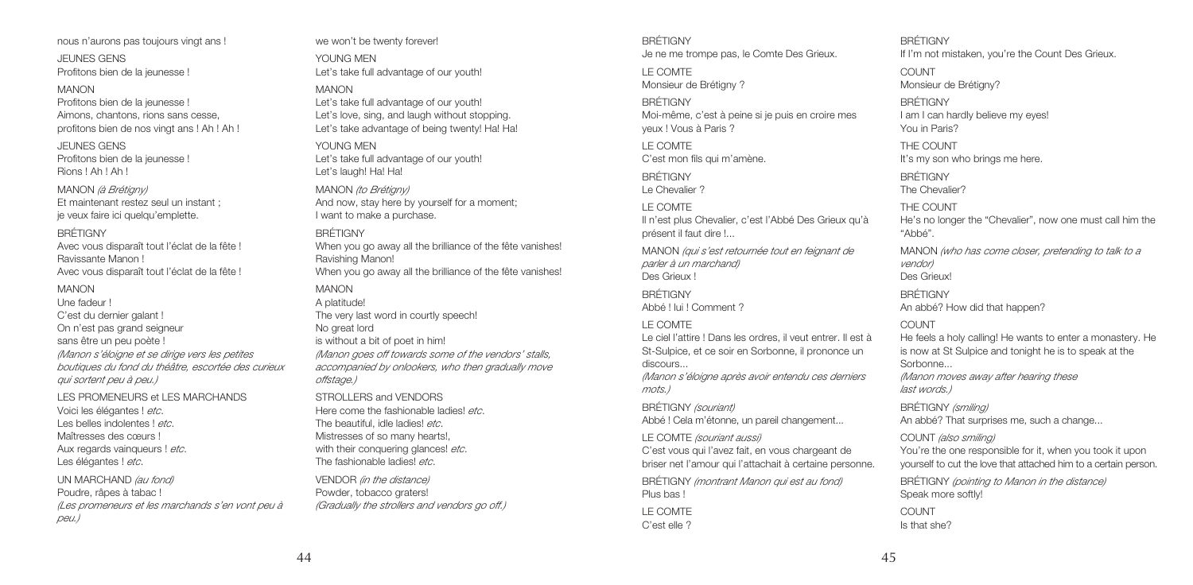nous n'aurons pas toujours vingt ans !

JEUNES GENS
Profitons bien de la jeunesse !

MANON
Profitons bien de la jeunesse !
Aimons, chantons, rions sans cesse,
profitons bien de nos vingt ans ! Ah ! Ah !

JEUNES GENS
Profitons bien de la jeunesse !
Rions ! Ah ! Ah !

MANON *(à Brétigny)*
Et maintenant restez seul un instant ;
je veux faire ici quelqu'emplette.

BRÉTIGNY
Avec vous disparaît tout l'éclat de la fête !
Ravissante Manon !
Avec vous disparaît tout l'éclat de la fête !

MANON
Une fadeur !
C'est du dernier galant !
On n'est pas grand seigneur
sans être un peu poète !
*(Manon s'éloigne et se dirige vers les petites boutiques du fond du théâtre, escortée des curieux qui sortent peu à peu.)*

LES PROMENEURS et LES MARCHANDS
Voici les élégantes ! *etc.*
Les belles indolentes ! *etc.*
Maîtresses des cœurs !
Aux regards vainqueurs ! *etc.*
Les élégantes ! *etc.*

UN MARCHAND *(au fond)*
Poudre, râpes à tabac !
*(Les promeneurs et les marchands s'en vont peu à peu.)*

we won't be twenty forever!

YOUNG MEN
Let's take full advantage of our youth!

MANON
Let's take full advantage of our youth!
Let's love, sing, and laugh without stopping.
Let's take advantage of being twenty! Ha! Ha!

YOUNG MEN
Let's take full advantage of our youth!
Let's laugh! Ha! Ha!

MANON *(to Brétigny)*
And now, stay here by yourself for a moment;
I want to make a purchase.

BRÉTIGNY
When you go away all the brilliance of the fête vanishes!
Ravishing Manon!
When you go away all the brilliance of the fête vanishes!

MANON
A platitude!
The very last word in courtly speech!
No great lord
is without a bit of poet in him!
*(Manon goes off towards some of the vendors' stalls, accompanied by onlookers, who then gradually move offstage.)*

STROLLERS and VENDORS
Here come the fashionable ladies! *etc.*
The beautiful, idle ladies! *etc.*
Mistresses of so many hearts!,
with their conquering glances! *etc.*
The fashionable ladies! *etc.*

VENDOR *(in the distance)*
Powder, tobacco graters!
*(Gradually the strollers and vendors go off.)*

BRÉTIGNY
Je ne me trompe pas, le Comte Des Grieux.

LE COMTE
Monsieur de Brétigny ?

BRÉTIGNY
Moi-même, c'est à peine si je puis en croire mes yeux ! Vous à Paris ?

LE COMTE
C'est mon fils qui m'amène.

BRÉTIGNY
Le Chevalier ?

LE COMTE
Il n'est plus Chevalier, c'est l'Abbé Des Grieux qu'à présent il faut dire !...

MANON *(qui s'est retournée tout en feignant de parler à un marchand)*
Des Grieux !

BRÉTIGNY
Abbé ! lui ! Comment ?

LE COMTE
Le ciel l'attire ! Dans les ordres, il veut entrer. Il est à St-Sulpice, et ce soir en Sorbonne, il prononce un discours...
*(Manon s'éloigne après avoir entendu ces derniers mots.)*

BRÉTIGNY *(souriant)*
Abbé ! Cela m'étonne, un pareil changement...

LE COMTE *(souriant aussi)*
C'est vous qui l'avez fait, en vous chargeant de briser net l'amour qui l'attachait à certaine personne.

BRÉTIGNY *(montrant Manon qui est au fond)*
Plus bas !

LE COMTE
C'est elle ?

BRÉTIGNY
If I'm not mistaken, you're the Count Des Grieux.

COUNT
Monsieur de Brétigny?

BRÉTIGNY
I am I can hardly believe my eyes!
You in Paris?

THE COUNT
It's my son who brings me here.

BRÉTIGNY
The Chevalier?

THE COUNT
He's no longer the "Chevalier", now one must call him the "Abbé".

MANON *(who has come closer, pretending to talk to a vendor)*
Des Grieux!

BRÉTIGNY
An abbé? How did that happen?

COUNT
He feels a holy calling! He wants to enter a monastery. He is now at St Sulpice and tonight he is to speak at the Sorbonne...
*(Manon moves away after hearing these last words.)*

BRÉTIGNY *(smiling)*
An abbé? That surprises me, such a change...

COUNT *(also smiling)*
You're the one responsible for it, when you took it upon yourself to cut the love that attached him to a certain person.

BRÉTIGNY *(pointing to Manon in the distance)*
Speak more softly!

COUNT
Is that she?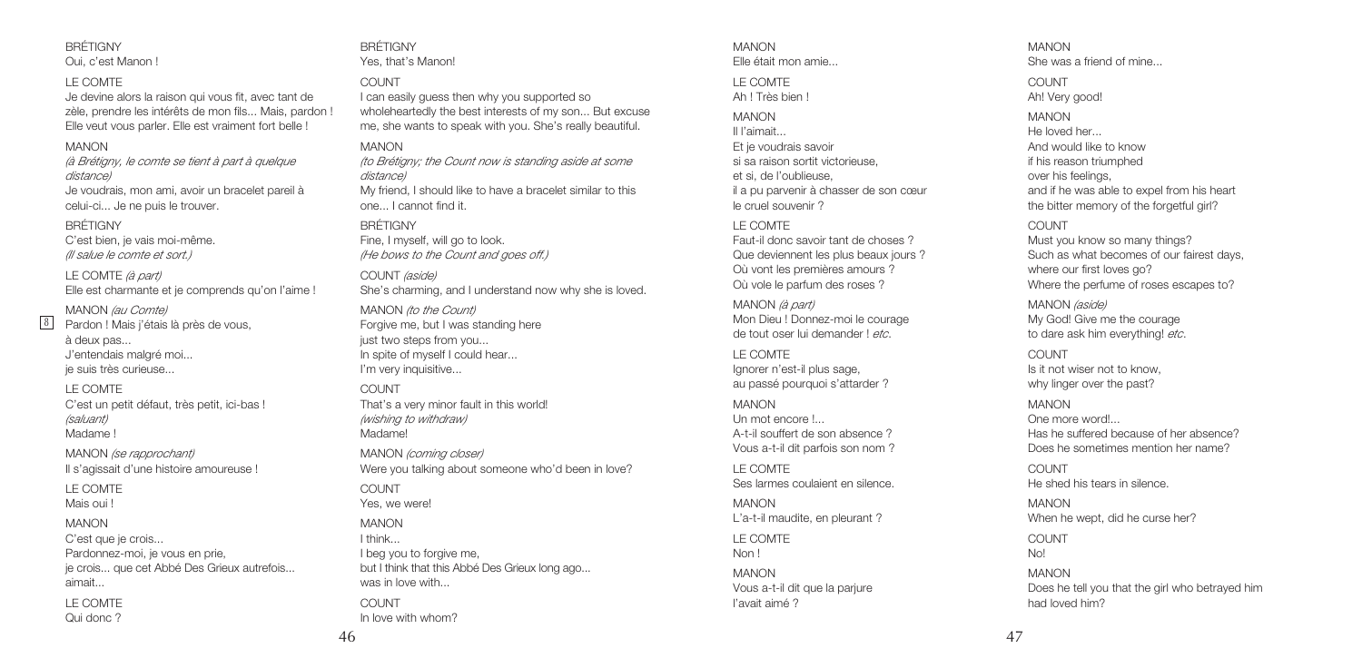BRÉTIGNY
Oui, c'est Manon !

LE COMTE
Je devine alors la raison qui vous fit, avec tant de zèle, prendre les intérêts de mon fils... Mais, pardon ! Elle veut vous parler. Elle est vraiment fort belle !

MANON
*(à Brétigny, le comte se tient à part à quelque distance)*
Je voudrais, mon ami, avoir un bracelet pareil à celui-ci... Je ne puis le trouver.

BRÉTIGNY
C'est bien, je vais moi-même.
*(Il salue le comte et sort.)*

LE COMTE *(à part)*
Elle est charmante et je comprends qu'on l'aime !

MANON *(au Comte)*
8 Pardon ! Mais j'étais là près de vous,
à deux pas...
J'entendais malgré moi...
je suis très curieuse...

LE COMTE
C'est un petit défaut, très petit, ici-bas !
*(saluant)*
Madame !

MANON *(se rapprochant)*
Il s'agissait d'une histoire amoureuse !

LE COMTE
Mais oui !

MANON
C'est que je crois...
Pardonnez-moi, je vous en prie,
je crois... que cet Abbé Des Grieux autrefois...
aimait...

LE COMTE
Qui donc ?

BRÉTIGNY
Yes, that's Manon!

COUNT
I can easily guess then why you supported so wholeheartedly the best interests of my son... But excuse me, she wants to speak with you. She's really beautiful.

MANON
*(to Brétigny; the Count now is standing aside at some distance)*
My friend, I should like to have a bracelet similar to this one... I cannot find it.

BRÉTIGNY
Fine, I myself, will go to look.
*(He bows to the Count and goes off.)*

COUNT *(aside)*
She's charming, and I understand now why she is loved.

MANON *(to the Count)*
Forgive me, but I was standing here
just two steps from you...
In spite of myself I could hear...
I'm very inquisitive...

COUNT
That's a very minor fault in this world!
*(wishing to withdraw)*
Madame!

MANON *(coming closer)*
Were you talking about someone who'd been in love?

COUNT
Yes, we were!

MANON
I think...
I beg you to forgive me,
but I think that this Abbé Des Grieux long ago...
was in love with...

COUNT
In love with whom?

MANON
Elle était mon amie...

LE COMTE
Ah ! Très bien !

MANON
Il l'aimait...
Et je voudrais savoir
si sa raison sortit victorieuse,
et si, de l'oublieuse,
il a pu parvenir à chasser de son cœur
le cruel souvenir ?

LE COMTE
Faut-il donc savoir tant de choses ?
Que deviennent les plus beaux jours ?
Où vont les premières amours ?
Où vole le parfum des roses ?

MANON *(à part)*
Mon Dieu ! Donnez-moi le courage
de tout oser lui demander ! *etc.*

LE COMTE
Ignorer n'est-il plus sage,
au passé pourquoi s'attarder ?

MANON
Un mot encore !...
A-t-il souffert de son absence ?
Vous a-t-il dit parfois son nom ?

LE COMTE
Ses larmes coulaient en silence.

MANON
L'a-t-il maudite, en pleurant ?

LE COMTE
Non !

MANON
Vous a-t-il dit que la parjure
l'avait aimé ?

MANON
She was a friend of mine...

COUNT
Ah! Very good!

MANON
He loved her...
And would like to know
if his reason triumphed
over his feelings,
and if he was able to expel from his heart
the bitter memory of the forgetful girl?

COUNT
Must you know so many things?
Such as what becomes of our fairest days,
where our first loves go?
Where the perfume of roses escapes to?

MANON *(aside)*
My God! Give me the courage
to dare ask him everything! *etc.*

COUNT
Is it not wiser not to know,
why linger over the past?

MANON
One more word!...
Has he suffered because of her absence?
Does he sometimes mention her name?

COUNT
He shed his tears in silence.

MANON
When he wept, did he curse her?

COUNT
No!

MANON
Does he tell you that the girl who betrayed him
had loved him?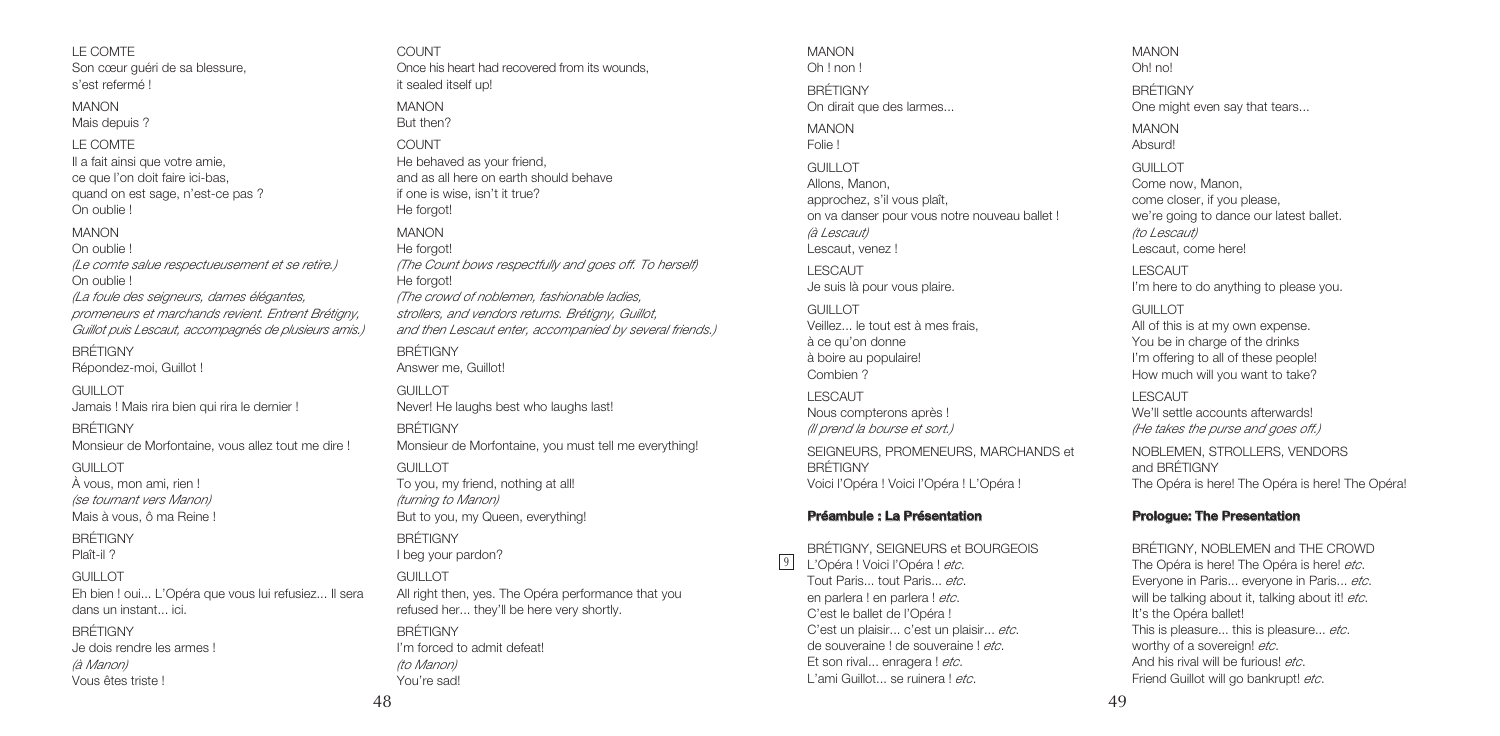LE COMTE
Son cœur guéri de sa blessure,
s'est refermé !

MANON
Mais depuis ?

LE COMTE
Il a fait ainsi que votre amie,
ce que l'on doit faire ici-bas,
quand on est sage, n'est-ce pas ?
On oublie !

MANON
On oublie !
*(Le comte salue respectueusement et se retire.)*
On oublie !
*(La foule des seigneurs, dames élégantes, promeneurs et marchands revient. Entrent Brétigny, Guillot puis Lescaut, accompagnés de plusieurs amis.)*

BRÉTIGNY
Répondez-moi, Guillot !

GUILLOT
Jamais ! Mais rira bien qui rira le dernier !

BRÉTIGNY
Monsieur de Morfontaine, vous allez tout me dire !

GUILLOT
À vous, mon ami, rien !
*(se tournant vers Manon)*
Mais à vous, ô ma Reine !

BRÉTIGNY
Plaît-il ?

GUILLOT
Eh bien ! oui... L'Opéra que vous lui refusiez... Il sera dans un instant... ici.

BRÉTIGNY
Je dois rendre les armes !
*(à Manon)*
Vous êtes triste !

COUNT
Once his heart had recovered from its wounds,
it sealed itself up!

MANON
But then?

COUNT
He behaved as your friend,
and as all here on earth should behave
if one is wise, isn't it true?
He forgot!

MANON
He forgot!
*(The Count bows respectfully and goes off. To herself)*
He forgot!
*(The crowd of noblemen, fashionable ladies, strollers, and vendors returns. Brétigny, Guillot, and then Lescaut enter, accompanied by several friends.)*

BRÉTIGNY
Answer me, Guillot!

GUILLOT
Never! He laughs best who laughs last!

BRÉTIGNY
Monsieur de Morfontaine, you must tell me everything!

GUILLOT
To you, my friend, nothing at all!
*(turning to Manon)*
But to you, my Queen, everything!

BRÉTIGNY
I beg your pardon?

GUILLOT
All right then, yes. The Opéra performance that you refused her... they'll be here very shortly.

BRÉTIGNY
I'm forced to admit defeat!
*(to Manon)*
You're sad!

MANON
Oh ! non !

BRÉTIGNY
On dirait que des larmes...

MANON
Folie !

GUILLOT
Allons, Manon,
approchez, s'il vous plaît,
on va danser pour vous notre nouveau ballet !
*(à Lescaut)*
Lescaut, venez !

LESCAUT
Je suis là pour vous plaire.

GUILLOT
Veillez... le tout est à mes frais,
à ce qu'on donne
à boire au populaire!
Combien ?

LESCAUT
Nous compterons après !
*(Il prend la bourse et sort.)*

SEIGNEURS, PROMENEURS, MARCHANDS et BRÉTIGNY
Voici l'Opéra ! Voici l'Opéra ! L'Opéra !

**Préambule : La Présentation**

BRÉTIGNY, SEIGNEURS et BOURGEOIS
[9] L'Opéra ! Voici l'Opéra ! *etc.*
Tout Paris... tout Paris... *etc.*
en parlera ! en parlera ! *etc.*
C'est le ballet de l'Opéra !
C'est un plaisir... c'est un plaisir... *etc.*
de souveraine ! de souveraine ! *etc.*
Et son rival... enragera ! *etc.*
L'ami Guillot... se ruinera ! *etc.*

MANON
Oh! no!

BRÉTIGNY
One might even say that tears...

MANON
Absurd!

GUILLOT
Come now, Manon,
come closer, if you please,
we're going to dance our latest ballet.
*(to Lescaut)*
Lescaut, come here!

LESCAUT
I'm here to do anything to please you.

GUILLOT
All of this is at my own expense.
You be in charge of the drinks
I'm offering to all of these people!
How much will you want to take?

LESCAUT
We'll settle accounts afterwards!
*(He takes the purse and goes off.)*

NOBLEMEN, STROLLERS, VENDORS and BRÉTIGNY
The Opéra is here! The Opéra is here! The Opéra!

**Prologue: The Presentation**

BRÉTIGNY, NOBLEMEN and THE CROWD
The Opéra is here! The Opéra is here! *etc.*
Everyone in Paris... everyone in Paris... *etc.*
will be talking about it, talking about it! *etc.*
It's the Opéra ballet!
This is pleasure... this is pleasure... *etc.*
worthy of a sovereign! *etc.*
And his rival will be furious! *etc.*
Friend Guillot will go bankrupt! *etc.*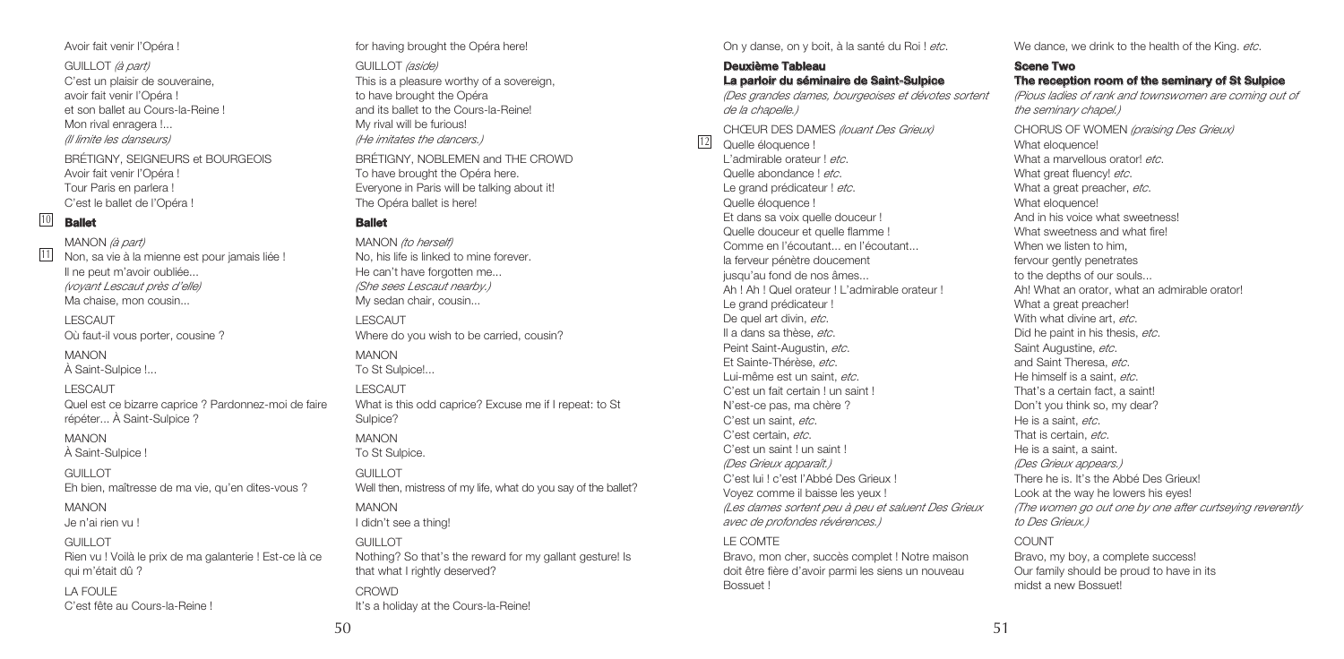Avoir fait venir l'Opéra !

GUILLOT *(à part)*
C'est un plaisir de souveraine,
avoir fait venir l'Opéra !
et son ballet au Cours-la-Reine !
Mon rival enragera !...
*(Il limite les danseurs)*

BRÉTIGNY, SEIGNEURS et BOURGEOIS
Avoir fait venir l'Opéra !
Tour Paris en parlera !
C'est le ballet de l'Opéra !

10 **Ballet**

MANON *(à part)*
11 Non, sa vie à la mienne est pour jamais liée !
Il ne peut m'avoir oubliée...
*(voyant Lescaut près d'elle)*
Ma chaise, mon cousin...

LESCAUT
Où faut-il vous porter, cousine ?

MANON
À Saint-Sulpice !...

LESCAUT
Quel est ce bizarre caprice ? Pardonnez-moi de faire répéter... À Saint-Sulpice ?

MANON
À Saint-Sulpice !

GUILLOT
Eh bien, maîtresse de ma vie, qu'en dites-vous ?

MANON
Je n'ai rien vu !

GUILLOT
Rien vu ! Voilà le prix de ma galanterie ! Est-ce là ce qui m'était dû ?

LA FOULE
C'est fête au Cours-la-Reine !

for having brought the Opéra here!

GUILLOT *(aside)*
This is a pleasure worthy of a sovereign,
to have brought the Opéra
and its ballet to the Cours-la-Reine!
My rival will be furious!
*(He imitates the dancers.)*

BRÉTIGNY, NOBLEMEN and THE CROWD
To have brought the Opéra here.
Everyone in Paris will be talking about it!
The Opéra ballet is here!

**Ballet**

MANON *(to herself)*
No, his life is linked to mine forever.
He can't have forgotten me...
*(She sees Lescaut nearby.)*
My sedan chair, cousin...

LESCAUT
Where do you wish to be carried, cousin?

MANON
To St Sulpice!...

LESCAUT
What is this odd caprice? Excuse me if I repeat: to St Sulpice?

MANON
To St Sulpice.

GUILLOT
Well then, mistress of my life, what do you say of the ballet?

MANON
I didn't see a thing!

GUILLOT
Nothing? So that's the reward for my gallant gesture! Is that what I rightly deserved?

CROWD
It's a holiday at the Cours-la-Reine!

On y danse, on y boit, à la santé du Roi ! *etc.*

**Deuxième Tableau**
**La parloir du séminaire de Saint-Sulpice**
*(Des grandes dames, bourgeoises et dévotes sortent de la chapelle.)*

CHŒUR DES DAMES *(louant Des Grieux)*
12 Quelle éloquence !
L'admirable orateur ! *etc.*
Quelle abondance ! *etc.*
Le grand prédicateur ! *etc.*
Quelle éloquence !
Et dans sa voix quelle douceur !
Quelle douceur et quelle flamme !
Comme en l'écoutant... en l'écoutant...
la ferveur pénètre doucement
jusqu'au fond de nos âmes...
Ah ! Ah ! Quel orateur ! L'admirable orateur !
Le grand prédicateur !
De quel art divin, *etc.*
Il a dans sa thèse, *etc.*
Peint Saint-Augustin, *etc.*
Et Sainte-Thérèse, *etc.*
Lui-même est un saint, *etc.*
C'est un fait certain ! un saint !
N'est-ce pas, ma chère ?
C'est un saint, *etc.*
C'est certain, *etc.*
C'est un saint ! un saint !
*(Des Grieux apparaît.)*
C'est lui ! c'est l'Abbé Des Grieux !
Voyez comme il baisse les yeux !
*(Les dames sortent peu à peu et saluent Des Grieux avec de profondes révérences.)*

LE COMTE
Bravo, mon cher, succès complet ! Notre maison doit être fière d'avoir parmi les siens un nouveau Bossuet !

We dance, we drink to the health of the King. *etc.*

**Scene Two**
**The reception room of the seminary of St Sulpice**
*(Pious ladies of rank and townswomen are coming out of the seminary chapel.)*

CHORUS OF WOMEN *(praising Des Grieux)*
What eloquence!
What a marvellous orator! *etc.*
What great fluency! *etc.*
What a great preacher, *etc.*
What eloquence!
And in his voice what sweetness!
What sweetness and what fire!
When we listen to him,
fervour gently penetrates
to the depths of our souls...
Ah! What an orator, what an admirable orator!
What a great preacher!
With what divine art, *etc.*
Did he paint in his thesis, *etc.*
Saint Augustine, *etc.*
and Saint Theresa, *etc.*
He himself is a saint, *etc.*
That's a certain fact, a saint!
Don't you think so, my dear?
He is a saint, *etc.*
That is certain, *etc.*
He is a saint, a saint.
*(Des Grieux appears.)*
There he is. It's the Abbé Des Grieux!
Look at the way he lowers his eyes!
*(The women go out one by one after curtseying reverently to Des Grieux.)*

COUNT
Bravo, my boy, a complete success!
Our family should be proud to have in its midst a new Bossuet!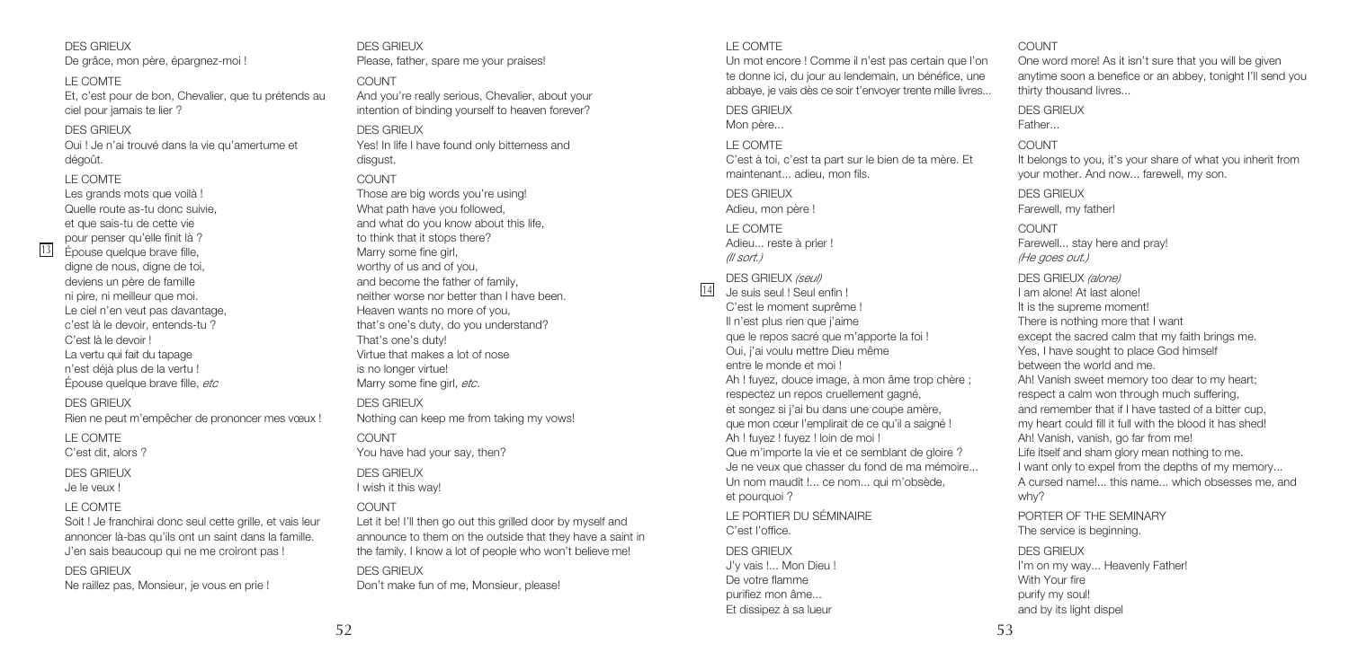DES GRIEUX
De grâce, mon père, épargnez-moi !

LE COMTE
Et, c'est pour de bon, Chevalier, que tu prétends au ciel pour jamais te lier ?

DES GRIEUX
Oui ! Je n'ai trouvé dans la vie qu'amertume et dégoût.

LE COMTE
Les grands mots que voilà !
Quelle route as-tu donc suivie,
et que sais-tu de cette vie
pour penser qu'elle finit là ?
13 Épouse quelque brave fille,
digne de nous, digne de toi,
deviens un père de famille
ni pire, ni meilleur que moi.
Le ciel n'en veut pas davantage,
c'est là le devoir, entends-tu ?
C'est là le devoir !
La vertu qui fait du tapage
n'est déjà plus de la vertu !
Épouse quelque brave fille, *etc*

DES GRIEUX
Rien ne peut m'empêcher de prononcer mes vœux !

LE COMTE
C'est dit, alors ?

DES GRIEUX
Je le veux !

LE COMTE
Soit ! Je franchirai donc seul cette grille, et vais leur annoncer là-bas qu'ils ont un saint dans la famille. J'en sais beaucoup qui ne me croiront pas !

DES GRIEUX
Ne raillez pas, Monsieur, je vous en prie !

DES GRIEUX
Please, father, spare me your praises!

COUNT
And you're really serious, Chevalier, about your intention of binding yourself to heaven forever?

DES GRIEUX
Yes! In life I have found only bitterness and disgust.

COUNT
Those are big words you're using!
What path have you followed,
and what do you know about this life,
to think that it stops there?
Marry some fine girl,
worthy of us and of you,
and become the father of family,
neither worse nor better than I have been.
Heaven wants no more of you,
that's one's duty, do you understand?
That's one's duty!
Virtue that makes a lot of nose
is no longer virtue!
Marry some fine girl, *etc.*

DES GRIEUX
Nothing can keep me from taking my vows!

COUNT
You have had your say, then?

DES GRIEUX
I wish it this way!

COUNT
Let it be! I'll then go out this grilled door by myself and announce to them on the outside that they have a saint in the family. I know a lot of people who won't believe me!

DES GRIEUX
Don't make fun of me, Monsieur, please!

LE COMTE
Un mot encore ! Comme il n'est pas certain que l'on te donne ici, du jour au lendemain, un bénéfice, une abbaye, je vais dès ce soir t'envoyer trente mille livres...

DES GRIEUX
Mon père...

LE COMTE
C'est à toi, c'est ta part sur le bien de ta mère. Et maintenant... adieu, mon fils.

DES GRIEUX
Adieu, mon père !

LE COMTE
Adieu... reste à prier !
*(Il sort.)*

DES GRIEUX *(seul)*
14 Je suis seul ! Seul enfin !
C'est le moment suprême !
Il n'est plus rien que j'aime
que le repos sacré que m'apporte la foi !
Oui, j'ai voulu mettre Dieu même
entre le monde et moi !
Ah ! fuyez, douce image, à mon âme trop chère ;
respectez un repos cruellement gagné,
et songez si j'ai bu dans une coupe amère,
que mon cœur l'emplirait de ce qu'il a saigné !
Ah ! fuyez ! fuyez ! loin de moi !
Que m'importe la vie et ce semblant de gloire ?
Je ne veux que chasser du fond de ma mémoire...
Un nom maudit !... ce nom... qui m'obsède,
et pourquoi ?

LE PORTIER DU SÉMINAIRE
C'est l'office.

DES GRIEUX
J'y vais !... Mon Dieu !
De votre flamme
purifiez mon âme...
Et dissipez à sa lueur

COUNT
One word more! As it isn't sure that you will be given anytime soon a benefice or an abbey, tonight I'll send you thirty thousand livres...

DES GRIEUX
Father...

COUNT
It belongs to you, it's your share of what you inherit from your mother. And now... farewell, my son.

DES GRIEUX
Farewell, my father!

COUNT
Farewell... stay here and pray!
*(He goes out.)*

DES GRIEUX *(alone)*
I am alone! At last alone!
It is the supreme moment!
There is nothing more that I want
except the sacred calm that my faith brings me.
Yes, I have sought to place God himself
between the world and me.
Ah! Vanish sweet memory too dear to my heart;
respect a calm won through much suffering,
and remember that if I have tasted of a bitter cup,
my heart could fill it full with the blood it has shed!
Ah! Vanish, vanish, go far from me!
Life itself and sham glory mean nothing to me.
I want only to expel from the depths of my memory...
A cursed name!... this name... which obsesses me, and why?

PORTER OF THE SEMINARY
The service is beginning.

DES GRIEUX
I'm on my way... Heavenly Father!
With Your fire
purify my soul!
and by its light dispel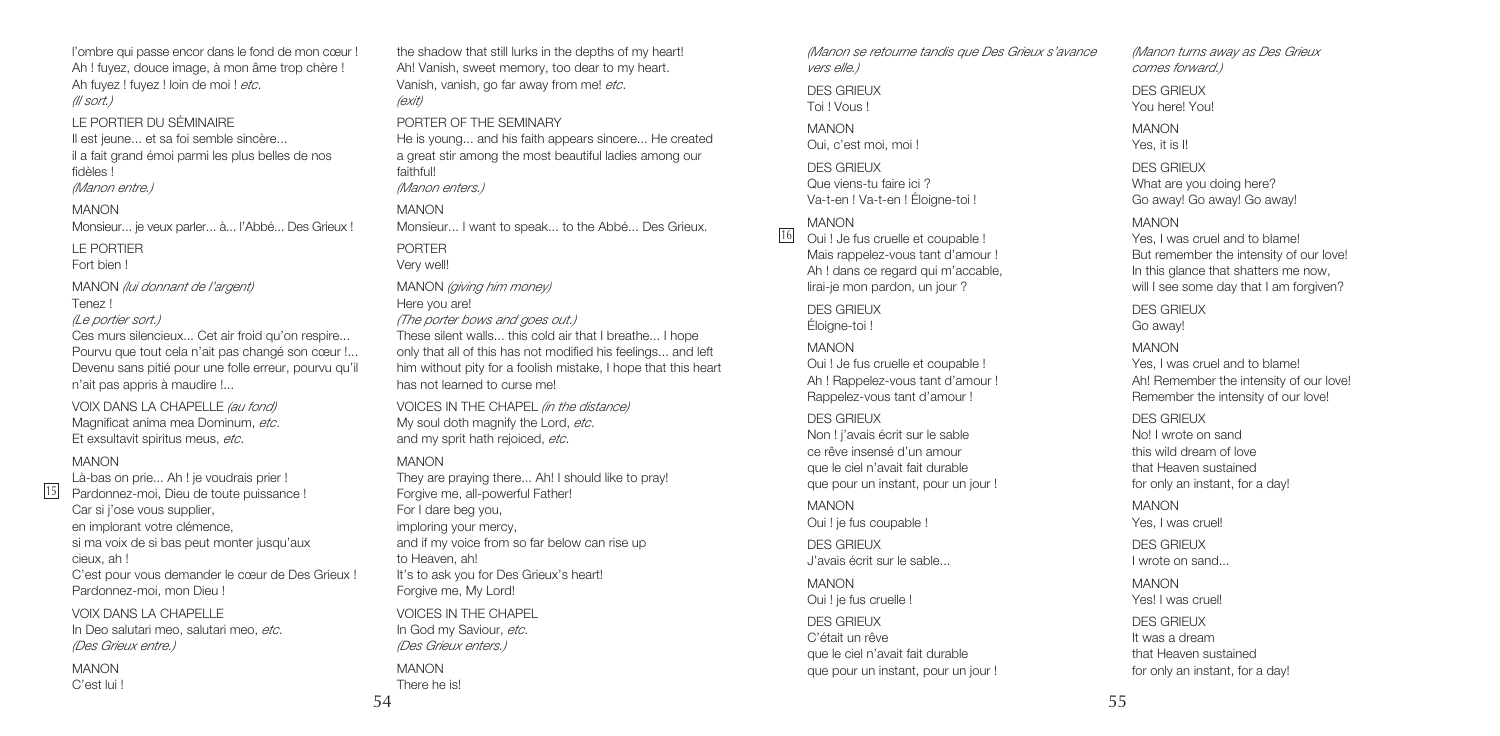l'ombre qui passe encor dans le fond de mon cœur !
Ah ! fuyez, douce image, à mon âme trop chère !
Ah fuyez ! fuyez ! loin de moi ! *etc.*
*(Il sort.)*

LE PORTIER DU SÉMINAIRE
Il est jeune... et sa foi semble sincère...
il a fait grand émoi parmi les plus belles de nos fidèles !
*(Manon entre.)*

MANON
Monsieur... je veux parler... à... l'Abbé... Des Grieux !

LE PORTIER
Fort bien !

MANON *(lui donnant de l'argent)*
Tenez !
*(Le portier sort.)*
Ces murs silencieux... Cet air froid qu'on respire...
Pourvu que tout cela n'ait pas changé son cœur !...
Devenu sans pitié pour une folle erreur, pourvu qu'il n'ait pas appris à maudire !...

VOIX DANS LA CHAPELLE *(au fond)*
Magnificat anima mea Dominum, *etc.*
Et exsultavit spiritus meus, *etc.*

MANON
Là-bas on prie... Ah ! je voudrais prier !
[15] Pardonnez-moi, Dieu de toute puissance !
Car si j'ose vous supplier,
en implorant votre clémence,
si ma voix de si bas peut monter jusqu'aux cieux, ah !
C'est pour vous demander le cœur de Des Grieux !
Pardonnez-moi, mon Dieu !

VOIX DANS LA CHAPELLE
In Deo salutari meo, salutari meo, *etc.*
*(Des Grieux entre.)*

MANON
C'est lui !

the shadow that still lurks in the depths of my heart!
Ah! Vanish, sweet memory, too dear to my heart.
Vanish, vanish, go far away from me! *etc.*
*(exit)*

PORTER OF THE SEMINARY
He is young... and his faith appears sincere... He created a great stir among the most beautiful ladies among our faithful!
*(Manon enters.)*

MANON
Monsieur... I want to speak... to the Abbé... Des Grieux.

PORTER
Very well!

MANON *(giving him money)*
Here you are!
*(The porter bows and goes out.)*
These silent walls... this cold air that I breathe... I hope only that all of this has not modified his feelings... and left him without pity for a foolish mistake, I hope that this heart has not learned to curse me!

VOICES IN THE CHAPEL *(in the distance)*
My soul doth magnify the Lord, *etc.*
and my sprit hath rejoiced, *etc.*

MANON
They are praying there... Ah! I should like to pray!
Forgive me, all-powerful Father!
For I dare beg you,
imploring your mercy,
and if my voice from so far below can rise up to Heaven, ah!
It's to ask you for Des Grieux's heart!
Forgive me, My Lord!

VOICES IN THE CHAPEL
In God my Saviour, *etc.*
*(Des Grieux enters.)*

MANON
There he is!

*(Manon se retourne tandis que Des Grieux s'avance vers elle.)*

DES GRIEUX
Toi ! Vous !

MANON
Oui, c'est moi, moi !

DES GRIEUX
Que viens-tu faire ici ?
Va-t-en ! Va-t-en ! Éloigne-toi !

MANON
[16] Oui ! Je fus cruelle et coupable !
Mais rappelez-vous tant d'amour !
Ah ! dans ce regard qui m'accable,
lirai-je mon pardon, un jour ?

DES GRIEUX
Éloigne-toi !

MANON
Oui ! Je fus cruelle et coupable !
Ah ! Rappelez-vous tant d'amour !
Rappelez-vous tant d'amour !

DES GRIEUX
Non ! j'avais écrit sur le sable
ce rêve insensé d'un amour
que le ciel n'avait fait durable
que pour un instant, pour un jour !

MANON
Oui ! je fus coupable !

DES GRIEUX
J'avais écrit sur le sable...

MANON
Oui ! je fus cruelle !

DES GRIEUX
C'était un rêve
que le ciel n'avait fait durable
que pour un instant, pour un jour !

*(Manon turns away as Des Grieux comes forward.)*

DES GRIEUX
You here! You!

MANON
Yes, it is I!

DES GRIEUX
What are you doing here?
Go away! Go away! Go away!

MANON
Yes, I was cruel and to blame!
But remember the intensity of our love!
In this glance that shatters me now,
will I see some day that I am forgiven?

DES GRIEUX
Go away!

MANON
Yes, I was cruel and to blame!
Ah! Remember the intensity of our love!
Remember the intensity of our love!

DES GRIEUX
No! I wrote on sand
this wild dream of love
that Heaven sustained
for only an instant, for a day!

MANON
Yes, I was cruel!

DES GRIEUX
I wrote on sand...

MANON
Yes! I was cruel!

DES GRIEUX
It was a dream
that Heaven sustained
for only an instant, for a day!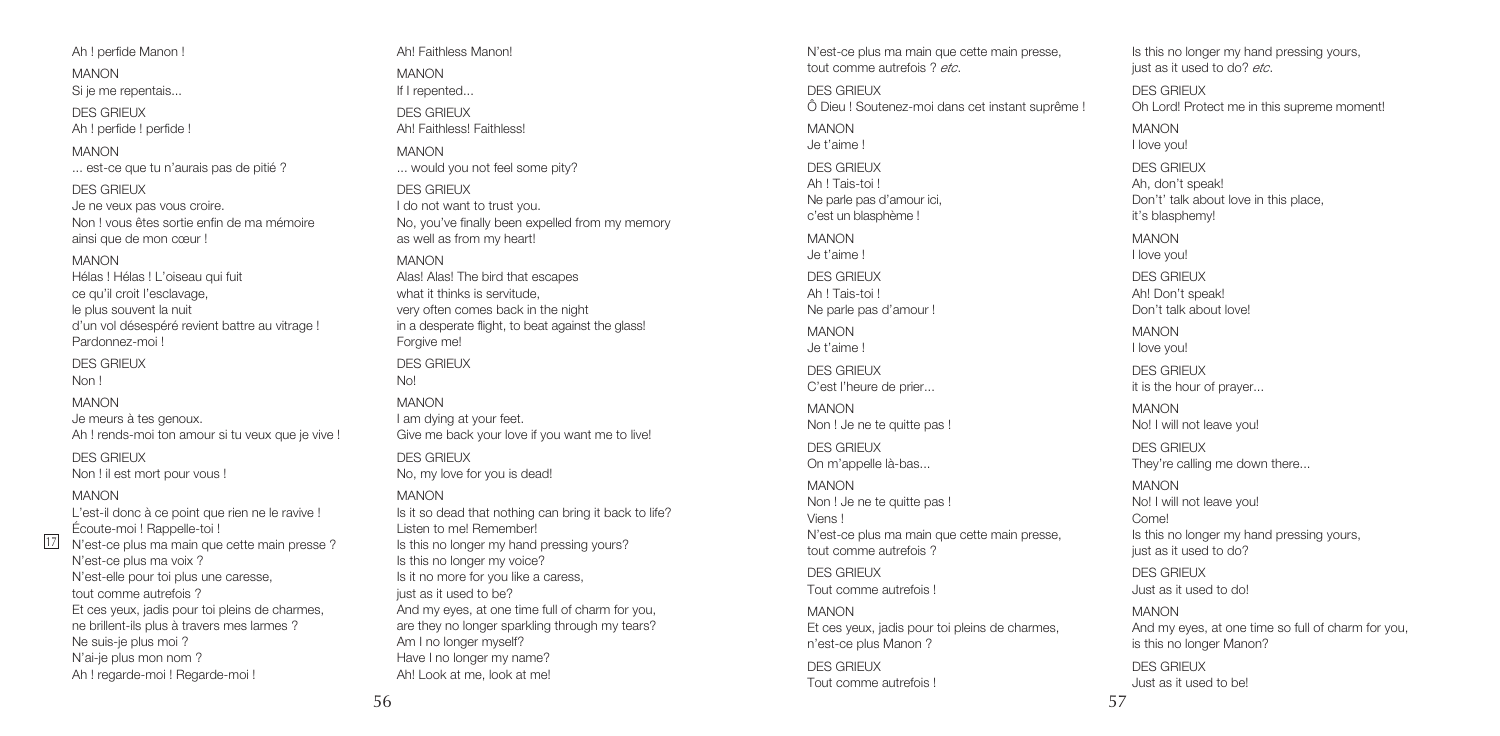Ah ! perfide Manon !

MANON
Si je me repentais...

DES GRIEUX
Ah ! perfide ! perfide !

MANON
... est-ce que tu n'aurais pas de pitié ?

DES GRIEUX
Je ne veux pas vous croire.
Non ! vous êtes sortie enfin de ma mémoire
ainsi que de mon cœur !

MANON
Hélas ! Hélas ! L'oiseau qui fuit
ce qu'il croit l'esclavage,
le plus souvent la nuit
d'un vol désespéré revient battre au vitrage !
Pardonnez-moi !

DES GRIEUX
Non !

MANON
Je meurs à tes genoux.
Ah ! rends-moi ton amour si tu veux que je vive !

DES GRIEUX
Non ! il est mort pour vous !

MANON
L'est-il donc à ce point que rien ne le ravive !
Écoute-moi ! Rappelle-toi !
[17] N'est-ce plus ma main que cette main presse ?
N'est-ce plus ma voix ?
N'est-elle pour toi plus une caresse,
tout comme autrefois ?
Et ces yeux, jadis pour toi pleins de charmes,
ne brillent-ils plus à travers mes larmes ?
Ne suis-je plus moi ?
N'ai-je plus mon nom ?
Ah ! regarde-moi ! Regarde-moi !

Ah! Faithless Manon!

MANON
If I repented...

DES GRIEUX
Ah! Faithless! Faithless!

MANON
... would you not feel some pity?

DES GRIEUX
I do not want to trust you.
No, you've finally been expelled from my memory
as well as from my heart!

MANON
Alas! Alas! The bird that escapes
what it thinks is servitude,
very often comes back in the night
in a desperate flight, to beat against the glass!
Forgive me!

DES GRIEUX
No!

MANON
I am dying at your feet.
Give me back your love if you want me to live!

DES GRIEUX
No, my love for you is dead!

MANON
Is it so dead that nothing can bring it back to life?
Listen to me! Remember!
Is this no longer my hand pressing yours?
Is this no longer my voice?
Is it no more for you like a caress,
just as it used to be?
And my eyes, at one time full of charm for you,
are they no longer sparkling through my tears?
Am I no longer myself?
Have I no longer my name?
Ah! Look at me, look at me!

N'est-ce plus ma main que cette main presse,
tout comme autrefois ? *etc.*

DES GRIEUX
Ô Dieu ! Soutenez-moi dans cet instant suprême !

MANON
Je t'aime !

DES GRIEUX
Ah ! Tais-toi !
Ne parle pas d'amour ici,
c'est un blasphème !

MANON
Je t'aime !

DES GRIEUX
Ah ! Tais-toi !
Ne parle pas d'amour !

MANON
Je t'aime !

DES GRIEUX
C'est l'heure de prier...

MANON
Non ! Je ne te quitte pas !

DES GRIEUX
On m'appelle là-bas...

MANON
Non ! Je ne te quitte pas !
Viens !
N'est-ce plus ma main que cette main presse,
tout comme autrefois ?

DES GRIEUX
Tout comme autrefois !

MANON
Et ces yeux, jadis pour toi pleins de charmes,
n'est-ce plus Manon ?

DES GRIEUX
Tout comme autrefois !

Is this no longer my hand pressing yours,
just as it used to do? *etc.*

DES GRIEUX
Oh Lord! Protect me in this supreme moment!

MANON
I love you!

DES GRIEUX
Ah, don't speak!
Don't' talk about love in this place,
it's blasphemy!

MANON
I love you!

DES GRIEUX
Ah! Don't speak!
Don't talk about love!

MANON
I love you!

DES GRIEUX
it is the hour of prayer...

MANON
No! I will not leave you!

DES GRIEUX
They're calling me down there...

MANON
No! I will not leave you!
Come!
Is this no longer my hand pressing yours,
just as it used to do?

DES GRIEUX
Just as it used to do!

MANON
And my eyes, at one time so full of charm for you,
is this no longer Manon?

DES GRIEUX
Just as it used to be!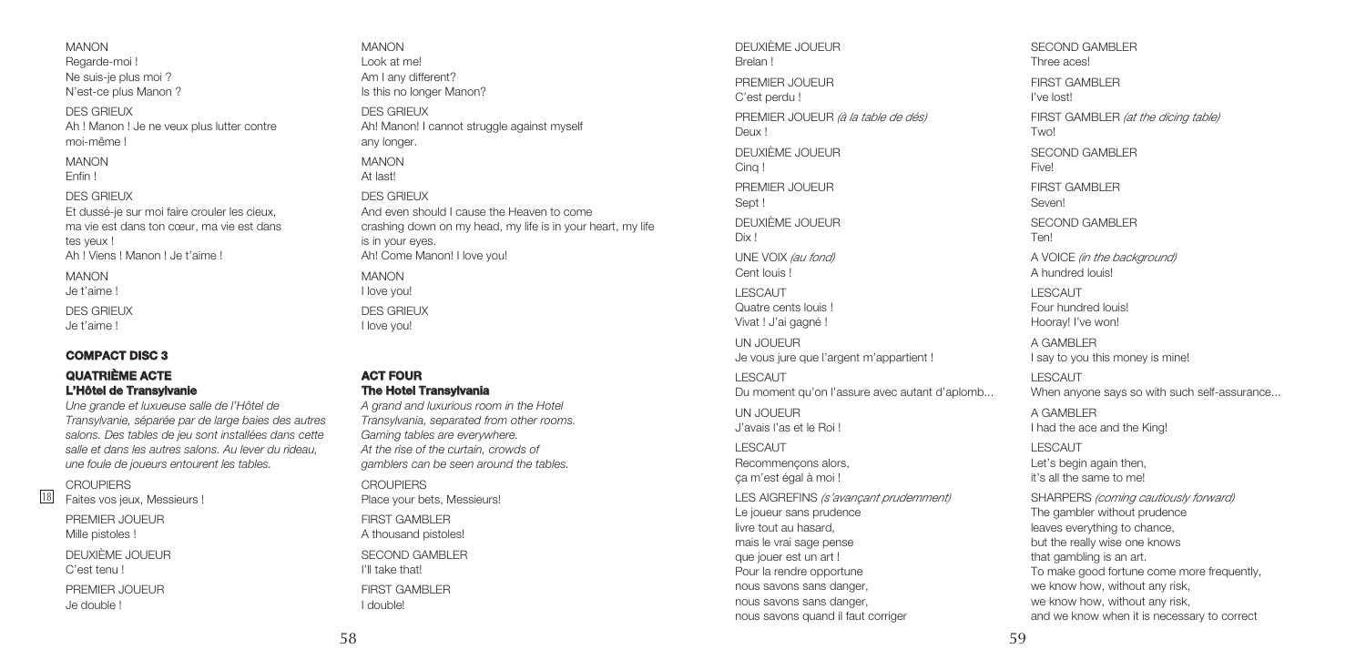MANON
Regarde-moi !
Ne suis-je plus moi ?
N'est-ce plus Manon ?

DES GRIEUX
Ah ! Manon ! Je ne veux plus lutter contre moi-même !

MANON
Enfin !

DES GRIEUX
Et dussé-je sur moi faire crouler les cieux, ma vie est dans ton cœur, ma vie est dans tes yeux !
Ah ! Viens ! Manon ! Je t'aime !

MANON
Je t'aime !

DES GRIEUX
Je t'aime !

**COMPACT DISC 3**

### QUATRIÈME ACTE
### L'Hôtel de Transylvanie

*Une grande et luxueuse salle de l'Hôtel de Transylvanie, séparée par de large baies des autres salons. Des tables de jeu sont installées dans cette salle et dans les autres salons. Au lever du rideau, une foule de joueurs entourent les tables.*

18

CROUPIERS
Faites vos jeux, Messieurs !

PREMIER JOUEUR
Mille pistoles !

DEUXIÈME JOUEUR
C'est tenu !

PREMIER JOUEUR
Je double !

MANON
Look at me!
Am I any different?
Is this no longer Manon?

DES GRIEUX
Ah! Manon! I cannot struggle against myself any longer.

MANON
At last!

DES GRIEUX
And even should I cause the Heaven to come crashing down on my head, my life is in your heart, my life is in your eyes.
Ah! Come Manon! I love you!

MANON
I love you!

DES GRIEUX
I love you!

### ACT FOUR
### The Hotel Transylvania

*A grand and luxurious room in the Hotel Transylvania, separated from other rooms. Gaming tables are everywhere. At the rise of the curtain, crowds of gamblers can be seen around the tables.*

CROUPIERS
Place your bets, Messieurs!

FIRST GAMBLER
A thousand pistoles!

SECOND GAMBLER
I'll take that!

FIRST GAMBLER
I double!

DEUXIÈME JOUEUR
Brelan !

PREMIER JOUEUR
C'est perdu !

PREMIER JOUEUR *(à la table de dés)*
Deux !

DEUXIÈME JOUEUR
Cinq !

PREMIER JOUEUR
Sept !

DEUXIÈME JOUEUR
Dix !

UNE VOIX *(au fond)*
Cent louis !

LESCAUT
Quatre cents louis !
Vivat ! J'ai gagné !

UN JOUEUR
Je vous jure que l'argent m'appartient !

LESCAUT
Du moment qu'on l'assure avec autant d'aplomb...

UN JOUEUR
J'avais l'as et le Roi !

LESCAUT
Recommençons alors,
ça m'est égal à moi !

LES AIGREFINS *(s'avançant prudemment)*
Le joueur sans prudence
livre tout au hasard,
mais le vrai sage pense
que jouer est un art !
Pour la rendre opportune
nous savons sans danger,
nous savons sans danger,
nous savons quand il faut corriger

SECOND GAMBLER
Three aces!

FIRST GAMBLER
I've lost!

FIRST GAMBLER *(at the dicing table)*
Two!

SECOND GAMBLER
Five!

FIRST GAMBLER
Seven!

SECOND GAMBLER
Ten!

A VOICE *(in the background)*
A hundred louis!

LESCAUT
Four hundred louis!
Hooray! I've won!

A GAMBLER
I say to you this money is mine!

LESCAUT
When anyone says so with such self-assurance...

A GAMBLER
I had the ace and the King!

LESCAUT
Let's begin again then,
it's all the same to me!

SHARPERS *(coming cautiously forward)*
The gambler without prudence
leaves everything to chance,
but the really wise one knows
that gambling is an art.
To make good fortune come more frequently,
we know how, without any risk,
we know how, without any risk,
and we know when it is necessary to correct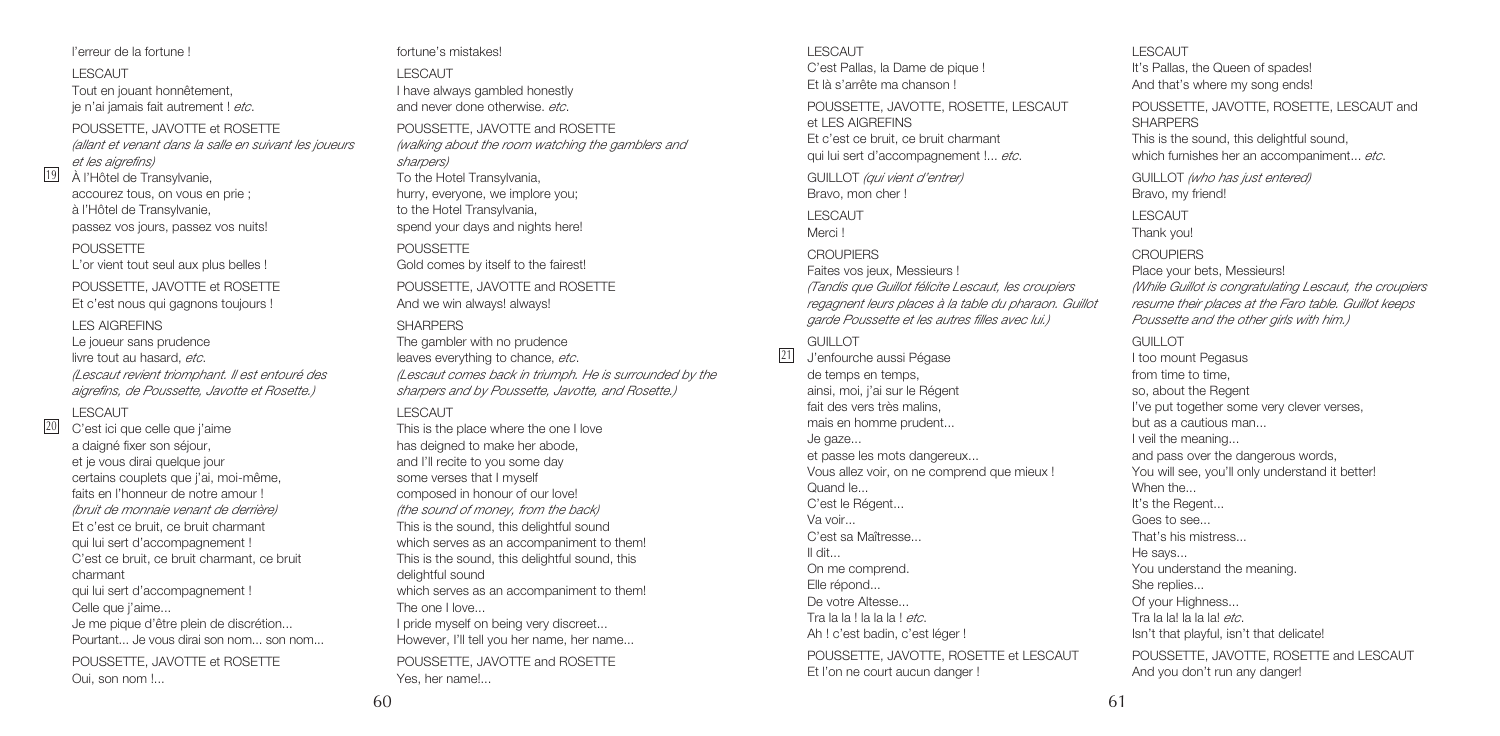l'erreur de la fortune !

LESCAUT
Tout en jouant honnêtement,
je n'ai jamais fait autrement ! *etc.*

POUSSETTE, JAVOTTE et ROSETTE
*(allant et venant dans la salle en suivant les joueurs et les aigrefins)*

19 À l'Hôtel de Transylvanie,
accourez tous, on vous en prie ;
à l'Hôtel de Transylvanie,
passez vos jours, passez vos nuits!

POUSSETTE
L'or vient tout seul aux plus belles !

POUSSETTE, JAVOTTE et ROSETTE
Et c'est nous qui gagnons toujours !

LES AIGREFINS
Le joueur sans prudence
livre tout au hasard, *etc.*
*(Lescaut revient triomphant. Il est entouré des aigrefins, de Poussette, Javotte et Rosette.)*

LESCAUT
20 C'est ici que celle que j'aime
a daigné fixer son séjour,
et je vous dirai quelque jour
certains couplets que j'ai, moi-même,
faits en l'honneur de notre amour !
*(bruit de monnaie venant de derrière)*
Et c'est ce bruit, ce bruit charmant
qui lui sert d'accompagnement !
C'est ce bruit, ce bruit charmant, ce bruit charmant
qui lui sert d'accompagnement !
Celle que j'aime...
Je me pique d'être plein de discrétion...
Pourtant... Je vous dirai son nom... son nom...

POUSSETTE, JAVOTTE et ROSETTE
Oui, son nom !...

fortune's mistakes!

LESCAUT
I have always gambled honestly
and never done otherwise. *etc.*

POUSSETTE, JAVOTTE and ROSETTE
*(walking about the room watching the gamblers and sharpers)*
To the Hotel Transylvania,
hurry, everyone, we implore you;
to the Hotel Transylvania,
spend your days and nights here!

POUSSETTE
Gold comes by itself to the fairest!

POUSSETTE, JAVOTTE and ROSETTE
And we win always! always!

SHARPERS
The gambler with no prudence
leaves everything to chance, *etc.*
*(Lescaut comes back in triumph. He is surrounded by the sharpers and by Poussette, Javotte, and Rosette.)*

LESCAUT
This is the place where the one I love
has deigned to make her abode,
and I'll recite to you some day
some verses that I myself
composed in honour of our love!
*(the sound of money, from the back)*
This is the sound, this delightful sound
which serves as an accompaniment to them!
This is the sound, this delightful sound, this delightful sound
which serves as an accompaniment to them!
The one I love...
I pride myself on being very discreet...
However, I'll tell you her name, her name...

POUSSETTE, JAVOTTE and ROSETTE
Yes, her name!...

LESCAUT
C'est Pallas, la Dame de pique !
Et là s'arrête ma chanson !

POUSSETTE, JAVOTTE, ROSETTE, LESCAUT et LES AIGREFINS
Et c'est ce bruit, ce bruit charmant
qui lui sert d'accompagnement !... *etc.*

GUILLOT *(qui vient d'entrer)*
Bravo, mon cher !

LESCAUT
Merci !

CROUPIERS
Faites vos jeux, Messieurs !
*(Tandis que Guillot félicite Lescaut, les croupiers regagnent leurs places à la table du pharaon. Guillot garde Poussette et les autres filles avec lui.)*

GUILLOT
21 J'enfourche aussi Pégase
de temps en temps,
ainsi, moi, j'ai sur le Régent
fait des vers très malins,
mais en homme prudent...
Je gaze...
et passe les mots dangereux...
Vous allez voir, on ne comprend que mieux !
Quand le...
C'est le Régent...
Va voir...
C'est sa Maîtresse...
Il dit...
On me comprend.
Elle répond...
De votre Altesse...
Tra la la ! la la la ! *etc.*
Ah ! c'est badin, c'est léger !

POUSSETTE, JAVOTTE, ROSETTE et LESCAUT
Et l'on ne court aucun danger !

LESCAUT
It's Pallas, the Queen of spades!
And that's where my song ends!

POUSSETTE, JAVOTTE, ROSETTE, LESCAUT and SHARPERS
This is the sound, this delightful sound,
which furnishes her an accompaniment... *etc.*

GUILLOT *(who has just entered)*
Bravo, my friend!

LESCAUT
Thank you!

CROUPIERS
Place your bets, Messieurs!
*(While Guillot is congratulating Lescaut, the croupiers resume their places at the Faro table. Guillot keeps Poussette and the other girls with him.)*

GUILLOT
I too mount Pegasus
from time to time,
so, about the Regent
I've put together some very clever verses,
but as a cautious man...
I veil the meaning...
and pass over the dangerous words,
You will see, you'll only understand it better!
When the...
It's the Regent...
Goes to see...
That's his mistress...
He says...
You understand the meaning.
She replies...
Of your Highness...
Tra la la! la la la! *etc.*
Isn't that playful, isn't that delicate!

POUSSETTE, JAVOTTE, ROSETTE and LESCAUT
And you don't run any danger!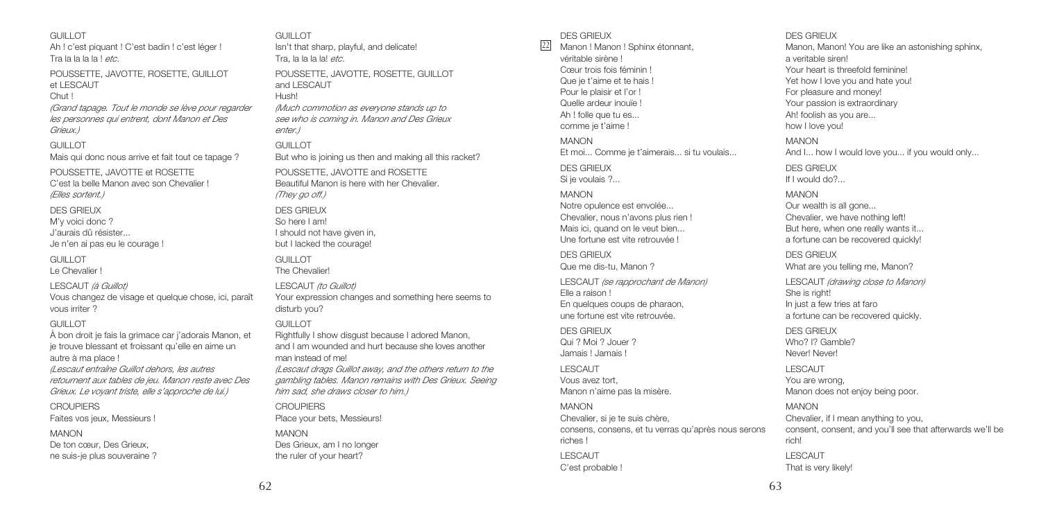GUILLOT
Ah ! c'est piquant ! C'est badin ! c'est léger !
Tra la la la la ! *etc.*

POUSSETTE, JAVOTTE, ROSETTE, GUILLOT et LESCAUT
Chut !
*(Grand tapage. Tout le monde se lève pour regarder les personnes qui entrent, dont Manon et Des Grieux.)*

GUILLOT
Mais qui donc nous arrive et fait tout ce tapage ?

POUSSETTE, JAVOTTE et ROSETTE
C'est la belle Manon avec son Chevalier !
*(Elles sortent.)*

DES GRIEUX
M'y voici donc ?
J'aurais dû résister...
Je n'en ai pas eu le courage !

GUILLOT
Le Chevalier !

LESCAUT *(à Guillot)*
Vous changez de visage et quelque chose, ici, paraît vous irriter ?

GUILLOT
À bon droit je fais la grimace car j'adorais Manon, et je trouve blessant et froissant qu'elle en aime un autre à ma place !
*(Lescaut entraîne Guillot dehors, les autres retournent aux tables de jeu. Manon reste avec Des Grieux. Le voyant triste, elle s'approche de lui.)*

CROUPIERS
Faites vos jeux, Messieurs !

MANON
De ton cœur, Des Grieux,
ne suis-je plus souveraine ?

GUILLOT
Isn't that sharp, playful, and delicate!
Tra, la la la la! *etc.*

POUSSETTE, JAVOTTE, ROSETTE, GUILLOT and LESCAUT
Hush!
*(Much commotion as everyone stands up to see who is coming in. Manon and Des Grieux enter.)*

GUILLOT
But who is joining us then and making all this racket?

POUSSETTE, JAVOTTE and ROSETTE
Beautiful Manon is here with her Chevalier.
*(They go off.)*

DES GRIEUX
So here I am!
I should not have given in,
but I lacked the courage!

GUILLOT
The Chevalier!

LESCAUT *(to Guillot)*
Your expression changes and something here seems to disturb you?

GUILLOT
Rightfully I show disgust because I adored Manon, and I am wounded and hurt because she loves another man instead of me!
*(Lescaut drags Guillot away, and the others return to the gambling tables. Manon remains with Des Grieux. Seeing him sad, she draws closer to him.)*

CROUPIERS
Place your bets, Messieurs!

MANON
Des Grieux, am I no longer
the ruler of your heart?

[22]

DES GRIEUX
Manon ! Manon ! Sphinx étonnant,
véritable sirène !
Cœur trois fois féminin !
Que je t'aime et te hais !
Pour le plaisir et l'or !
Quelle ardeur inouïe !
Ah ! folle que tu es...
comme je t'aime !

MANON
Et moi... Comme je t'aimerais... si tu voulais...

DES GRIEUX
Si je voulais ?...

MANON
Notre opulence est envolée...
Chevalier, nous n'avons plus rien !
Mais ici, quand on le veut bien...
Une fortune est vite retrouvée !

DES GRIEUX
Que me dis-tu, Manon ?

LESCAUT *(se rapprochant de Manon)*
Elle a raison !
En quelques coups de pharaon,
une fortune est vite retrouvée.

DES GRIEUX
Qui ? Moi ? Jouer ?
Jamais ! Jamais !

LESCAUT
Vous avez tort,
Manon n'aime pas la misère.

MANON
Chevalier, si je te suis chère,
consens, consens, et tu verras qu'après nous serons riches !

LESCAUT
C'est probable !

DES GRIEUX
Manon, Manon! You are like an astonishing sphinx,
a veritable siren!
Your heart is threefold feminine!
Yet how I love you and hate you!
For pleasure and money!
Your passion is extraordinary
Ah! foolish as you are...
how I love you!

MANON
And I... how I would love you... if you would only...

DES GRIEUX
If I would do?...

MANON
Our wealth is all gone...
Chevalier, we have nothing left!
But here, when one really wants it...
a fortune can be recovered quickly!

DES GRIEUX
What are you telling me, Manon?

LESCAUT *(drawing close to Manon)*
She is right!
In just a few tries at faro
a fortune can be recovered quickly.

DES GRIEUX
Who? I? Gamble?
Never! Never!

LESCAUT
You are wrong,
Manon does not enjoy being poor.

MANON
Chevalier, if I mean anything to you,
consent, consent, and you'll see that afterwards we'll be rich!

LESCAUT
That is very likely!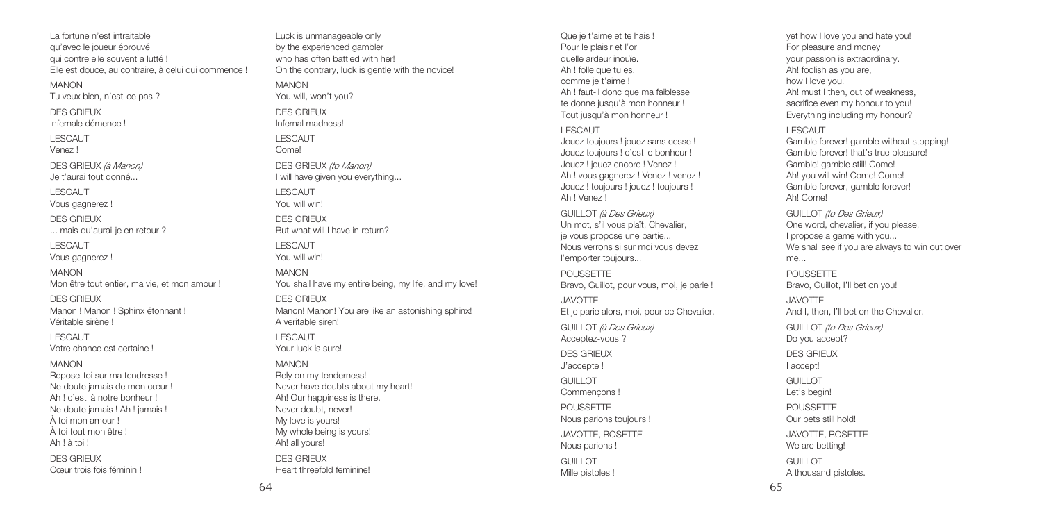La fortune n'est intraitable
qu'avec le joueur éprouvé
qui contre elle souvent a lutté !
Elle est douce, au contraire, à celui qui commence !

MANON
Tu veux bien, n'est-ce pas ?

DES GRIEUX
Infernale démence !

LESCAUT
Venez !

DES GRIEUX *(à Manon)*
Je t'aurai tout donné...

LESCAUT
Vous gagnerez !

DES GRIEUX
... mais qu'aurai-je en retour ?

LESCAUT
Vous gagnerez !

MANON
Mon être tout entier, ma vie, et mon amour !

DES GRIEUX
Manon ! Manon ! Sphinx étonnant !
Véritable sirène !

LESCAUT
Votre chance est certaine !

MANON
Repose-toi sur ma tendresse !
Ne doute jamais de mon cœur !
Ah ! c'est là notre bonheur !
Ne doute jamais ! Ah ! jamais !
À toi mon amour !
À toi tout mon être !
Ah ! à toi !

DES GRIEUX
Cœur trois fois féminin !

Luck is unmanageable only
by the experienced gambler
who has often battled with her!
On the contrary, luck is gentle with the novice!

MANON
You will, won't you?

DES GRIEUX
Infernal madness!

LESCAUT
Come!

DES GRIEUX *(to Manon)*
I will have given you everything...

LESCAUT
You will win!

DES GRIEUX
But what will I have in return?

LESCAUT
You will win!

MANON
You shall have my entire being, my life, and my love!

DES GRIEUX
Manon! Manon! You are like an astonishing sphinx!
A veritable siren!

LESCAUT
Your luck is sure!

MANON
Rely on my tenderness!
Never have doubts about my heart!
Ah! Our happiness is there.
Never doubt, never!
My love is yours!
My whole being is yours!
Ah! all yours!

DES GRIEUX
Heart threefold feminine!

Que je t'aime et te hais !
Pour le plaisir et l'or
quelle ardeur inouïe.
Ah ! folle que tu es,
comme je t'aime !
Ah ! faut-il donc que ma faiblesse
te donne jusqu'à mon honneur !
Tout jusqu'à mon honneur !

LESCAUT
Jouez toujours ! jouez sans cesse !
Jouez toujours ! c'est le bonheur !
Jouez ! jouez encore ! Venez !
Ah ! vous gagnerez ! Venez ! venez !
Jouez ! toujours ! jouez ! toujours !
Ah ! Venez !

GUILLOT *(à Des Grieux)*
Un mot, s'il vous plaît, Chevalier,
je vous propose une partie...
Nous verrons si sur moi vous devez
l'emporter toujours...

POUSSETTE
Bravo, Guillot, pour vous, moi, je parie !

JAVOTTE
Et je parie alors, moi, pour ce Chevalier.

GUILLOT *(à Des Grieux)*
Acceptez-vous ?

DES GRIEUX
J'accepte !

GUILLOT
Commençons !

POUSSETTE
Nous parions toujours !

JAVOTTE, ROSETTE
Nous parions !

GUILLOT
Mille pistoles !

yet how I love you and hate you!
For pleasure and money
your passion is extraordinary.
Ah! foolish as you are,
how I love you!
Ah! must I then, out of weakness,
sacrifice even my honour to you!
Everything including my honour?

LESCAUT
Gamble forever! gamble without stopping!
Gamble forever! that's true pleasure!
Gamble! gamble still! Come!
Ah! you will win! Come! Come!
Gamble forever, gamble forever!
Ah! Come!

GUILLOT *(to Des Grieux)*
One word, chevalier, if you please,
I propose a game with you...
We shall see if you are always to win out over me...

POUSSETTE
Bravo, Guillot, I'll bet on you!

JAVOTTE
And I, then, I'll bet on the Chevalier.

GUILLOT *(to Des Grieux)*
Do you accept?

DES GRIEUX
I accept!

GUILLOT
Let's begin!

POUSSETTE
Our bets still hold!

JAVOTTE, ROSETTE
We are betting!

GUILLOT
A thousand pistoles.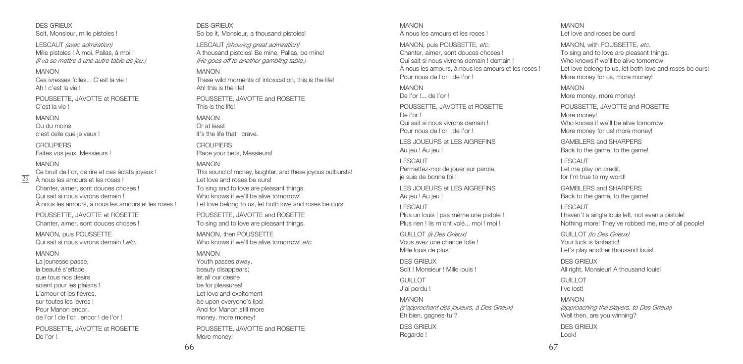DES GRIEUX
Soit, Monsieur, mille pistoles !

LESCAUT *(avec admiration)*
Mille pistoles ! À moi, Pallas, à moi !
*(Il va se mettre à une autre table de jeu.)*

MANON
Ces ivresses folles... C'est la vie !
Ah ! c'est la vie !

POUSSETTE, JAVOTTE et ROSETTE
C'est la vie !

MANON
Ou du moins
c'est celle que je veux !

CROUPIERS
Faites vos jeux, Messieurs !

MANON
Ce bruit de l'or, ce rire et ces éclats joyeux !
[23] À nous les amours et les roses !
Chanter, aimer, sont douces choses !
Qui sait si nous vivrons demain !
À nous les amours, à nous les amours et les roses !

POUSSETTE, JAVOTTE et ROSETTE
Chanter, aimer, sont douces choses !

MANON, puis POUSSETTE
Qui sait si nous vivrons demain ! *etc.*

MANON
La jeunesse passe,
la beauté s'efface ;
que tous nos désirs
soient pour les plaisirs !
L'amour et les fièvres,
sur toutes les lèvres !
Pour Manon encor,
de l'or ! de l'or ! encor ! de l'or !

POUSSETTE, JAVOTTE et ROSETTE
De l'or !

DES GRIEUX
So be it, Monsieur, a thousand pistoles!

LESCAUT *(showing great admiration)*
A thousand pistoles! Be mine, Pallas, be mine!
*(He goes off to another gambling table.)*

MANON
These wild moments of intoxication, this is the life!
Ah! this is the life!

POUSSETTE, JAVOTTE and ROSETTE
This is the life!

MANON
Or at least
it's the life that I crave.

CROUPIERS
Place your bets, Messieurs!

MANON
This sound of money, laughter, and these joyous outbursts!
Let love and roses be ours!
To sing and to love are pleasant things.
Who knows if we'll be alive tomorrow!
Let love belong to us, let both love and roses be ours!

POUSSETTE, JAVOTTE and ROSETTE
To sing and to love are pleasant things.

MANON, then POUSSETTE
Who knows if we'll be alive tomorrow! *etc.*

MANON
Youth passes away,
beauty disappears;
let all our desire
be for pleasures!
Let love and excitement
be upon everyone's lips!
And for Manon still more
money, more money!

POUSSETTE, JAVOTTE and ROSETTE
More money!

MANON
À nous les amours et les roses !

MANON, puis POUSSETTE, *etc.*
Chanter, aimer, sont douces choses !
Qui sait si nous vivrons demain ! demain !
À nous les amours, à nous les amours et les roses !
Pour nous de l'or ! de l'or !

MANON
De l'or !... de l'or !

POUSSETTE, JAVOTTE et ROSETTE
De l'or !
Qui sait si nous vivrons demain !
Pour nous de l'or ! de l'or !

LES JOUEURS et LES AIGREFINS
Au jeu ! Au jeu !

LESCAUT
Permettez-moi de jouer sur parole,
je suis de bonne foi !

LES JOUEURS et LES AIGREFINS
Au jeu ! Au jeu !

LESCAUT
Plus un louis ! pas même une pistole !
Plus rien ! ils m'ont volé... moi ! moi !

GUILLOT *(à Des Grieux)*
Vous avez une chance folle !
Mille louis de plus !

DES GRIEUX
Soit ! Monsieur ! Mille louis !

GUILLOT
J'ai perdu !

MANON
*(s'approchant des joueurs, à Des Grieux)*
Eh bien, gagnes-tu ?

DES GRIEUX
Regarde !

MANON
Let love and roses be ours!

MANON, with POUSSETTE, *etc.*
To sing and to love are pleasant things.
Who knows if we'll be alive tomorrow!
Let love belong to us, let both love and roses be ours!
More money for us, more money!

MANON
More money, more money!

POUSSETTE, JAVOTTE and ROSETTE
More money!
Who knows if we'll be alive tomorrow!
More money for us! more money!

GAMBLERS and SHARPERS
Back to the game, to the game!

LESCAUT
Let me play on credit,
for I'm true to my word!

GAMBLERS and SHARPERS
Back to the game, to the game!

LESCAUT
I haven't a single louis left, not even a pistole!
Nothing more! They've robbed me, me of all people!

GUILLOT *(to Des Grieux)*
Your luck is fantastic!
Let's play another thousand louis!

DES GRIEUX
All right, Monsieur! A thousand louis!

GUILLOT
I've lost!

MANON
*(approaching the players, to Des Grieux)*
Well then, are you winning?

DES GRIEUX
Look!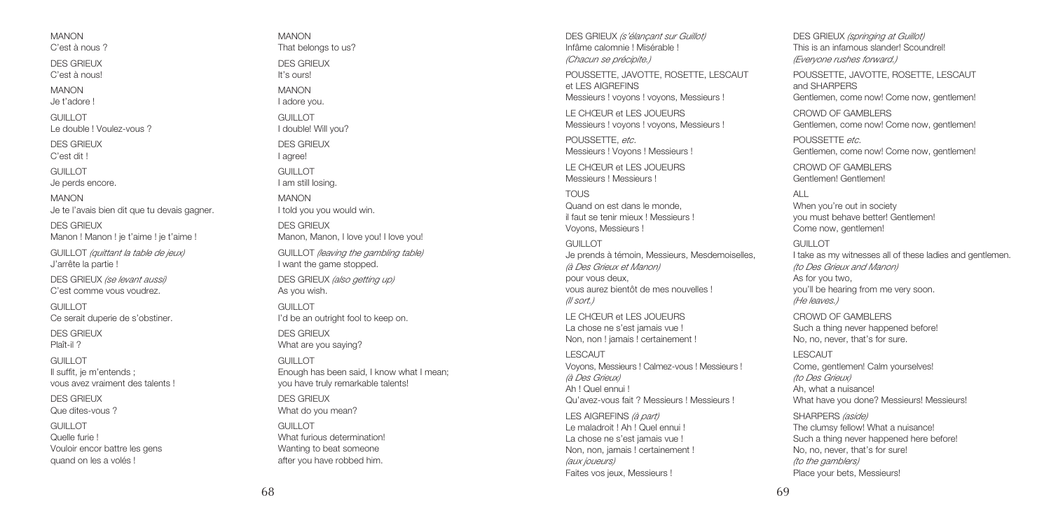MANON
C'est à nous ?

DES GRIEUX
C'est à nous!

MANON
Je t'adore !

GUILLOT
Le double ! Voulez-vous ?

DES GRIEUX
C'est dit !

GUILLOT
Je perds encore.

MANON
Je te l'avais bien dit que tu devais gagner.

DES GRIEUX
Manon ! Manon ! je t'aime ! je t'aime !

GUILLOT *(quittant la table de jeux)*
J'arrête la partie !

DES GRIEUX *(se levant aussi)*
C'est comme vous voudrez.

GUILLOT
Ce serait duperie de s'obstiner.

DES GRIEUX
Plaît-il ?

GUILLOT
Il suffit, je m'entends ;
vous avez vraiment des talents !

DES GRIEUX
Que dites-vous ?

GUILLOT
Quelle furie !
Vouloir encor battre les gens
quand on les a volés !

MANON
That belongs to us?

DES GRIEUX
It's ours!

MANON
I adore you.

GUILLOT
I double! Will you?

DES GRIEUX
I agree!

GUILLOT
I am still losing.

MANON
I told you you would win.

DES GRIEUX
Manon, Manon, I love you! I love you!

GUILLOT *(leaving the gambling table)*
I want the game stopped.

DES GRIEUX *(also getting up)*
As you wish.

GUILLOT
I'd be an outright fool to keep on.

DES GRIEUX
What are you saying?

GUILLOT
Enough has been said, I know what I mean;
you have truly remarkable talents!

DES GRIEUX
What do you mean?

GUILLOT
What furious determination!
Wanting to beat someone
after you have robbed him.

DES GRIEUX *(s'élançant sur Guillot)*
Infâme calomnie ! Misérable !
*(Chacun se précipite.)*

POUSSETTE, JAVOTTE, ROSETTE, LESCAUT
et LES AIGREFINS
Messieurs ! voyons ! voyons, Messieurs !

LE CHŒUR et LES JOUEURS
Messieurs ! voyons ! voyons, Messieurs !

POUSSETTE, *etc.*
Messieurs ! Voyons ! Messieurs !

LE CHŒUR et LES JOUEURS
Messieurs ! Messieurs !

TOUS
Quand on est dans le monde,
il faut se tenir mieux ! Messieurs !
Voyons, Messieurs !

GUILLOT
Je prends à témoin, Messieurs, Mesdemoiselles,
*(à Des Grieux et Manon)*
pour vous deux,
vous aurez bientôt de mes nouvelles !
*(Il sort.)*

LE CHŒUR et LES JOUEURS
La chose ne s'est jamais vue !
Non, non ! jamais ! certainement !

LESCAUT
Voyons, Messieurs ! Calmez-vous ! Messieurs !
*(à Des Grieux)*
Ah ! Quel ennui !
Qu'avez-vous fait ? Messieurs ! Messieurs !

LES AIGREFINS *(à part)*
Le maladroit ! Ah ! Quel ennui !
La chose ne s'est jamais vue !
Non, non, jamais ! certainement !
*(aux joueurs)*
Faites vos jeux, Messieurs !

DES GRIEUX *(springing at Guillot)*
This is an infamous slander! Scoundrel!
*(Everyone rushes forward.)*

POUSSETTE, JAVOTTE, ROSETTE, LESCAUT
and SHARPERS
Gentlemen, come now! Come now, gentlemen!

CROWD OF GAMBLERS
Gentlemen, come now! Come now, gentlemen!

POUSSETTE *etc.*
Gentlemen, come now! Come now, gentlemen!

CROWD OF GAMBLERS
Gentlemen! Gentlemen!

ALL
When you're out in society
you must behave better! Gentlemen!
Come now, gentlemen!

GUILLOT
I take as my witnesses all of these ladies and gentlemen.
*(to Des Grieux and Manon)*
As for you two,
you'll be hearing from me very soon.
*(He leaves.)*

CROWD OF GAMBLERS
Such a thing never happened before!
No, no, never, that's for sure.

LESCAUT
Come, gentlemen! Calm yourselves!
*(to Des Grieux)*
Ah, what a nuisance!
What have you done? Messieurs! Messieurs!

SHARPERS *(aside)*
The clumsy fellow! What a nuisance!
Such a thing never happened here before!
No, no, never, that's for sure!
*(to the gamblers)*
Place your bets, Messieurs!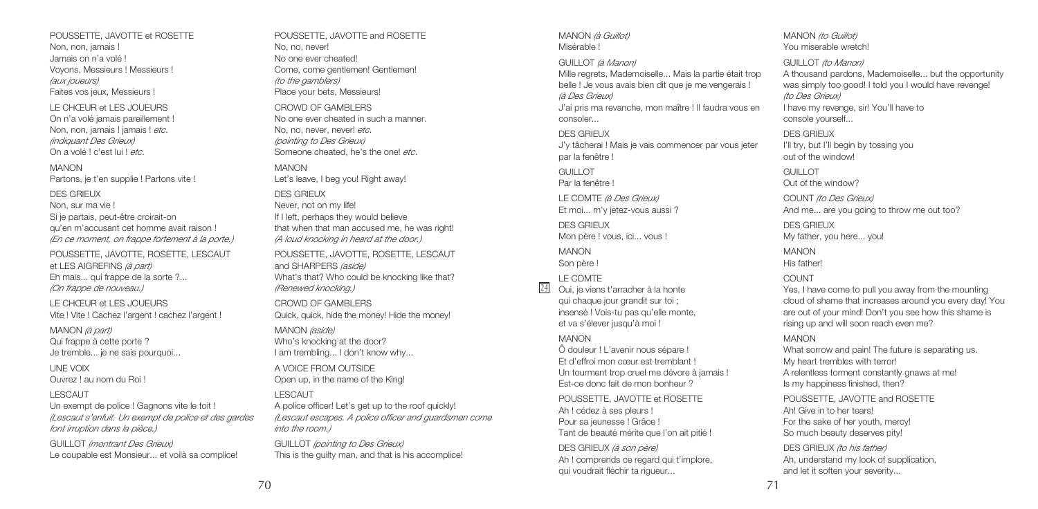POUSSETTE, JAVOTTE et ROSETTE
Non, non, jamais !
Jamais on n'a volé !
Voyons, Messieurs ! Messieurs !
*(aux joueurs)*
Faites vos jeux, Messieurs !

LE CHŒUR et LES JOUEURS
On n'a volé jamais pareillement !
Non, non, jamais ! jamais ! *etc.*
*(indiquant Des Grieux)*
On a volé ! c'est lui ! *etc.*

MANON
Partons, je t'en supplie ! Partons vite !

DES GRIEUX
Non, sur ma vie !
Si je partais, peut-être croirait-on
qu'en m'accusant cet homme avait raison !
*(En ce moment, on frappe fortement à la porte.)*

POUSSETTE, JAVOTTE, ROSETTE, LESCAUT
et LES AIGREFINS *(à part)*
Eh mais... qui frappe de la sorte ?...
*(On frappe de nouveau.)*

LE CHŒUR et LES JOUEURS
Vite ! Vite ! Cachez l'argent ! cachez l'argent !

MANON *(à part)*
Qui frappe à cette porte ?
Je tremble... je ne sais pourquoi...

UNE VOIX
Ouvrez ! au nom du Roi !

LESCAUT
Un exempt de police ! Gagnons vite le toit !
*(Lescaut s'enfuit. Un exempt de police et des gardes font irruption dans la pièce.)*

GUILLOT *(montrant Des Grieux)*
Le coupable est Monsieur... et voilà sa complice!

POUSSETTE, JAVOTTE and ROSETTE
No, no, never!
No one ever cheated!
Come, come gentlemen! Gentlemen!
*(to the gamblers)*
Place your bets, Messieurs!

CROWD OF GAMBLERS
No one ever cheated in such a manner.
No, no, never, never! *etc.*
*(pointing to Des Grieux)*
Someone cheated, he's the one! *etc.*

MANON
Let's leave, I beg you! Right away!

DES GRIEUX
Never, not on my life!
If I left, perhaps they would believe
that when that man accused me, he was right!
*(A loud knocking in heard at the door.)*

POUSSETTE, JAVOTTE, ROSETTE, LESCAUT
and SHARPERS *(aside)*
What's that? Who could be knocking like that?
*(Renewed knocking.)*

CROWD OF GAMBLERS
Quick, quick, hide the money! Hide the money!

MANON *(aside)*
Who's knocking at the door?
I am trembling... I don't know why...

A VOICE FROM OUTSIDE
Open up, in the name of the King!

LESCAUT
A police officer! Let's get up to the roof quickly!
*(Lescaut escapes. A police officer and guardsmen come into the room.)*

GUILLOT *(pointing to Des Grieux)*
This is the guilty man, and that is his accomplice!

MANON *(à Guillot)*
Misérable !

GUILLOT *(à Manon)*
Mille regrets, Mademoiselle... Mais la partie était trop belle ! Je vous avais bien dit que je me vengerais !
*(à Des Grieux)*
J'ai pris ma revanche, mon maître ! Il faudra vous en consoler...

DES GRIEUX
J'y tâcherai ! Mais je vais commencer par vous jeter par la fenêtre !

GUILLOT
Par la fenêtre !

LE COMTE *(à Des Grieux)*
Et moi... m'y jetez-vous aussi ?

DES GRIEUX
Mon père ! vous, ici... vous !

MANON
Son père !

LE COMTE
[24] Oui, je viens t'arracher à la honte
qui chaque jour grandit sur toi ;
insensé ! Vois-tu pas qu'elle monte,
et va s'élever jusqu'à moi !

MANON
Ô douleur ! L'avenir nous sépare !
Et d'effroi mon cœur est tremblant !
Un tourment trop cruel me dévore à jamais !
Est-ce donc fait de mon bonheur ?

POUSSETTE, JAVOTTE et ROSETTE
Ah ! cédez à ses pleurs !
Pour sa jeunesse ! Grâce !
Tant de beauté mérite que l'on ait pitié !

DES GRIEUX *(à son père)*
Ah ! comprends ce regard qui t'implore,
qui voudrait fléchir ta rigueur...

MANON *(to Guillot)*
You miserable wretch!

GUILLOT *(to Manon)*
A thousand pardons, Mademoiselle... but the opportunity was simply too good! I told you I would have revenge!
*(to Des Grieux)*
I have my revenge, sir! You'll have to console yourself...

DES GRIEUX
I'll try, but I'll begin by tossing you out of the window!

GUILLOT
Out of the window?

COUNT *(to Des Grieux)*
And me... are you going to throw me out too?

DES GRIEUX
My father, you here... you!

MANON
His father!

COUNT
Yes, I have come to pull you away from the mounting cloud of shame that increases around you every day! You are out of your mind! Don't you see how this shame is rising up and will soon reach even me?

MANON
What sorrow and pain! The future is separating us.
My heart trembles with terror!
A relentless torment constantly gnaws at me!
Is my happiness finished, then?

POUSSETTE, JAVOTTE and ROSETTE
Ah! Give in to her tears!
For the sake of her youth, mercy!
So much beauty deserves pity!

DES GRIEUX *(to his father)*
Ah, understand my look of supplication,
and let it soften your severity...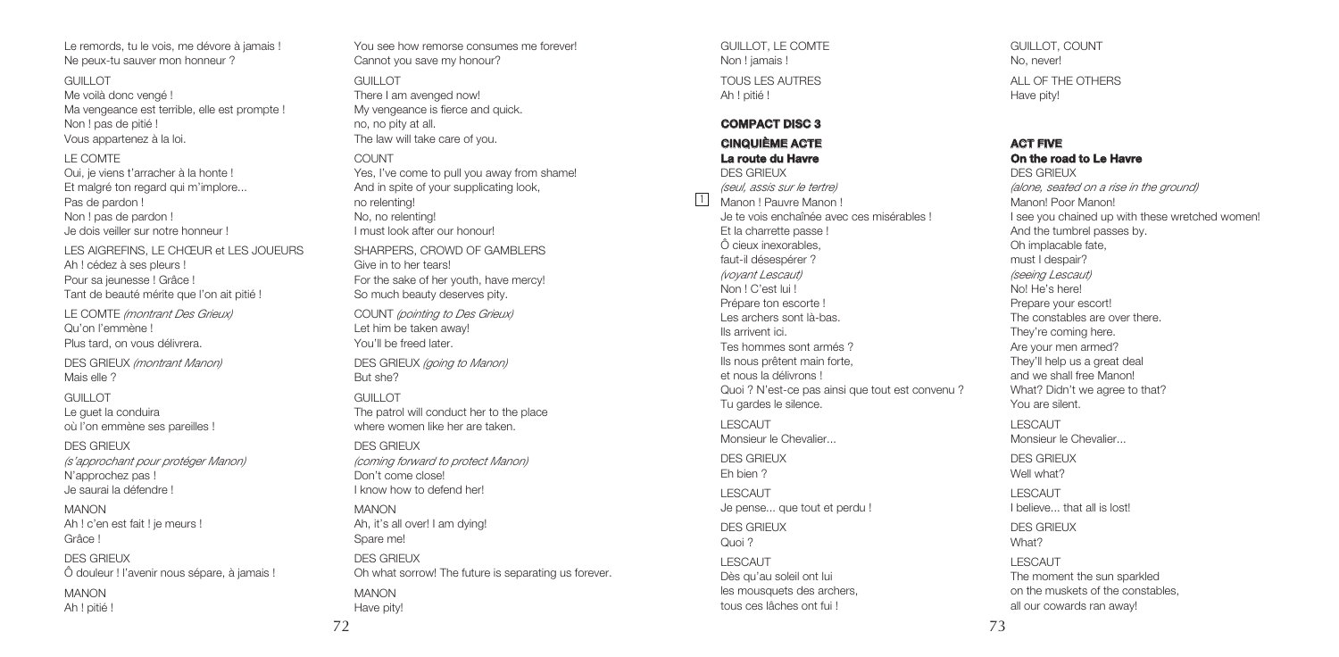Le remords, tu le vois, me dévore à jamais !
Ne peux-tu sauver mon honneur ?

GUILLOT
Me voilà donc vengé !
Ma vengeance est terrible, elle est prompte !
Non ! pas de pitié !
Vous appartenez à la loi.

LE COMTE
Oui, je viens t'arracher à la honte !
Et malgré ton regard qui m'implore...
Pas de pardon !
Non ! pas de pardon !
Je dois veiller sur notre honneur !

LES AIGREFINS, LE CHŒUR et LES JOUEURS
Ah ! cédez à ses pleurs !
Pour sa jeunesse ! Grâce !
Tant de beauté mérite que l'on ait pitié !

LE COMTE *(montrant Des Grieux)*
Qu'on l'emmène !
Plus tard, on vous délivrera.

DES GRIEUX *(montrant Manon)*
Mais elle ?

GUILLOT
Le guet la conduira
où l'on emmène ses pareilles !

DES GRIEUX
*(s'approchant pour protéger Manon)*
N'approchez pas !
Je saurai la défendre !

MANON
Ah ! c'en est fait ! je meurs !
Grâce !

DES GRIEUX
Ô douleur ! l'avenir nous sépare, à jamais !

MANON
Ah ! pitié !

You see how remorse consumes me forever!
Cannot you save my honour?

GUILLOT
There I am avenged now!
My vengeance is fierce and quick.
no, no pity at all.
The law will take care of you.

COUNT
Yes, I've come to pull you away from shame!
And in spite of your supplicating look,
no relenting!
No, no relenting!
I must look after our honour!

SHARPERS, CROWD OF GAMBLERS
Give in to her tears!
For the sake of her youth, have mercy!
So much beauty deserves pity.

COUNT *(pointing to Des Grieux)*
Let him be taken away!
You'll be freed later.

DES GRIEUX *(going to Manon)*
But she?

GUILLOT
The patrol will conduct her to the place
where women like her are taken.

DES GRIEUX
*(coming forward to protect Manon)*
Don't come close!
I know how to defend her!

MANON
Ah, it's all over! I am dying!
Spare me!

DES GRIEUX
Oh what sorrow! The future is separating us forever.

MANON
Have pity!

GUILLOT, LE COMTE
Non ! jamais !

TOUS LES AUTRES
Ah ! pitié !

## COMPACT DISC 3

### CINQUIÈME ACTE
#### La route du Havre

DES GRIEUX
*(seul, assis sur le tertre)*
[1] Manon ! Pauvre Manon !
Je te vois enchaînée avec ces misérables !
Et la charrette passe !
Ô cieux inexorables,
faut-il désespérer ?
*(voyant Lescaut)*
Non ! C'est lui !
Prépare ton escorte !
Les archers sont là-bas.
Ils arrivent ici.
Tes hommes sont armés ?
Ils nous prêtent main forte,
et nous la délivrons !
Quoi ? N'est-ce pas ainsi que tout est convenu ?
Tu gardes le silence.

LESCAUT
Monsieur le Chevalier...

DES GRIEUX
Eh bien ?

LESCAUT
Je pense... que tout et perdu !

DES GRIEUX
Quoi ?

LESCAUT
Dès qu'au soleil ont lui
les mousquets des archers,
tous ces lâches ont fui !

GUILLOT, COUNT
No, never!

ALL OF THE OTHERS
Have pity!

### ACT FIVE
#### On the road to Le Havre

DES GRIEUX
*(alone, seated on a rise in the ground)*
Manon! Poor Manon!
I see you chained up with these wretched women!
And the tumbrel passes by.
Oh implacable fate,
must I despair?
*(seeing Lescaut)*
No! He's here!
Prepare your escort!
The constables are over there.
They're coming here.
Are your men armed?
They'll help us a great deal
and we shall free Manon!
What? Didn't we agree to that?
You are silent.

LESCAUT
Monsieur le Chevalier...

DES GRIEUX
Well what?

LESCAUT
I believe... that all is lost!

DES GRIEUX
What?

LESCAUT
The moment the sun sparkled
on the muskets of the constables,
all our cowards ran away!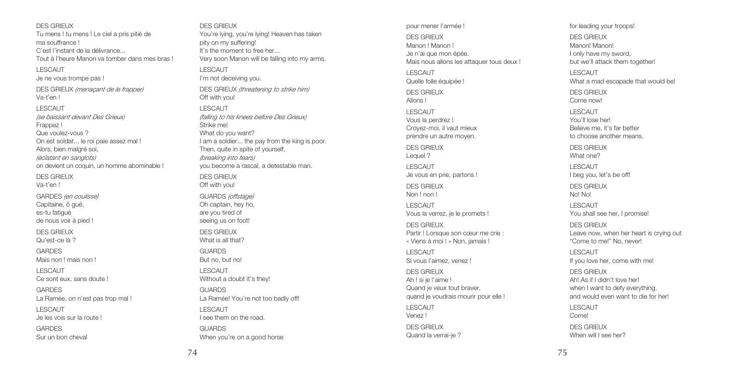DES GRIEUX
Tu mens ! tu mens ! Le ciel a pris pitié de
ma souffrance !
C'est l'instant de la délivrance...
Tout à l'heure Manon va tomber dans mes bras !

LESCAUT
Je ne vous trompe pas !

DES GRIEUX *(menaçant de le frapper)*
Va-t'en !

LESCAUT
*(se baissant devant Des Grieux)*
Frappez !
Que voulez-vous ?
On est soldat... le roi paie assez mal !
Alors, bien malgré soi,
*(éclatant en sanglots)*
on devient un coquin, un homme abominable !

DES GRIEUX
Va-t'en !

GARDES *(en coulisse)*
Capitaine, ô gué,
es-tu fatigué
de nous voir à pied !

DES GRIEUX
Qu'est-ce là ?

GARDES
Mais non ! mais non !

LESCAUT
Ce sont eux, sans doute !

GARDES
La Ramée, on n'est pas trop mal !

LESCAUT
Je les vois sur la route !

GARDES
Sur un bon cheval

DES GRIEUX
You're lying, you're lying! Heaven has taken
pity on my suffering!
It's the moment to free her...
Very soon Manon will be falling into my arms.

LESCAUT
I'm not deceiving you.

DES GRIEUX *(threatening to strike him)*
Off with you!

LESCAUT
*(falling to his knees before Des Grieux)*
Strike me!
What do you want?
I am a soldier... the pay from the king is poor.
Then, quite in spite of yourself,
*(breaking into tears)*
you become a rascal, a detestable man.

DES GRIEUX
Off with you!

GUARDS *(offstage)*
Oh captain, hey ho,
are you tired of
seeing us on foot!

DES GRIEUX
What is all that?

GUARDS
But no, but no!

LESCAUT
Without a doubt it's they!

GUARDS
La Ramée! You're not too badly off!

LESCAUT
I see them on the road.

GUARDS
When you're on a good horse

pour mener l'armée !

DES GRIEUX
Manon ! Manon !
Je n'ai que mon épée.
Mais nous allons les attaquer tous deux !

LESCAUT
Quelle folle équipée !

DES GRIEUX
Allons !

LESCAUT
Vous la perdrez !
Croyez-moi, il vaut mieux
prendre un autre moyen.

DES GRIEUX
Lequel ?

LESCAUT
Je vous en prie, partons !

DES GRIEUX
Non ! non !

LESCAUT
Vous la verrez, je le promets !

DES GRIEUX
Partir ! Lorsque son cœur me crie :
« Viens à moi ! » Non, jamais !

LESCAUT
Si vous l'aimez, venez !

DES GRIEUX
Ah ! si je l'aime !
Quand je veux tout braver,
quand je voudrais mourir pour elle !

LESCAUT
Venez !

DES GRIEUX
Quand la verrai-je ?

for leading your troops!

DES GRIEUX
Manon! Manon!
I only have my sword,
but we'll attack them together!

LESCAUT
What a mad escapade that would be!

DES GRIEUX
Come now!

LESCAUT
You'll lose her!
Believe me, it's far better
to choose another means.

DES GRIEUX
What one?

LESCAUT
I beg you, let's be off!

DES GRIEUX
No! No!

LESCAUT
You shall see her, I promise!

DES GRIEUX
Leave now, when her heart is crying out
"Come to me!" No, never!

LESCAUT
If you love her, come with me!

DES GRIEUX
Ah! As if I didn't love her!
when I want to defy everything,
and would even want to die for her!

LESCAUT
Come!

DES GRIEUX
When will I see her?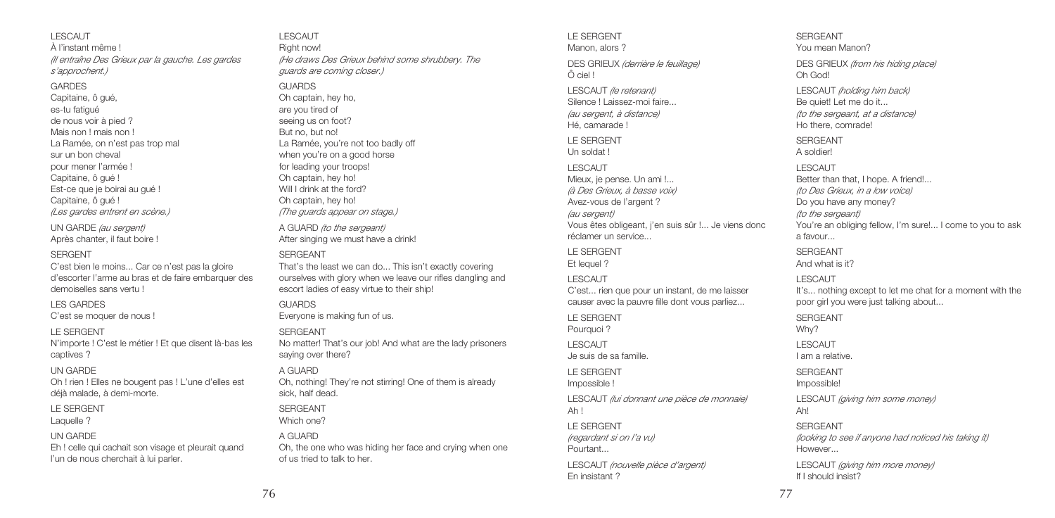LESCAUT
À l'instant même !
*(Il entraîne Des Grieux par la gauche. Les gardes s'approchent.)*

GARDES
Capitaine, ô gué,
es-tu fatigué
de nous voir à pied ?
Mais non ! mais non !
La Ramée, on n'est pas trop mal
sur un bon cheval
pour mener l'armée !
Capitaine, ô gué !
Est-ce que je boirai au gué !
Capitaine, ô gué !
*(Les gardes entrent en scène.)*

UN GARDE *(au sergent)*
Après chanter, il faut boire !

SERGENT
C'est bien le moins... Car ce n'est pas la gloire d'escorter l'arme au bras et de faire embarquer des demoiselles sans vertu !

LES GARDES
C'est se moquer de nous !

LE SERGENT
N'importe ! C'est le métier ! Et que disent là-bas les captives ?

UN GARDE
Oh ! rien ! Elles ne bougent pas ! L'une d'elles est déjà malade, à demi-morte.

LE SERGENT
Laquelle ?

UN GARDE
Eh ! celle qui cachait son visage et pleurait quand l'un de nous cherchait à lui parler.

LESCAUT
Right now!
*(He draws Des Grieux behind some shrubbery. The guards are coming closer.)*

GUARDS
Oh captain, hey ho,
are you tired of
seeing us on foot?
But no, but no!
La Ramée, you're not too badly off
when you're on a good horse
for leading your troops!
Oh captain, hey ho!
Will I drink at the ford?
Oh captain, hey ho!
*(The guards appear on stage.)*

A GUARD *(to the sergeant)*
After singing we must have a drink!

SERGEANT
That's the least we can do... This isn't exactly covering ourselves with glory when we leave our rifles dangling and escort ladies of easy virtue to their ship!

GUARDS
Everyone is making fun of us.

SERGEANT
No matter! That's our job! And what are the lady prisoners saying over there?

A GUARD
Oh, nothing! They're not stirring! One of them is already sick, half dead.

SERGEANT
Which one?

A GUARD
Oh, the one who was hiding her face and crying when one of us tried to talk to her.

LE SERGENT
Manon, alors ?

DES GRIEUX *(derrière le feuillage)*
Ô ciel !

LESCAUT *(le retenant)*
Silence ! Laissez-moi faire...
*(au sergent, à distance)*
Hé, camarade !

LE SERGENT
Un soldat !

LESCAUT
Mieux, je pense. Un ami !...
*(à Des Grieux, à basse voix)*
Avez-vous de l'argent ?
*(au sergent)*
Vous êtes obligeant, j'en suis sûr !... Je viens donc réclamer un service...

LE SERGENT
Et lequel ?

LESCAUT
C'est... rien que pour un instant, de me laisser causer avec la pauvre fille dont vous parliez...

LE SERGENT
Pourquoi ?

LESCAUT
Je suis de sa famille.

LE SERGENT
Impossible !

LESCAUT *(lui donnant une pièce de monnaie)*
Ah !

LE SERGENT
*(regardant si on l'a vu)*
Pourtant...

LESCAUT *(nouvelle pièce d'argent)*
En insistant ?

SERGEANT
You mean Manon?

DES GRIEUX *(from his hiding place)*
Oh God!

LESCAUT *(holding him back)*
Be quiet! Let me do it...
*(to the sergeant, at a distance)*
Ho there, comrade!

SERGEANT
A soldier!

LESCAUT
Better than that, I hope. A friend!...
*(to Des Grieux, in a low voice)*
Do you have any money?
*(to the sergeant)*
You're an obliging fellow, I'm sure!... I come to you to ask a favour...

SERGEANT
And what is it?

LESCAUT
It's... nothing except to let me chat for a moment with the poor girl you were just talking about...

SERGEANT
Why?

LESCAUT
I am a relative.

SERGEANT
Impossible!

LESCAUT *(giving him some money)*
Ah!

SERGEANT
*(looking to see if anyone had noticed his taking it)*
However...

LESCAUT *(giving him more money)*
If I should insist?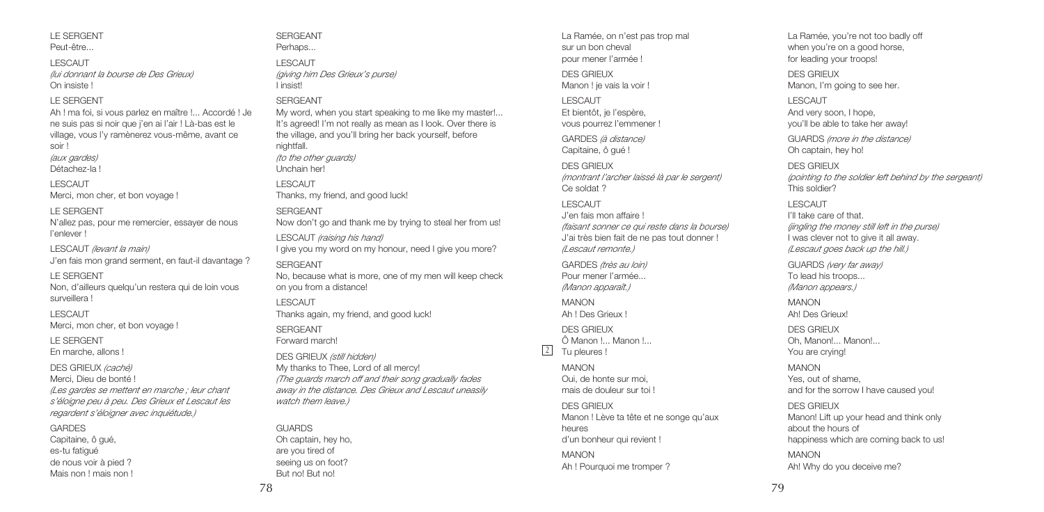LE SERGENT
Peut-être...

LESCAUT
*(lui donnant la bourse de Des Grieux)*
On insiste !

LE SERGENT
Ah ! ma foi, si vous parlez en maître !... Accordé ! Je ne suis pas si noir que j'en ai l'air ! Là-bas est le village, vous l'y ramènerez vous-même, avant ce soir !
*(aux gardes)*
Détachez-la !

LESCAUT
Merci, mon cher, et bon voyage !

LE SERGENT
N'allez pas, pour me remercier, essayer de nous l'enlever !

LESCAUT *(levant la main)*
J'en fais mon grand serment, en faut-il davantage ?

LE SERGENT
Non, d'ailleurs quelqu'un restera qui de loin vous surveillera !

LESCAUT
Merci, mon cher, et bon voyage !

LE SERGENT
En marche, allons !

DES GRIEUX *(caché)*
Merci, Dieu de bonté !
*(Les gardes se mettent en marche ; leur chant s'éloigne peu à peu. Des Grieux et Lescaut les regardent s'éloigner avec inquiétude.)*

GARDES
Capitaine, ô gué,
es-tu fatigué
de nous voir à pied ?
Mais non ! mais non !

SERGEANT
Perhaps...

LESCAUT
*(giving him Des Grieux's purse)*
I insist!

SERGEANT
My word, when you start speaking to me like my master!... It's agreed! I'm not really as mean as I look. Over there is the village, and you'll bring her back yourself, before nightfall.
*(to the other guards)*
Unchain her!

LESCAUT
Thanks, my friend, and good luck!

SERGEANT
Now don't go and thank me by trying to steal her from us!

LESCAUT *(raising his hand)*
I give you my word on my honour, need I give you more?

SERGEANT
No, because what is more, one of my men will keep check on you from a distance!

LESCAUT
Thanks again, my friend, and good luck!

SERGEANT
Forward march!

DES GRIEUX *(still hidden)*
My thanks to Thee, Lord of all mercy!
*(The guards march off and their song gradually fades away in the distance. Des Grieux and Lescaut uneasily watch them leave.)*

GUARDS
Oh captain, hey ho,
are you tired of
seeing us on foot?
But no! But no!

La Ramée, on n'est pas trop mal
sur un bon cheval
pour mener l'armée !

DES GRIEUX
Manon ! je vais la voir !

LESCAUT
Et bientôt, je l'espère,
vous pourrez l'emmener !

GARDES *(à distance)*
Capitaine, ô gué !

DES GRIEUX
*(montrant l'archer laissé là par le sergent)*
Ce soldat ?

LESCAUT
J'en fais mon affaire !
*(faisant sonner ce qui reste dans la bourse)*
J'ai très bien fait de ne pas tout donner !
*(Lescaut remonte.)*

GARDES *(très au loin)*
Pour mener l'armée...
*(Manon apparaît.)*

MANON
Ah ! Des Grieux !

DES GRIEUX
Ô Manon !... Manon !...
[2] Tu pleures !

MANON
Oui, de honte sur moi,
mais de douleur sur toi !

DES GRIEUX
Manon ! Lève ta tête et ne songe qu'aux heures
d'un bonheur qui revient !

MANON
Ah ! Pourquoi me tromper ?

La Ramée, you're not too badly off
when you're on a good horse,
for leading your troops!

DES GRIEUX
Manon, I'm going to see her.

LESCAUT
And very soon, I hope,
you'll be able to take her away!

GUARDS *(more in the distance)*
Oh captain, hey ho!

DES GRIEUX
*(pointing to the soldier left behind by the sergeant)*
This soldier?

LESCAUT
I'll take care of that.
*(jingling the money still left in the purse)*
I was clever not to give it all away.
*(Lescaut goes back up the hill.)*

GUARDS *(very far away)*
To lead his troops...
*(Manon appears.)*

MANON
Ah! Des Grieux!

DES GRIEUX
Oh, Manon!... Manon!...
You are crying!

MANON
Yes, out of shame,
and for the sorrow I have caused you!

DES GRIEUX
Manon! Lift up your head and think only
about the hours of
happiness which are coming back to us!

MANON
Ah! Why do you deceive me?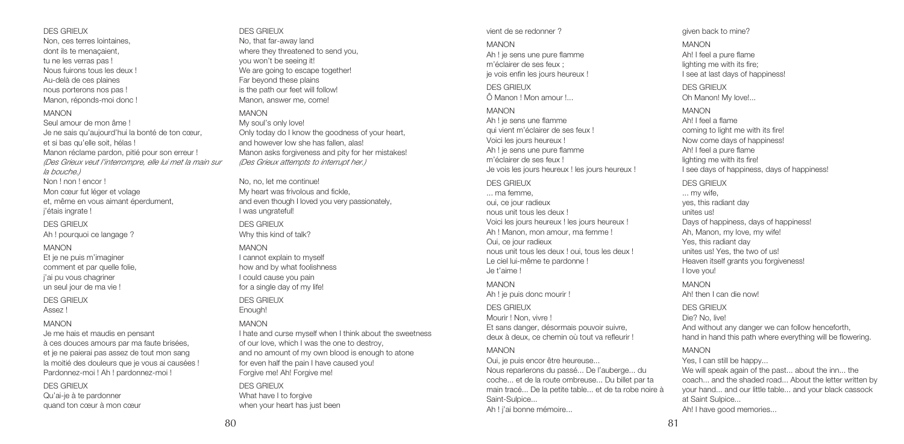DES GRIEUX
Non, ces terres lointaines,
dont ils te menaçaient,
tu ne les verras pas !
Nous fuirons tous les deux !
Au-delà de ces plaines
nous porterons nos pas !
Manon, réponds-moi donc !

MANON
Seul amour de mon âme !
Je ne sais qu'aujourd'hui la bonté de ton cœur,
et si bas qu'elle soit, hélas !
Manon réclame pardon, pitié pour son erreur !
*(Des Grieux veut l'interrompre, elle lui met la main sur la bouche.)*
Non ! non ! encor !
Mon cœur fut léger et volage
et, même en vous aimant éperdument,
j'étais ingrate !

DES GRIEUX
Ah ! pourquoi ce langage ?

MANON
Et je ne puis m'imaginer
comment et par quelle folie,
j'ai pu vous chagriner
un seul jour de ma vie !

DES GRIEUX
Assez !

MANON
Je me hais et maudis en pensant
à ces douces amours par ma faute brisées,
et je ne paierai pas assez de tout mon sang
la moitié des douleurs que je vous ai causées !
Pardonnez-moi ! Ah ! pardonnez-moi !

DES GRIEUX
Qu'ai-je à te pardonner
quand ton cœur à mon cœur

DES GRIEUX
No, that far-away land
where they threatened to send you,
you won't be seeing it!
We are going to escape together!
Far beyond these plains
is the path our feet will follow!
Manon, answer me, come!

MANON
My soul's only love!
Only today do I know the goodness of your heart,
and however low she has fallen, alas!
Manon asks forgiveness and pity for her mistakes!
*(Des Grieux attempts to interrupt her.)*

No, no, let me continue!
My heart was frivolous and fickle,
and even though I loved you very passionately,
I was ungrateful!

DES GRIEUX
Why this kind of talk?

MANON
I cannot explain to myself
how and by what foolishness
I could cause you pain
for a single day of my life!

DES GRIEUX
Enough!

MANON
I hate and curse myself when I think about the sweetness
of our love, which I was the one to destroy,
and no amount of my own blood is enough to atone
for even half the pain I have caused you!
Forgive me! Ah! Forgive me!

DES GRIEUX
What have I to forgive
when your heart has just been

vient de se redonner ?

MANON
Ah ! je sens une pure flamme
m'éclairer de ses feux ;
je vois enfin les jours heureux !

DES GRIEUX
Ô Manon ! Mon amour !...

MANON
Ah ! je sens une flamme
qui vient m'éclairer de ses feux !
Voici les jours heureux !
Ah ! je sens une pure flamme
m'éclairer de ses feux !
Je vois les jours heureux ! les jours heureux !

DES GRIEUX
... ma femme,
oui, ce jour radieux
nous unit tous les deux !
Voici les jours heureux ! les jours heureux !
Ah ! Manon, mon amour, ma femme !
Oui, ce jour radieux
nous unit tous les deux ! oui, tous les deux !
Le ciel lui-même te pardonne !
Je t'aime !

MANON
Ah ! je puis donc mourir !

DES GRIEUX
Mourir ! Non, vivre !
Et sans danger, désormais pouvoir suivre,
deux à deux, ce chemin où tout va refleurir !

MANON
Oui, je puis encor être heureuse...
Nous reparlerons du passé... De l'auberge... du coche... et de la route ombreuse... Du billet par ta main tracé... De la petite table... et de ta robe noire à Saint-Sulpice...
Ah ! j'ai bonne mémoire...

given back to mine?

MANON
Ah! I feel a pure flame
lighting me with its fire;
I see at last days of happiness!

DES GRIEUX
Oh Manon! My love!...

MANON
Ah! I feel a flame
coming to light me with its fire!
Now come days of happiness!
Ah! I feel a pure flame
lighting me with its fire!
I see days of happiness, days of happiness!

DES GRIEUX
... my wife,
yes, this radiant day
unites us!
Days of happiness, days of happiness!
Ah, Manon, my love, my wife!
Yes, this radiant day
unites us! Yes, the two of us!
Heaven itself grants you forgiveness!
I love you!

MANON
Ah! then I can die now!

DES GRIEUX
Die? No, live!
And without any danger we can follow henceforth,
hand in hand this path where everything will be flowering.

MANON
Yes, I can still be happy...
We will speak again of the past... about the inn... the coach... and the shaded road... About the letter written by your hand... and our little table... and your black cassock at Saint Sulpice...
Ah! I have good memories...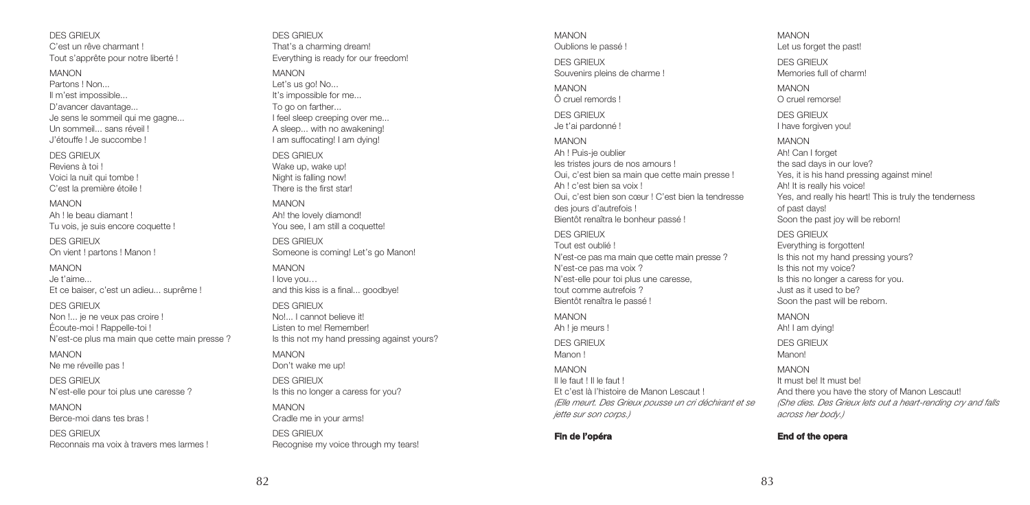DES GRIEUX
C'est un rêve charmant !
Tout s'apprête pour notre liberté !

MANON
Partons ! Non...
Il m'est impossible...
D'avancer davantage...
Je sens le sommeil qui me gagne...
Un sommeil... sans réveil !
J'étouffe ! Je succombe !

DES GRIEUX
Reviens à toi !
Voici la nuit qui tombe !
C'est la première étoile !

MANON
Ah ! le beau diamant !
Tu vois, je suis encore coquette !

DES GRIEUX
On vient ! partons ! Manon !

MANON
Je t'aime...
Et ce baiser, c'est un adieu... suprême !

DES GRIEUX
Non !... je ne veux pas croire !
Écoute-moi ! Rappelle-toi !
N'est-ce plus ma main que cette main presse ?

MANON
Ne me réveille pas !

DES GRIEUX
N'est-elle pour toi plus une caresse ?

MANON
Berce-moi dans tes bras !

DES GRIEUX
Reconnais ma voix à travers mes larmes !

DES GRIEUX
That's a charming dream!
Everything is ready for our freedom!

MANON
Let's us go! No...
It's impossible for me...
To go on farther...
I feel sleep creeping over me...
A sleep... with no awakening!
I am suffocating! I am dying!

DES GRIEUX
Wake up, wake up!
Night is falling now!
There is the first star!

MANON
Ah! the lovely diamond!
You see, I am still a coquette!

DES GRIEUX
Someone is coming! Let's go Manon!

MANON
I love you…
and this kiss is a final... goodbye!

DES GRIEUX
No!... I cannot believe it!
Listen to me! Remember!
Is this not my hand pressing against yours?

MANON
Don't wake me up!

DES GRIEUX
Is this no longer a caress for you?

MANON
Cradle me in your arms!

DES GRIEUX
Recognise my voice through my tears!

MANON
Oublions le passé !

DES GRIEUX
Souvenirs pleins de charme !

MANON
Ô cruel remords !

DES GRIEUX
Je t'ai pardonné !

MANON
Ah ! Puis-je oublier
les tristes jours de nos amours !
Oui, c'est bien sa main que cette main presse !
Ah ! c'est bien sa voix !
Oui, c'est bien son cœur ! C'est bien la tendresse
des jours d'autrefois !
Bientôt renaîtra le bonheur passé !

DES GRIEUX
Tout est oublié !
N'est-ce pas ma main que cette main presse ?
N'est-ce pas ma voix ?
N'est-elle pour toi plus une caresse,
tout comme autrefois ?
Bientôt renaîtra le passé !

MANON
Ah ! je meurs !

DES GRIEUX
Manon !

MANON
Il le faut ! Il le faut !
Et c'est là l'histoire de Manon Lescaut !
*(Elle meurt. Des Grieux pousse un cri déchirant et se jette sur son corps.)*

**Fin de l'opéra**

MANON
Let us forget the past!

DES GRIEUX
Memories full of charm!

MANON
O cruel remorse!

DES GRIEUX
I have forgiven you!

MANON
Ah! Can I forget
the sad days in our love?
Yes, it is his hand pressing against mine!
Ah! It is really his voice!
Yes, and really his heart! This is truly the tenderness
of past days!
Soon the past joy will be reborn!

DES GRIEUX
Everything is forgotten!
Is this not my hand pressing yours?
Is this not my voice?
Is this no longer a caress for you.
Just as it used to be?
Soon the past will be reborn.

MANON
Ah! I am dying!

DES GRIEUX
Manon!

MANON
It must be! It must be!
And there you have the story of Manon Lescaut!
*(She dies. Des Grieux lets out a heart-rending cry and falls across her body.)*

**End of the opera**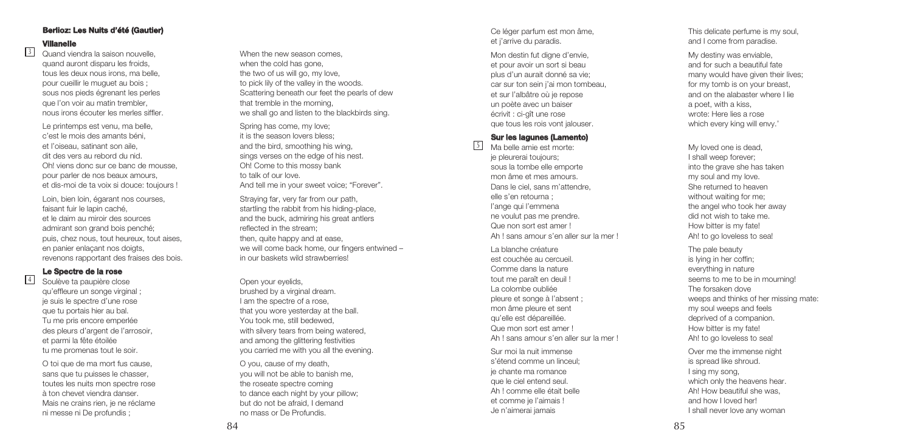## Berlioz: Les Nuits d'été (Gautier)

### Villanelle

3

Quand viendra la saison nouvelle,
quand auront disparu les froids,
tous les deux nous irons, ma belle,
pour cueillir le muguet au bois ;
sous nos pieds égrenant les perles
que l'on voir au matin trembler,
nous irons écouter les merles siffler.

When the new season comes,
when the cold has gone,
the two of us will go, my love,
to pick lily of the valley in the woods.
Scattering beneath our feet the pearls of dew
that tremble in the morning,
we shall go and listen to the blackbirds sing.

Le printemps est venu, ma belle,
c'est le mois des amants béni,
et l'oiseau, satinant son aile,
dit des vers au rebord du nid.
Oh! viens donc sur ce banc de mousse,
pour parler de nos beaux amours,
et dis-moi de ta voix si douce: toujours !

Spring has come, my love;
it is the season lovers bless;
and the bird, smoothing his wing,
sings verses on the edge of his nest.
Oh! Come to this mossy bank
to talk of our love.
And tell me in your sweet voice; "Forever".

Loin, bien loin, égarant nos courses,
faisant fuir le lapin caché,
et le daim au miroir des sources
admirant son grand bois penché;
puis, chez nous, tout heureux, tout aises,
en panier enlaçant nos doigts,
revenons rapportant des fraises des bois.

Straying far, very far from our path,
startling the rabbit from his hiding-place,
and the buck, admiring his great antlers
reflected in the stream;
then, quite happy and at ease,
we will come back home, our fingers entwined –
in our baskets wild strawberries!

### Le Spectre de la rose

4

Soulève ta paupière close
qu'effleure un songe virginal ;
je suis le spectre d'une rose
que tu portais hier au bal.
Tu me pris encore emperlée
des pleurs d'argent de l'arrosoir,
et parmi la fête étoilée
tu me promenas tout le soir.

Open your eyelids,
brushed by a virginal dream.
I am the spectre of a rose,
that you wore yesterday at the ball.
You took me, still bedewed,
with silvery tears from being watered,
and among the glittering festivities
you carried me with you all the evening.

O toi que de ma mort fus cause,
sans que tu puisses le chasser,
toutes les nuits mon spectre rose
à ton chevet viendra danser.
Mais ne crains rien, je ne réclame
ni messe ni De profundis ;

O you, cause of my death,
you will not be able to banish me,
the roseate spectre coming
to dance each night by your pillow;
but do not be afraid, I demand
no mass or De Profundis.

Ce léger parfum est mon âme,
et j'arrive du paradis.

This delicate perfume is my soul,
and I come from paradise.

Mon destin fut digne d'envie,
et pour avoir un sort si beau
plus d'un aurait donné sa vie;
car sur ton sein j'ai mon tombeau,
et sur l'albâtre où je repose
un poète avec un baiser
écrivit : ci-gît une rose
que tous les rois vont jalouser.

My destiny was enviable,
and for such a beautiful fate
many would have given their lives;
for my tomb is on your breast,
and on the alabaster where I lie
a poet, with a kiss,
wrote: Here lies a rose
which every king will envy.'

### Sur les lagunes (Lamento)

5

Ma belle amie est morte:
je pleurerai toujours;
sous la tombe elle emporte
mon âme et mes amours.
Dans le ciel, sans m'attendre,
elle s'en retourna ;
l'ange qui l'emmena
ne voulut pas me prendre.
Que non sort est amer !
Ah ! sans amour s'en aller sur la mer !

My loved one is dead,
I shall weep forever;
into the grave she has taken
my soul and my love.
She returned to heaven
without waiting for me;
the angel who took her away
did not wish to take me.
How bitter is my fate!
Ah! to go loveless to sea!

La blanche créature
est couchée au cercueil.
Comme dans la nature
tout me paraît en deuil !
La colombe oubliée
pleure et songe à l'absent ;
mon âme pleure et sent
qu'elle est dépareillée.
Que mon sort est amer !
Ah ! sans amour s'en aller sur la mer !

The pale beauty
is lying in her coffin;
everything in nature
seems to me to be in mourning!
The forsaken dove
weeps and thinks of her missing mate:
my soul weeps and feels
deprived of a companion.
How bitter is my fate!
Ah! to go loveless to sea!

Sur moi la nuit immense
s'étend comme un linceul;
je chante ma romance
que le ciel entend seul.
Ah ! comme elle était belle
et comme je l'aimais !
Je n'aimerai jamais

Over me the immense night
is spread like shroud.
I sing my song,
which only the heavens hear.
Ah! How beautiful she was,
and how I loved her!
I shall never love any woman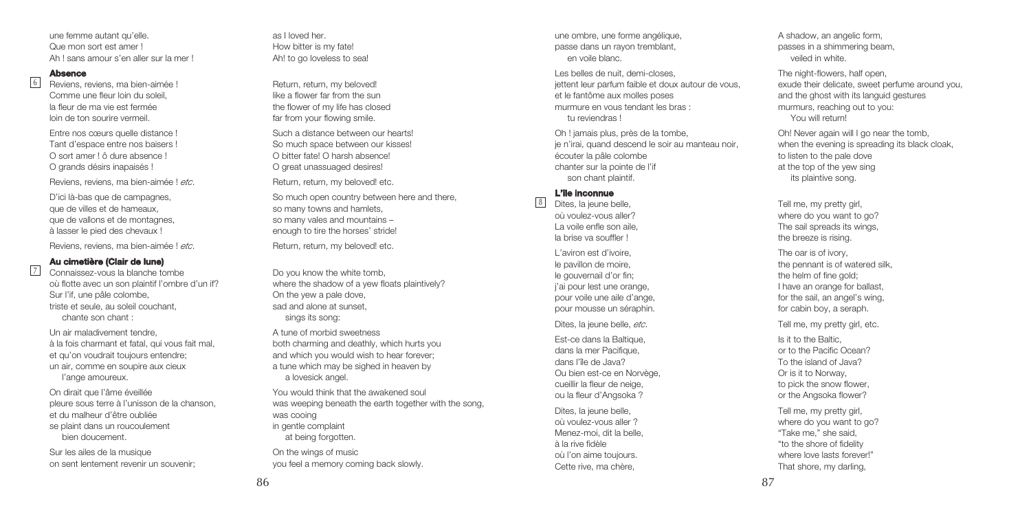une femme autant qu'elle.
Que mon sort est amer !
Ah ! sans amour s'en aller sur la mer !

as I loved her.
How bitter is my fate!
Ah! to go loveless to sea!

### 6 Absence

Reviens, reviens, ma bien-aimée !
Comme une fleur loin du soleil,
la fleur de ma vie est fermée
loin de ton sourire vermeil.

Entre nos cœurs quelle distance !
Tant d'espace entre nos baisers !
O sort amer ! ô dure absence !
O grands désirs inapaisés !

Reviens, reviens, ma bien-aimée ! *etc.*

D'ici là-bas que de campagnes,
que de villes et de hameaux,
que de vallons et de montagnes,
à lasser le pied des chevaux !

Reviens, reviens, ma bien-aimée ! *etc.*

Return, return, my beloved!
like a flower far from the sun
the flower of my life has closed
far from your flowing smile.

Such a distance between our hearts!
So much space between our kisses!
O bitter fate! O harsh absence!
O great unassuaged desires!

Return, return, my beloved! etc.

So much open country between here and there,
so many towns and hamlets,
so many vales and mountains –
enough to tire the horses' stride!

Return, return, my beloved! etc.

### 7 Au cimetière (Clair de lune)

Connaissez-vous la blanche tombe
où flotte avec un son plaintif l'ombre d'un if?
Sur l'if, une pâle colombe,
triste et seule, au soleil couchant,
chante son chant :

Un air maladivement tendre,
à la fois charmant et fatal, qui vous fait mal,
et qu'on voudrait toujours entendre;
un air, comme en soupire aux cieux
l'ange amoureux.

On dirait que l'âme éveillée
pleure sous terre à l'unisson de la chanson,
et du malheur d'être oubliée
se plaint dans un roucoulement
bien doucement.

Sur les ailes de la musique
on sent lentement revenir un souvenir;
une ombre, une forme angélique,
passe dans un rayon tremblant,
en voile blanc.

Les belles de nuit, demi-closes,
jettent leur parfum faible et doux autour de vous,
et le fantôme aux molles poses
murmure en vous tendant les bras :
tu reviendras !

Oh ! jamais plus, près de la tombe,
je n'irai, quand descend le soir au manteau noir,
écouter la pâle colombe
chanter sur la pointe de l'if
son chant plaintif.

Do you know the white tomb,
where the shadow of a yew floats plaintively?
On the yew a pale dove,
sad and alone at sunset,
sings its song:

A tune of morbid sweetness
both charming and deathly, which hurts you
and which you would wish to hear forever;
a tune which may be sighed in heaven by
a lovesick angel.

You would think that the awakened soul
was weeping beneath the earth together with the song,
was cooing
in gentle complaint
at being forgotten.

On the wings of music
you feel a memory coming back slowly.
A shadow, an angelic form,
passes in a shimmering beam,
veiled in white.

The night-flowers, half open,
exude their delicate, sweet perfume around you,
and the ghost with its languid gestures
murmurs, reaching out to you:
You will return!

Oh! Never again will I go near the tomb,
when the evening is spreading its black cloak,
to listen to the pale dove
at the top of the yew sing
its plaintive song.

### 8 L'île inconnue

Dites, la jeune belle,
où voulez-vous aller?
La voile enfle son aile,
la brise va souffler !

L'aviron est d'ivoire,
le pavillon de moire,
le gouvernail d'or fin;
j'ai pour lest une orange,
pour voile une aile d'ange,
pour mousse un séraphin.

Dites, la jeune belle, *etc.*

Est-ce dans la Baltique,
dans la mer Pacifique,
dans l'île de Java?
Ou bien est-ce en Norvège,
cueillir la fleur de neige,
ou la fleur d'Angsoka ?

Dites, la jeune belle,
où voulez-vous aller ?
Menez-moi, dit la belle,
à la rive fidèle
où l'on aime toujours.
Cette rive, ma chère,

Tell me, my pretty girl,
where do you want to go?
The sail spreads its wings,
the breeze is rising.

The oar is of ivory,
the pennant is of watered silk,
the helm of fine gold;
I have an orange for ballast,
for the sail, an angel's wing,
for cabin boy, a seraph.

Tell me, my pretty girl, etc.

Is it to the Baltic,
or to the Pacific Ocean?
To the island of Java?
Or is it to Norway,
to pick the snow flower,
or the Angsoka flower?

Tell me, my pretty girl,
where do you want to go?
"Take me," she said,
"to the shore of fidelity
where love lasts forever!"
That shore, my darling,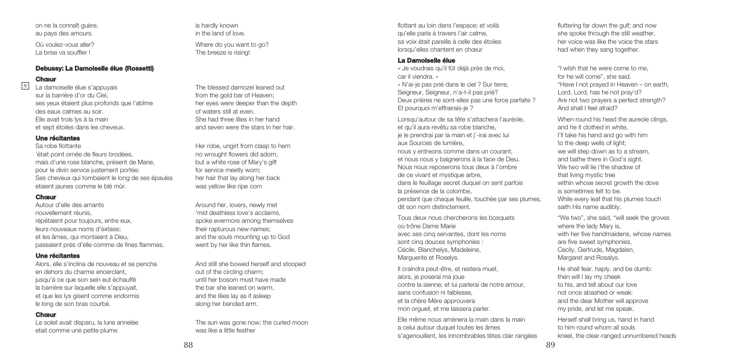on ne la connaît guère,
au pays des amours.

Où voulez-vous aller?
La brise va souffler !

is hardly known
in the land of love.

Where do you want to go?
The breeze is rising!

### Debussy: La Damoiselle élue (Rossetti)

#### Chœur

9 La damoiselle élue s'appuyais
sur la barrière d'or du Ciel,
ses yeux étaient plus profonds que l'abîme
des eaux calmes au soir.
Elle avait trois lys à la main
et sept étoiles dans les cheveux.

The blessed damozel leaned out
from the gold bar of Heaven;
her eyes were deeper than the depth
of waters still at even.
She had three lilies in her hand
and seven were the stars in her hair.

#### Une récitantes

Sa robe flottante
'était point ornée de fleurs brodées,
mais d'une rose blanche, présent de Marie,
pour le divin service justement portée;
Ses cheveux qui tombaient le long de ses épaules
etaient jaunes comme le blé mûr.

Her robe, ungirt from clasp to hem
no wrought flowers did adorn,
but a white rose of Mary's gift
for service meetly worn;
her hair that lay along her back
was yellow like ripe corn

#### Chœur

Autour d'elle des amants
nouvellement réunis,
répétaient pour toujours, entre eux,
leurs nouveaux noms d'extase;
et les âmes, qui montaient à Dieu,
passaient près d'elle comme de fines flammes.

Around her, lovers, newly met
'mid deathless love's acclaims,
spoke evermore among themselves
their rapturous new names;
and the souls mounting up to God
went by her like thin flames.

#### Une récitantes

Alors, elle s'inclina de nouveau et se pencha
en dehors du charme encerclant,
jusqu'à ce que son sein eut échauffé
la barrière sur laquelle elle s'appuyait,
et que les lys gisent comme endormis
le long de son bras courbé.

And still she bowed herself and stooped
out of the circling charm;
until her bosom must have made
the bar she leaned on warm,
and the lilies lay as if asleep
along her bended arm.

#### Chœur

Le soleil avait disparu, la lune annelée
etait comme une petite plume
flottant au loin dans l'espace; et voilà
qu'elle parla à travers l'air calme,
sa voix était pareille à celle des étoiles
lorsqu'elles chantent en chœur

The sun was gone now; the curled moon
was like a little feather
fluttering far down the gulf; and now
she spoke through the still weather,
her voice was like the voice the stars
had when they sang together.

#### La Damoiselle élue

« Je voudrais qu'il fût déjà près de moi,
car il viendra. »
« N'ai-je pas prié dans le ciel ? Sur terre,
Seigneur, Seigneur, n'a-t-il pas prié?
Deux prières ne sont-elles pas une force parfaite ?
Et pourquoi m'effrairais-je ?

"I wish that he were come to me,
for he will come", she said.
"Have I not prayed in Heaven – on earth,
Lord, Lord, has he not pray'd?
Are not two prayers a perfect strength?
And shall I feel afraid?

Lorsqu'autour de sa tête s'attachera l'auréole,
et qu'il aura revêtu sa robe blanche,
je le prendrai par la main et j'-irai avec lui
aux Sources de lumière,
nous y entreons comme dans un courant,
et nous nous y baignerons à la face de Dieu.
Nous nous reposerons tous deux à l'ombre
de ce vivant et mystique arbre,
dans le feuillage secret duquel on sent parfois
la présence de la colombe,
pendant que chaque feuille, touchée par ses plumes,
dit son nom distinctement.

When round his head the aureole clings,
and he it clothed in white,
I'll take his hand and go with him
to the deep wells of light;
we will step down as to a stream,
and bathe there in God's sight.
We two will lie i'the shadow of
that living mystic tree
within whose secret growth the dove
is sometimes felt to be.
While every leaf that his plumes touch
saith His name audibly.

Tous deux nous chercherons les bosquets
où trône Dame Marie
avec ses cinq servantes, dont les noms
sont cinq douces symphonies :
Cécile, Blanchelys, Madeleine,
Marguerite et Roselys.

"We two", she said, "will seek the groves
where the lady Mary is,
with her five handmaidens, whose names
are five sweet symphonies,
Cecily, Gertrude, Magdalen,
Margaret and Rosalys.

Il craindra peut-être, et restera muet,
alors, je poserai ma joue
contre la sienne; et lui parlerai de notre amour,
sans confusion ni faiblesse,
et la chère Mère approuvera
mon orgueil, et me laissera parler.

He shall fear. haply. and be dumb:
then will I lay my cheek
to his, and tell about our love
not once abashed or weak:
and the dear Mother will approve
my pride, and let me speak.

Elle même nous amènera la main dans la main
a celui autour duquel toutes les âmes
s'agenouillent, les innombrables têtes clair rangées

Herself shall bring us, hand in hand
to him round whom all souls
kneel, the clear-ranged unnumbered heads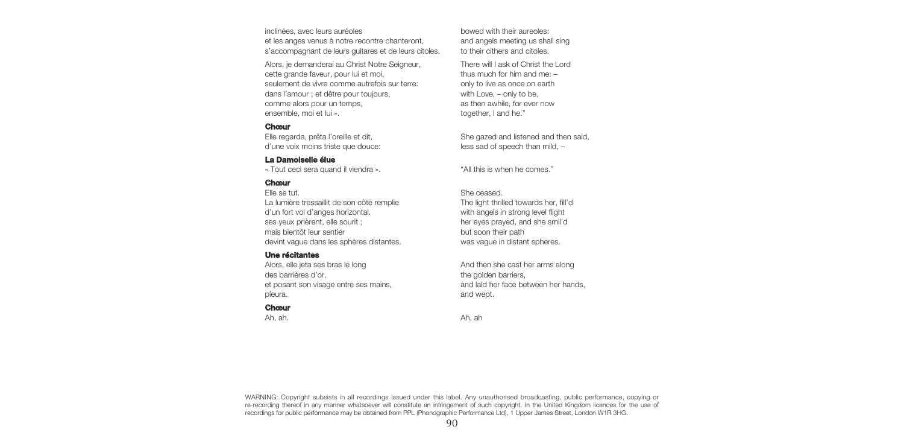inclinées, avec leurs auréoles
et les anges venus à notre recontre chanteront,
s'accompagnant de leurs guitares et de leurs citoles.

bowed with their aureoles:
and angels meeting us shall sing
to their cithers and citoles.

Alors, je demanderai au Christ Notre Seigneur,
cette grande faveur, pour lui et moi,
seulement de vivre comme autrefois sur terre:
dans l'amour ; et dêtre pour toujours,
comme alors pour un temps,
ensemble, moi et lui ».

There will I ask of Christ the Lord
thus much for him and me: –
only to live as once on earth
with Love, – only to be,
as then awhile, for ever now
together, I and he."

**Chœur**

Elle regarda, prêta l'oreille et dit,
d'une voix moins triste que douce:

She gazed and listened and then said,
less sad of speech than mild, –

**La Damoiselle élue**

« Tout ceci sera quand il viendra ».

"All this is when he comes."

**Chœur**

Elle se tut.
La lumière tressaillit de son côté remplie
d'un fort vol d'anges horizontal.
ses yeux prièrent, elle sourit ;
mais bientôt leur sentier
devint vague dans les sphères distantes.

She ceased.
The light thrilled towards her, fill'd
with angels in strong level flight
her eyes prayed, and she smil'd
but soon their path
was vague in distant spheres.

**Une récitantes**

Alors, elle jeta ses bras le long
des barrières d'or,
et posant son visage entre ses mains,
pleura.

And then she cast her arms along
the golden barriers,
and lald her face between her hands,
and wept.

**Chœur**

Ah, ah.

Ah, ah

WARNING: Copyright subsists in all recordings issued under this label. Any unauthorised broadcasting, public performance, copying or re-recording thereof in any manner whatsoever will constitute an infringement of such copyright. In the United Kingdom licences for the use of recordings for public performance may be obtained from PPL (Phonographic Performance Ltd), 1 Upper James Street, London W1R 3HG.